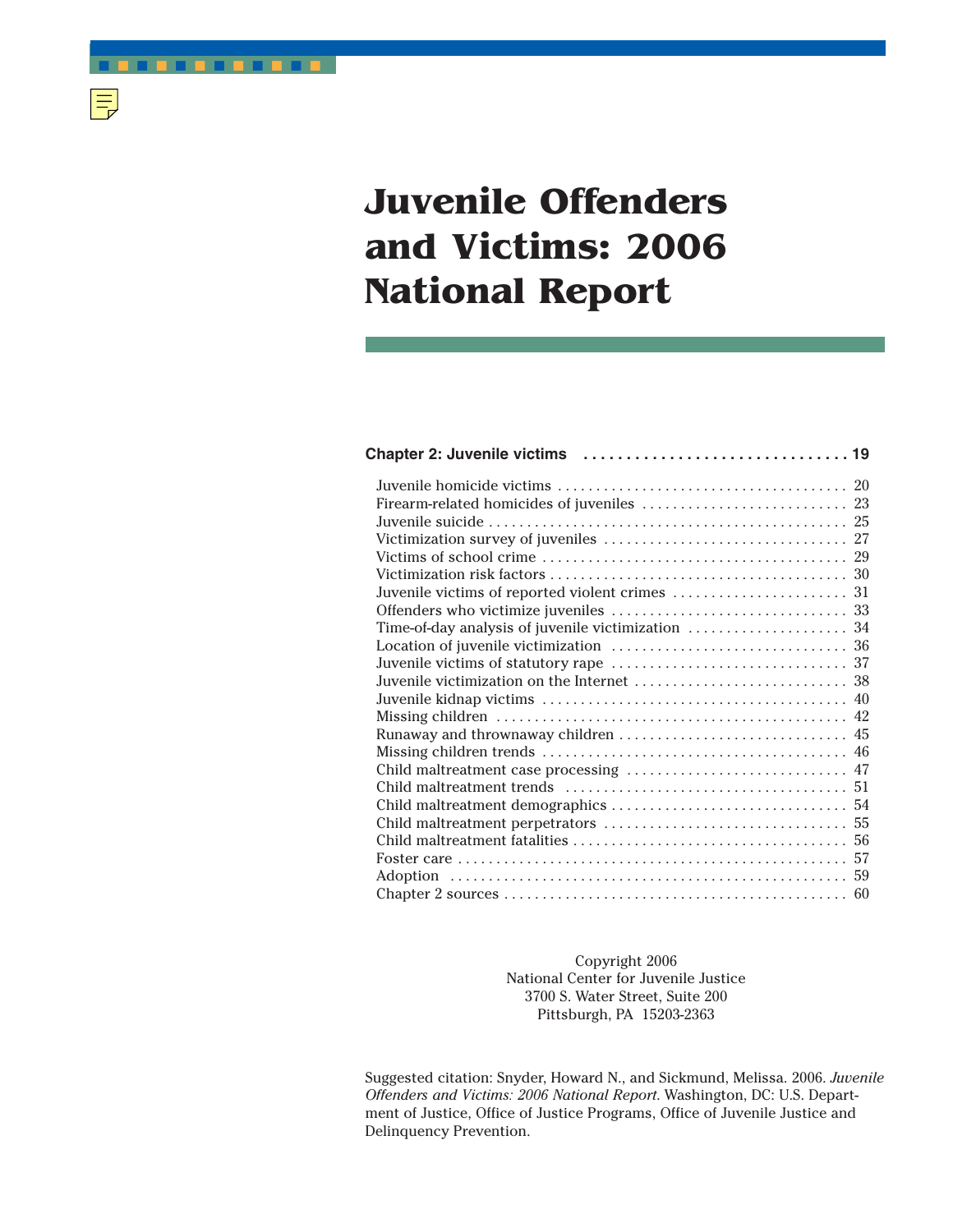# Juvenile Offenders and Victims: 2006 National Report

**Chapter 2: Juvenile victims . . . . . . . . . . . . . . . . . . . . . . . . . . . . . . . 19**

- Juvenile homicide victims . . . . . . . . . . . . . . . . . . . . . . . . . . . . . . . . . . . . . . 20
- Firearm-related homicides of juveniles . . . . . . . . . . . . . . . . . . . . . . . . . . . 23
- Juvenile suicide . . . . . . . . . . . . . . . . . . . . . . . . . . . . . . . . . . . . . . . . . . . . . . . 25
- Victimization survey of juveniles . . . . . . . . . . . . . . . . . . . . . . . . . . . . . . . . 27
- Victims of school crime . . . . . . . . . . . . . . . . . . . . . . . . . . . . . . . . . . . . . . . . 29
- Victimization risk factors . . . . . . . . . . . . . . . . . . . . . . . . . . . . . . . . . . . . . . . 30
- Juvenile victims of reported violent crimes . . . . . . . . . . . . . . . . . . . . . . . 31
- Offenders who victimize juveniles . . . . . . . . . . . . . . . . . . . . . . . . . . . . . . . 33
- Time-of-day analysis of juvenile victimization . . . . . . . . . . . . . . . . . . . . 34
- Location of juvenile victimization . . . . . . . . . . . . . . . . . . . . . . . . . . . . . . . 36
- Juvenile victims of statutory rape . . . . . . . . . . . . . . . . . . . . . . . . . . . . . . . 37
- Juvenile victimization on the Internet . . . . . . . . . . . . . . . . . . . . . . . . . . . . 38
- Juvenile kidnap victims . . . . . . . . . . . . . . . . . . . . . . . . . . . . . . . . . . . . . . . . 40
- Missing children . . . . . . . . . . . . . . . . . . . . . . . . . . . . . . . . . . . . . . . . . . . . . . 42
- Runaway and thrownaway children . . . . . . . . . . . . . . . . . . . . . . . . . . . . . . 45
- Missing children trends . . . . . . . . . . . . . . . . . . . . . . . . . . . . . . . . . . . . . . . . 46
- Child maltreatment case processing . . . . . . . . . . . . . . . . . . . . . . . . . . . . . 47
- Child maltreatment trends . . . . . . . . . . . . . . . . . . . . . . . . . . . . . . . . . . . . . 51
- Child maltreatment demographics . . . . . . . . . . . . . . . . . . . . . . . . . . . . . . . 54
- Child maltreatment perpetrators . . . . . . . . . . . . . . . . . . . . . . . . . . . . . . . . 55
- Child maltreatment fatalities . . . . . . . . . . . . . . . . . . . . . . . . . . . . . . . . . . . . 56
- Foster care . . . . . . . . . . . . . . . . . . . . . . . . . . . . . . . . . . . . . . . . . . . . . . . . . . . 57
- Adoption . . . . . . . . . . . . . . . . . . . . . . . . . . . . . . . . . . . . . . . . . . . . . . . . . . . . 59
- Chapter 2 sources . . . . . . . . . . . . . . . . . . . . . . . . . . . . . . . . . . . . . . . . . . . . . 60

Copyright 2006
National Center for Juvenile Justice
3700 S. Water Street, Suite 200
Pittsburgh, PA 15203-2363

Suggested citation: Snyder, Howard N., and Sickmund, Melissa. 2006. *Juvenile Offenders and Victims: 2006 National Report*. Washington, DC: U.S. Department of Justice, Office of Justice Programs, Office of Juvenile Justice and Delinquency Prevention.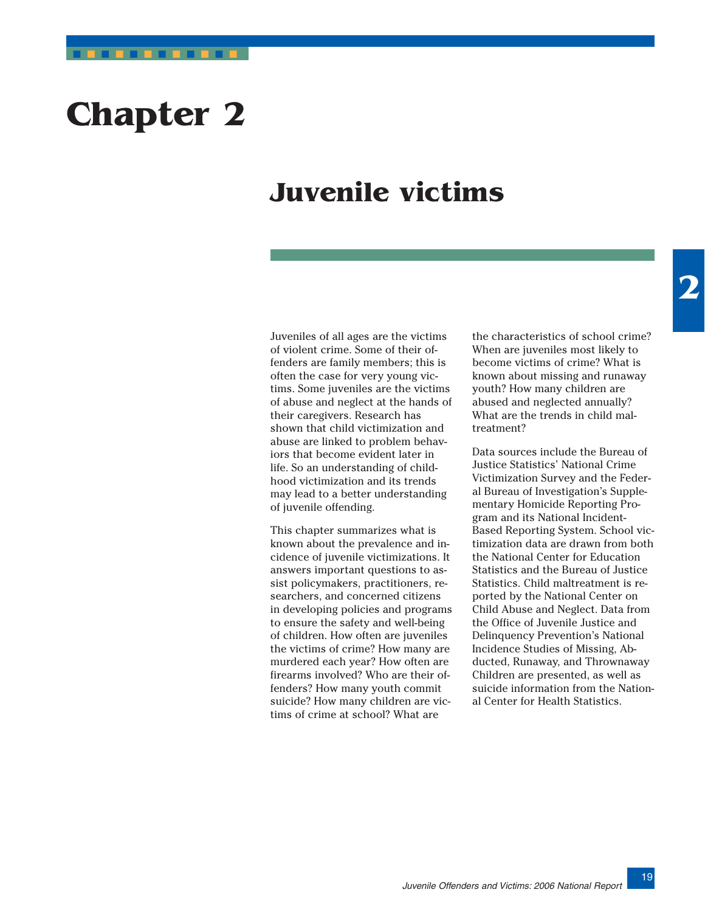# Chapter 2

## Juvenile victims

Juveniles of all ages are the victims of violent crime. Some of their offenders are family members; this is often the case for very young victims. Some juveniles are the victims of abuse and neglect at the hands of their caregivers. Research has shown that child victimization and abuse are linked to problem behaviors that become evident later in life. So an understanding of childhood victimization and its trends may lead to a better understanding of juvenile offending.

This chapter summarizes what is known about the prevalence and incidence of juvenile victimizations. It answers important questions to assist policymakers, practitioners, researchers, and concerned citizens in developing policies and programs to ensure the safety and well-being of children. How often are juveniles the victims of crime? How many are murdered each year? How often are firearms involved? Who are their offenders? How many youth commit suicide? How many children are victims of crime at school? What are the characteristics of school crime? When are juveniles most likely to become victims of crime? What is known about missing and runaway youth? How many children are abused and neglected annually? What are the trends in child maltreatment?

Data sources include the Bureau of Justice Statistics' National Crime Victimization Survey and the Federal Bureau of Investigation's Supplementary Homicide Reporting Program and its National Incident-Based Reporting System. School victimization data are drawn from both the National Center for Education Statistics and the Bureau of Justice Statistics. Child maltreatment is reported by the National Center on Child Abuse and Neglect. Data from the Office of Juvenile Justice and Delinquency Prevention's National Incidence Studies of Missing, Abducted, Runaway, and Thrownaway Children are presented, as well as suicide information from the National Center for Health Statistics.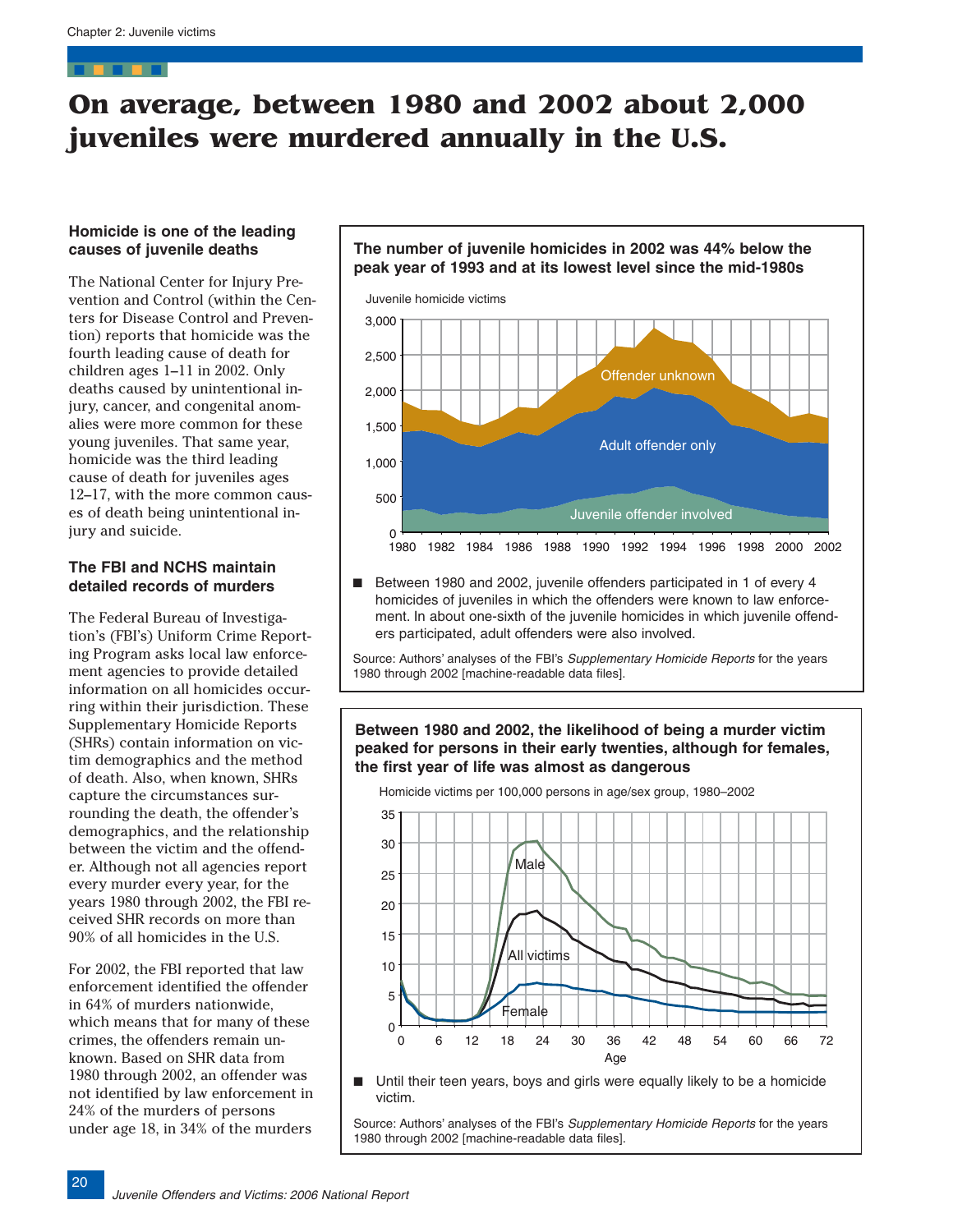# On average, between 1980 and 2002 about 2,000 juveniles were murdered annually in the U.S.

### Homicide is one of the leading causes of juvenile deaths

The National Center for Injury Prevention and Control (within the Centers for Disease Control and Prevention) reports that homicide was the fourth leading cause of death for children ages 1–11 in 2002. Only deaths caused by unintentional injury, cancer, and congenital anomalies were more common for these young juveniles. That same year, homicide was the third leading cause of death for juveniles ages 12–17, with the more common causes of death being unintentional injury and suicide.

### The FBI and NCHS maintain detailed records of murders

The Federal Bureau of Investigation's (FBI's) Uniform Crime Reporting Program asks local law enforcement agencies to provide detailed information on all homicides occurring within their jurisdiction. These Supplementary Homicide Reports (SHRs) contain information on victim demographics and the method of death. Also, when known, SHRs capture the circumstances surrounding the death, the offender's demographics, and the relationship between the victim and the offender. Although not all agencies report every murder every year, for the years 1980 through 2002, the FBI received SHR records on more than 90% of all homicides in the U.S.

For 2002, the FBI reported that law enforcement identified the offender in 64% of murders nationwide, which means that for many of these crimes, the offenders remain unknown. Based on SHR data from 1980 through 2002, an offender was not identified by law enforcement in 24% of the murders of persons under age 18, in 34% of the murders

**The number of juvenile homicides in 2002 was 44% below the peak year of 1993 and at its lowest level since the mid-1980s**

- Between 1980 and 2002, juvenile offenders participated in 1 of every 4 homicides of juveniles in which the offenders were known to law enforcement. In about one-sixth of the juvenile homicides in which juvenile offenders participated, adult offenders were also involved.

Source: Authors' analyses of the FBI's *Supplementary Homicide Reports* for the years 1980 through 2002 [machine-readable data files].

**Between 1980 and 2002, the likelihood of being a murder victim peaked for persons in their early twenties, although for females, the first year of life was almost as dangerous**

- Until their teen years, boys and girls were equally likely to be a homicide victim.

Source: Authors' analyses of the FBI's *Supplementary Homicide Reports* for the years 1980 through 2002 [machine-readable data files].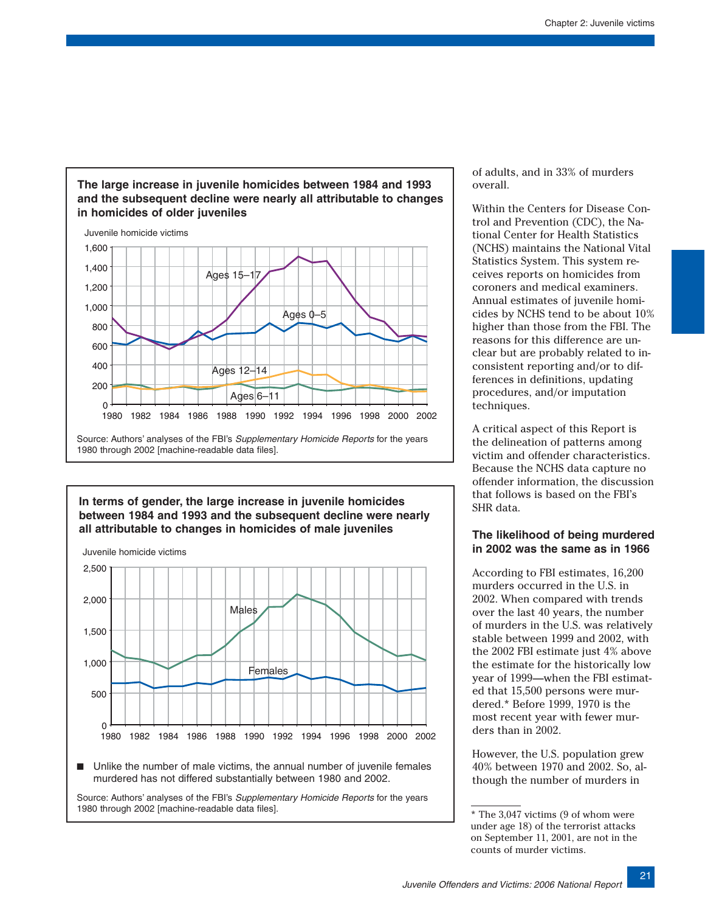**The large increase in juvenile homicides between 1984 and 1993 and the subsequent decline were nearly all attributable to changes in homicides of older juveniles**

Juvenile homicide victims

Source: Authors' analyses of the FBI's *Supplementary Homicide Reports* for the years 1980 through 2002 [machine-readable data files].

**In terms of gender, the large increase in juvenile homicides between 1984 and 1993 and the subsequent decline were nearly all attributable to changes in homicides of male juveniles**

Juvenile homicide victims

- Unlike the number of male victims, the annual number of juvenile females murdered has not differed substantially between 1980 and 2002.

Source: Authors' analyses of the FBI's *Supplementary Homicide Reports* for the years 1980 through 2002 [machine-readable data files].

of adults, and in 33% of murders overall.

Within the Centers for Disease Control and Prevention (CDC), the National Center for Health Statistics (NCHS) maintains the National Vital Statistics System. This system receives reports on homicides from coroners and medical examiners. Annual estimates of juvenile homicides by NCHS tend to be about 10% higher than those from the FBI. The reasons for this difference are unclear but are probably related to inconsistent reporting and/or to differences in definitions, updating procedures, and/or imputation techniques.

A critical aspect of this Report is the delineation of patterns among victim and offender characteristics. Because the NCHS data capture no offender information, the discussion that follows is based on the FBI's SHR data.

### The likelihood of being murdered in 2002 was the same as in 1966

According to FBI estimates, 16,200 murders occurred in the U.S. in 2002. When compared with trends over the last 40 years, the number of murders in the U.S. was relatively stable between 1999 and 2002, with the 2002 FBI estimate just 4% above the estimate for the historically low year of 1999—when the FBI estimated that 15,500 persons were murdered.* Before 1999, 1970 is the most recent year with fewer murders than in 2002.

However, the U.S. population grew 40% between 1970 and 2002. So, although the number of murders in

* The 3,047 victims (9 of whom were under age 18) of the terrorist attacks on September 11, 2001, are not in the counts of murder victims.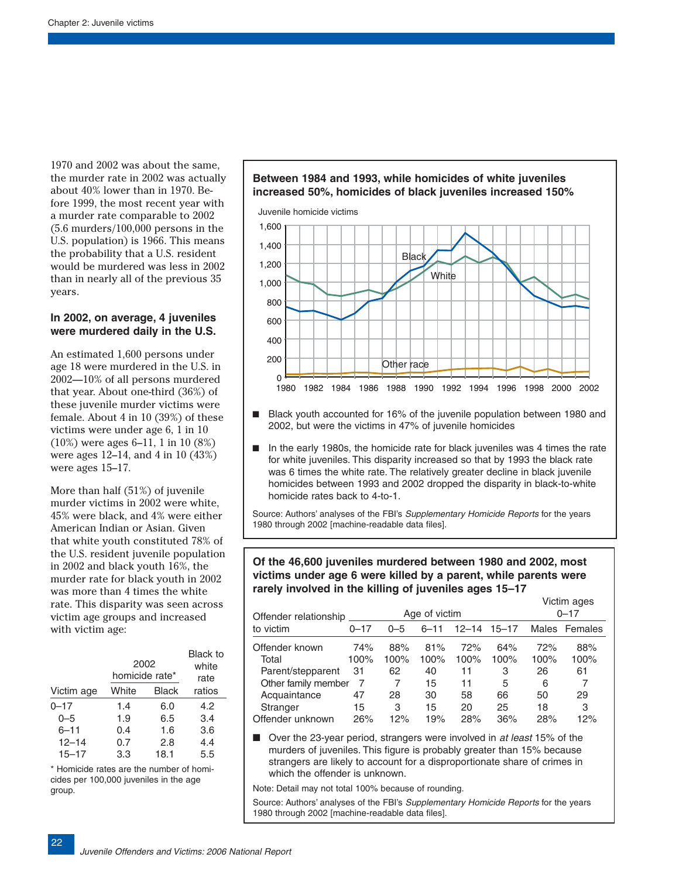1970 and 2002 was about the same, the murder rate in 2002 was actually about 40% lower than in 1970. Before 1999, the most recent year with a murder rate comparable to 2002 (5.6 murders/100,000 persons in the U.S. population) is 1966. This means the probability that a U.S. resident would be murdered was less in 2002 than in nearly all of the previous 35 years.

### In 2002, on average, 4 juveniles were murdered daily in the U.S.

An estimated 1,600 persons under age 18 were murdered in the U.S. in 2002—10% of all persons murdered that year. About one-third (36%) of these juvenile murder victims were female. About 4 in 10 (39%) of these victims were under age 6, 1 in 10 (10%) were ages 6–11, 1 in 10 (8%) were ages 12–14, and 4 in 10 (43%) were ages 15–17.

More than half (51%) of juvenile murder victims in 2002 were white, 45% were black, and 4% were either American Indian or Asian. Given that white youth constituted 78% of the U.S. resident juvenile population in 2002 and black youth 16%, the murder rate for black youth in 2002 was more than 4 times the white rate. This disparity was seen across victim age groups and increased with victim age:

| Victim age | 2002 homicide rate* | | Black to white rate ratios |
|---|---|---|---|
| | White | Black | |
| 0–17 | 1.4 | 6.0 | 4.2 |
| 0–5 | 1.9 | 6.5 | 3.4 |
| 6–11 | 0.4 | 1.6 | 3.6 |
| 12–14 | 0.7 | 2.8 | 4.4 |
| 15–17 | 3.3 | 18.1 | 5.5 |

\* Homicide rates are the number of homicides per 100,000 juveniles in the age group.

### Between 1984 and 1993, while homicides of white juveniles increased 50%, homicides of black juveniles increased 150%

- Black youth accounted for 16% of the juvenile population between 1980 and 2002, but were the victims in 47% of juvenile homicides
- In the early 1980s, the homicide rate for black juveniles was 4 times the rate for white juveniles. This disparity increased so that by 1993 the black rate was 6 times the white rate. The relatively greater decline in black juvenile homicides between 1993 and 2002 dropped the disparity in black-to-white homicide rates back to 4-to-1.

Source: Authors' analyses of the FBI's *Supplementary Homicide Reports* for the years 1980 through 2002 [machine-readable data files].

### Of the 46,600 juveniles murdered between 1980 and 2002, most victims under age 6 were killed by a parent, while parents were rarely involved in the killing of juveniles ages 15–17

| Offender relationship to victim | Age of victim | | | | | Victim ages 0–17 | |
|---|---|---|---|---|---|---|---|
| | 0–17 | 0–5 | 6–11 | 12–14 | 15–17 | Males | Females |
| Offender known | 74% | 88% | 81% | 72% | 64% | 72% | 88% |
| Total | 100% | 100% | 100% | 100% | 100% | 100% | 100% |
| Parent/stepparent | 31 | 62 | 40 | 11 | 3 | 26 | 61 |
| Other family member | 7 | 7 | 15 | 11 | 5 | 6 | 7 |
| Acquaintance | 47 | 28 | 30 | 58 | 66 | 50 | 29 |
| Stranger | 15 | 3 | 15 | 20 | 25 | 18 | 3 |
| Offender unknown | 26% | 12% | 19% | 28% | 36% | 28% | 12% |

- Over the 23-year period, strangers were involved in *at least* 15% of the murders of juveniles. This figure is probably greater than 15% because strangers are likely to account for a disproportionate share of crimes in which the offender is unknown.

Note: Detail may not total 100% because of rounding.

Source: Authors' analyses of the FBI's *Supplementary Homicide Reports* for the years 1980 through 2002 [machine-readable data files].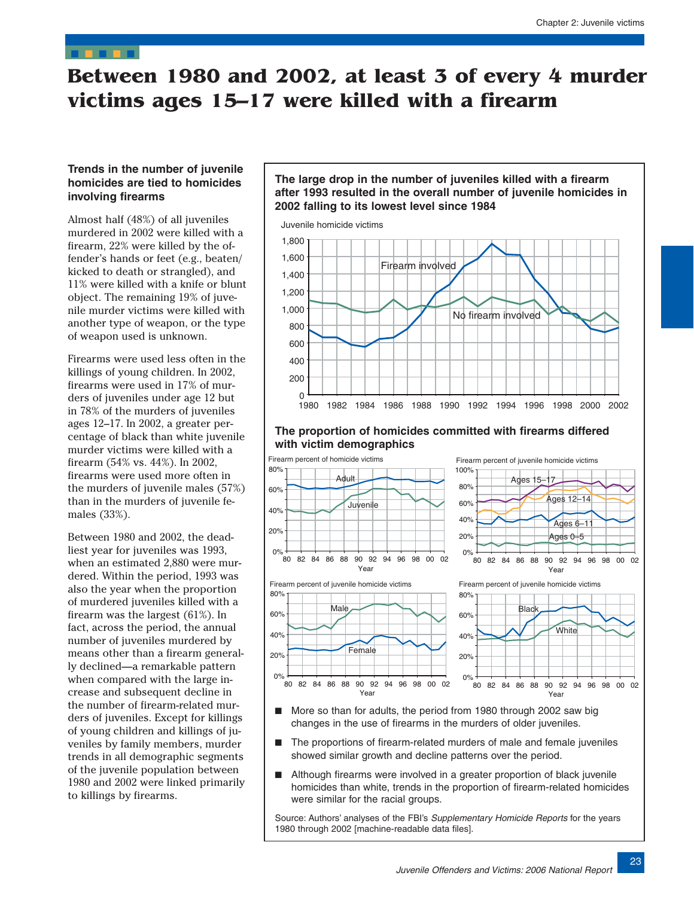# Between 1980 and 2002, at least 3 of every 4 murder victims ages 15–17 were killed with a firearm

### Trends in the number of juvenile homicides are tied to homicides involving firearms

Almost half (48%) of all juveniles murdered in 2002 were killed with a firearm, 22% were killed by the offender's hands or feet (e.g., beaten/kicked to death or strangled), and 11% were killed with a knife or blunt object. The remaining 19% of juvenile murder victims were killed with another type of weapon, or the type of weapon used is unknown.

Firearms were used less often in the killings of young children. In 2002, firearms were used in 17% of murders of juveniles under age 12 but in 78% of the murders of juveniles ages 12–17. In 2002, a greater percentage of black than white juvenile murder victims were killed with a firearm (54% vs. 44%). In 2002, firearms were used more often in the murders of juvenile males (57%) than in the murders of juvenile females (33%).

Between 1980 and 2002, the deadliest year for juveniles was 1993, when an estimated 2,880 were murdered. Within the period, 1993 was also the year when the proportion of murdered juveniles killed with a firearm was the largest (61%). In fact, across the period, the annual number of juveniles murdered by means other than a firearm generally declined—a remarkable pattern when compared with the large increase and subsequent decline in the number of firearm-related murders of juveniles. Except for killings of young children and killings of juveniles by family members, murder trends in all demographic segments of the juvenile population between 1980 and 2002 were linked primarily to killings by firearms.

**The large drop in the number of juveniles killed with a firearm after 1993 resulted in the overall number of juvenile homicides in 2002 falling to its lowest level since 1984**

**The proportion of homicides committed with firearms differed with victim demographics**

- More so than for adults, the period from 1980 through 2002 saw big changes in the use of firearms in the murders of older juveniles.
- The proportions of firearm-related murders of male and female juveniles showed similar growth and decline patterns over the period.
- Although firearms were involved in a greater proportion of black juvenile homicides than white, trends in the proportion of firearm-related homicides were similar for the racial groups.

Source: Authors' analyses of the FBI's *Supplementary Homicide Reports* for the years 1980 through 2002 [machine-readable data files].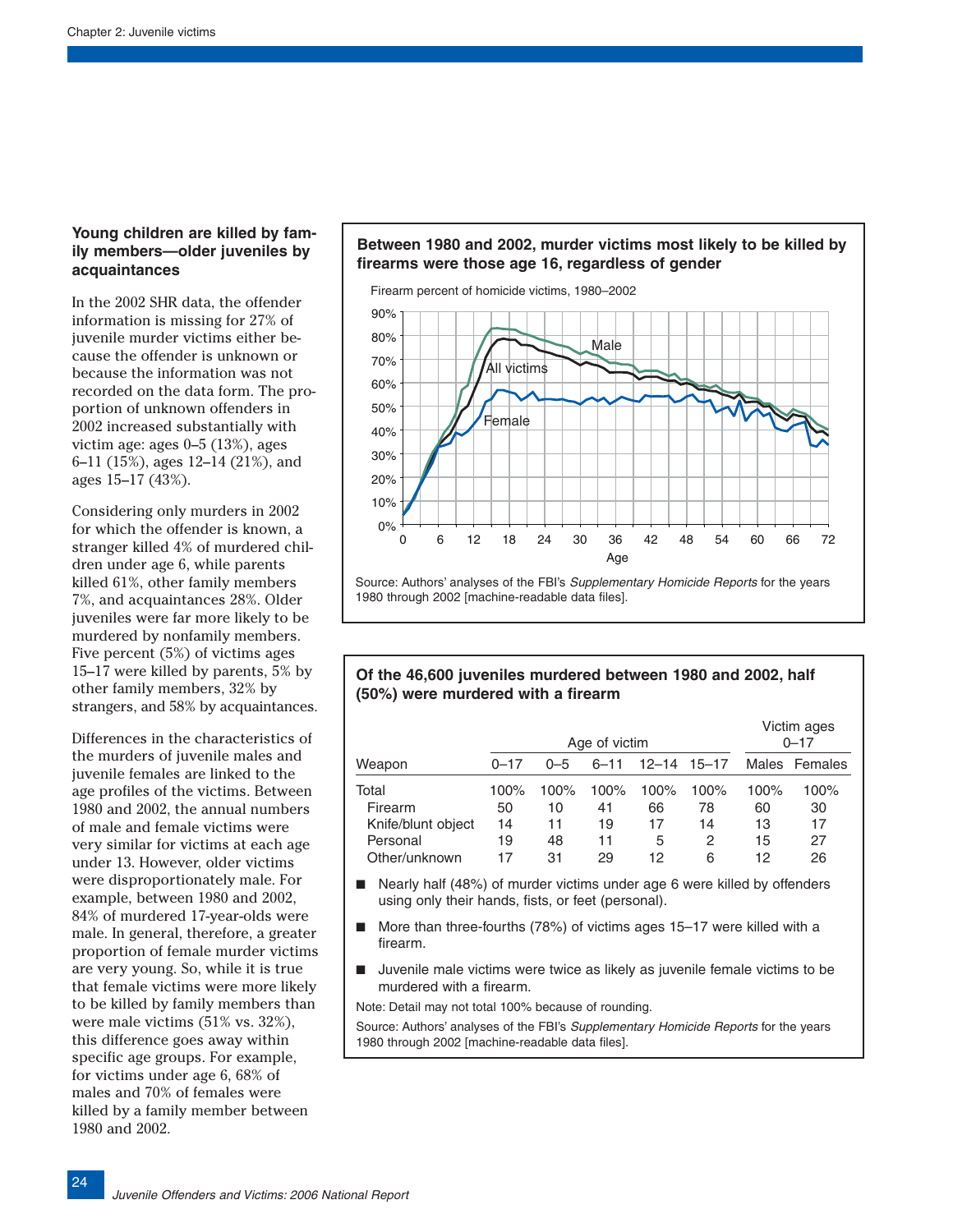## Young children are killed by family members—older juveniles by acquaintances

In the 2002 SHR data, the offender information is missing for 27% of juvenile murder victims either because the offender is unknown or because the information was not recorded on the data form. The proportion of unknown offenders in 2002 increased substantially with victim age: ages 0–5 (13%), ages 6–11 (15%), ages 12–14 (21%), and ages 15–17 (43%).

Considering only murders in 2002 for which the offender is known, a stranger killed 4% of murdered children under age 6, while parents killed 61%, other family members 7%, and acquaintances 28%. Older juveniles were far more likely to be murdered by nonfamily members. Five percent (5%) of victims ages 15–17 were killed by parents, 5% by other family members, 32% by strangers, and 58% by acquaintances.

Differences in the characteristics of the murders of juvenile males and juvenile females are linked to the age profiles of the victims. Between 1980 and 2002, the annual numbers of male and female victims were very similar for victims at each age under 13. However, older victims were disproportionately male. For example, between 1980 and 2002, 84% of murdered 17-year-olds were male. In general, therefore, a greater proportion of female murder victims are very young. So, while it is true that female victims were more likely to be killed by family members than were male victims (51% vs. 32%), this difference goes away within specific age groups. For example, for victims under age 6, 68% of males and 70% of females were killed by a family member between 1980 and 2002.

### Between 1980 and 2002, murder victims most likely to be killed by firearms were those age 16, regardless of gender

Firearm percent of homicide victims, 1980–2002

Source: Authors' analyses of the FBI's *Supplementary Homicide Reports* for the years 1980 through 2002 [machine-readable data files].

### Of the 46,600 juveniles murdered between 1980 and 2002, half (50%) were murdered with a firearm

| | Age of victim | | | | | Victim ages 0–17 | |
|---|---|---|---|---|---|---|---|
| Weapon | 0–17 | 0–5 | 6–11 | 12–14 | 15–17 | Males | Females |
| Total | 100% | 100% | 100% | 100% | 100% | 100% | 100% |
| Firearm | 50 | 10 | 41 | 66 | 78 | 60 | 30 |
| Knife/blunt object | 14 | 11 | 19 | 17 | 14 | 13 | 17 |
| Personal | 19 | 48 | 11 | 5 | 2 | 15 | 27 |
| Other/unknown | 17 | 31 | 29 | 12 | 6 | 12 | 26 |

- Nearly half (48%) of murder victims under age 6 were killed by offenders using only their hands, fists, or feet (personal).
- More than three-fourths (78%) of victims ages 15–17 were killed with a firearm.
- Juvenile male victims were twice as likely as juvenile female victims to be murdered with a firearm.

Note: Detail may not total 100% because of rounding.

Source: Authors' analyses of the FBI's *Supplementary Homicide Reports* for the years 1980 through 2002 [machine-readable data files].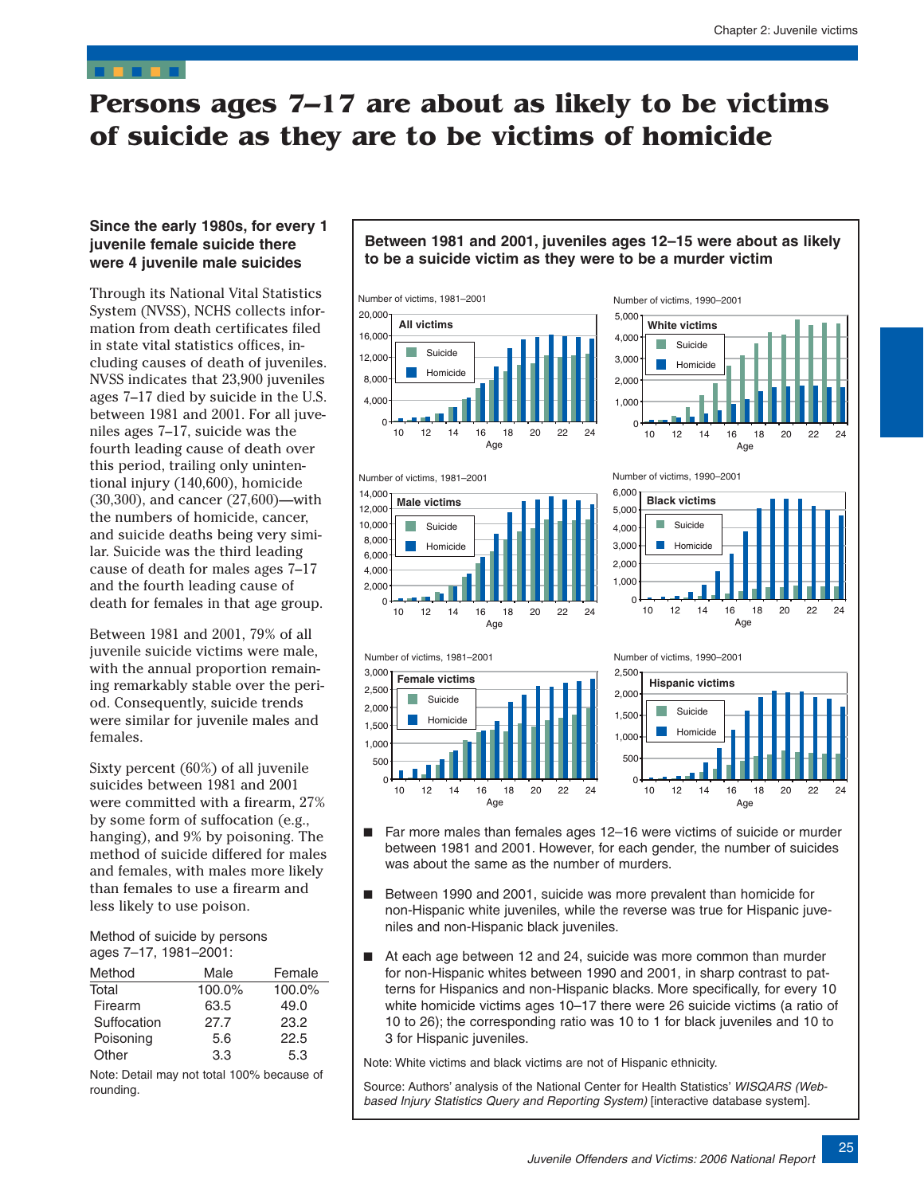# Persons ages 7–17 are about as likely to be victims of suicide as they are to be victims of homicide

### Since the early 1980s, for every 1 juvenile female suicide there were 4 juvenile male suicides

Through its National Vital Statistics System (NVSS), NCHS collects information from death certificates filed in state vital statistics offices, including causes of death of juveniles. NVSS indicates that 23,900 juveniles ages 7–17 died by suicide in the U.S. between 1981 and 2001. For all juveniles ages 7–17, suicide was the fourth leading cause of death over this period, trailing only unintentional injury (140,600), homicide (30,300), and cancer (27,600)—with the numbers of homicide, cancer, and suicide deaths being very similar. Suicide was the third leading cause of death for males ages 7–17 and the fourth leading cause of death for females in that age group.

Between 1981 and 2001, 79% of all juvenile suicide victims were male, with the annual proportion remaining remarkably stable over the period. Consequently, suicide trends were similar for juvenile males and females.

Sixty percent (60%) of all juvenile suicides between 1981 and 2001 were committed with a firearm, 27% by some form of suffocation (e.g., hanging), and 9% by poisoning. The method of suicide differed for males and females, with males more likely than females to use a firearm and less likely to use poison.

Method of suicide by persons ages 7–17, 1981–2001:

| Method | Male | Female |
|---|---|---|
| Total | 100.0% | 100.0% |
| Firearm | 63.5 | 49.0 |
| Suffocation | 27.7 | 23.2 |
| Poisoning | 5.6 | 22.5 |
| Other | 3.3 | 5.3 |

Note: Detail may not total 100% because of rounding.

### Between 1981 and 2001, juveniles ages 12–15 were about as likely to be a suicide victim as they were to be a murder victim

- Far more males than females ages 12–16 were victims of suicide or murder between 1981 and 2001. However, for each gender, the number of suicides was about the same as the number of murders.
- Between 1990 and 2001, suicide was more prevalent than homicide for non-Hispanic white juveniles, while the reverse was true for Hispanic juveniles and non-Hispanic black juveniles.
- At each age between 12 and 24, suicide was more common than murder for non-Hispanic whites between 1990 and 2001, in sharp contrast to patterns for Hispanics and non-Hispanic blacks. More specifically, for every 10 white homicide victims ages 10–17 there were 26 suicide victims (a ratio of 10 to 26); the corresponding ratio was 10 to 1 for black juveniles and 10 to 3 for Hispanic juveniles.

Note: White victims and black victims are not of Hispanic ethnicity.

Source: Authors' analysis of the National Center for Health Statistics' *WISQARS (Web-based Injury Statistics Query and Reporting System)* [interactive database system].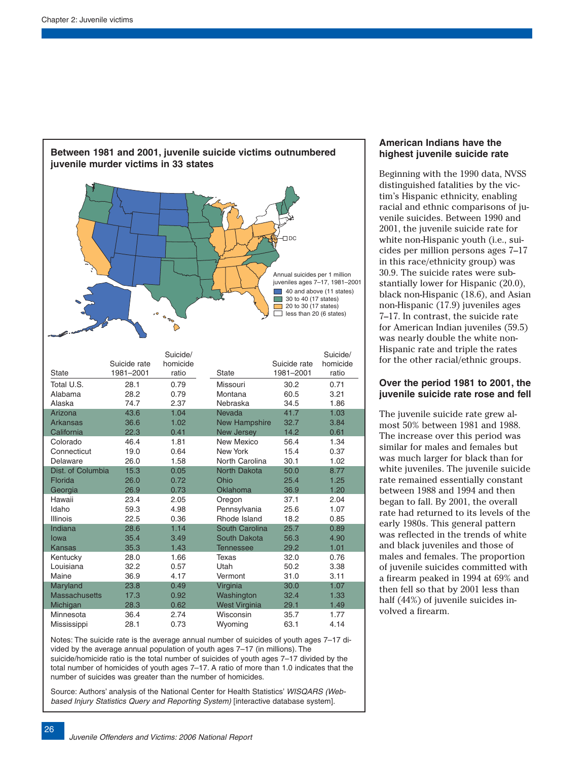### Between 1981 and 2001, juvenile suicide victims outnumbered juvenile murder victims in 33 states

Annual suicides per 1 million juveniles ages 7–17, 1981–2001

- 40 and above (11 states)
- 30 to 40 (17 states)
- 20 to 30 (17 states)
- less than 20 (6 states)

| State | Suicide rate 1981–2001 | Suicide/ homicide ratio | State | Suicide rate 1981–2001 | Suicide/ homicide ratio |
|---|---|---|---|---|---|
| Total U.S. | 28.1 | 0.79 | Missouri | 30.2 | 0.71 |
| Alabama | 28.2 | 0.79 | Montana | 60.5 | 3.21 |
| Alaska | 74.7 | 2.37 | Nebraska | 34.5 | 1.86 |
| Arizona | 43.6 | 1.04 | Nevada | 41.7 | 1.03 |
| Arkansas | 36.6 | 1.02 | New Hampshire | 32.7 | 3.84 |
| California | 22.3 | 0.41 | New Jersey | 14.2 | 0.61 |
| Colorado | 46.4 | 1.81 | New Mexico | 56.4 | 1.34 |
| Connecticut | 19.0 | 0.64 | New York | 15.4 | 0.37 |
| Delaware | 26.0 | 1.58 | North Carolina | 30.1 | 1.02 |
| Dist. of Columbia | 15.3 | 0.05 | North Dakota | 50.0 | 8.77 |
| Florida | 26.0 | 0.72 | Ohio | 25.4 | 1.25 |
| Georgia | 26.9 | 0.73 | Oklahoma | 36.9 | 1.20 |
| Hawaii | 23.4 | 2.05 | Oregon | 37.1 | 2.04 |
| Idaho | 59.3 | 4.98 | Pennsylvania | 25.6 | 1.07 |
| Illinois | 22.5 | 0.36 | Rhode Island | 18.2 | 0.85 |
| Indiana | 28.6 | 1.14 | South Carolina | 25.7 | 0.89 |
| Iowa | 35.4 | 3.49 | South Dakota | 56.3 | 4.90 |
| Kansas | 35.3 | 1.43 | Tennessee | 29.2 | 1.01 |
| Kentucky | 28.0 | 1.66 | Texas | 32.0 | 0.76 |
| Louisiana | 32.2 | 0.57 | Utah | 50.2 | 3.38 |
| Maine | 36.9 | 4.17 | Vermont | 31.0 | 3.11 |
| Maryland | 23.8 | 0.49 | Virginia | 30.0 | 1.07 |
| Massachusetts | 17.3 | 0.92 | Washington | 32.4 | 1.33 |
| Michigan | 28.3 | 0.62 | West Virginia | 29.1 | 1.49 |
| Minnesota | 36.4 | 2.74 | Wisconsin | 35.7 | 1.77 |
| Mississippi | 28.1 | 0.73 | Wyoming | 63.1 | 4.14 |

Notes: The suicide rate is the average annual number of suicides of youth ages 7–17 divided by the average annual population of youth ages 7–17 (in millions). The suicide/homicide ratio is the total number of suicides of youth ages 7–17 divided by the total number of homicides of youth ages 7–17. A ratio of more than 1.0 indicates that the number of suicides was greater than the number of homicides.

Source: Authors' analysis of the National Center for Health Statistics' *WISQARS (Web-based Injury Statistics Query and Reporting System)* [interactive database system].

## American Indians have the highest juvenile suicide rate

Beginning with the 1990 data, NVSS distinguished fatalities by the victim's Hispanic ethnicity, enabling racial and ethnic comparisons of juvenile suicides. Between 1990 and 2001, the juvenile suicide rate for white non-Hispanic youth (i.e., suicides per million persons ages 7–17 in this race/ethnicity group) was 30.9. The suicide rates were substantially lower for Hispanic (20.0), black non-Hispanic (18.6), and Asian non-Hispanic (17.9) juveniles ages 7–17. In contrast, the suicide rate for American Indian juveniles (59.5) was nearly double the white non-Hispanic rate and triple the rates for the other racial/ethnic groups.

## Over the period 1981 to 2001, the juvenile suicide rate rose and fell

The juvenile suicide rate grew almost 50% between 1981 and 1988. The increase over this period was similar for males and females but was much larger for black than for white juveniles. The juvenile suicide rate remained essentially constant between 1988 and 1994 and then began to fall. By 2001, the overall rate had returned to its levels of the early 1980s. This general pattern was reflected in the trends of white and black juveniles and those of males and females. The proportion of juvenile suicides committed with a firearm peaked in 1994 at 69% and then fell so that by 2001 less than half (44%) of juvenile suicides involved a firearm.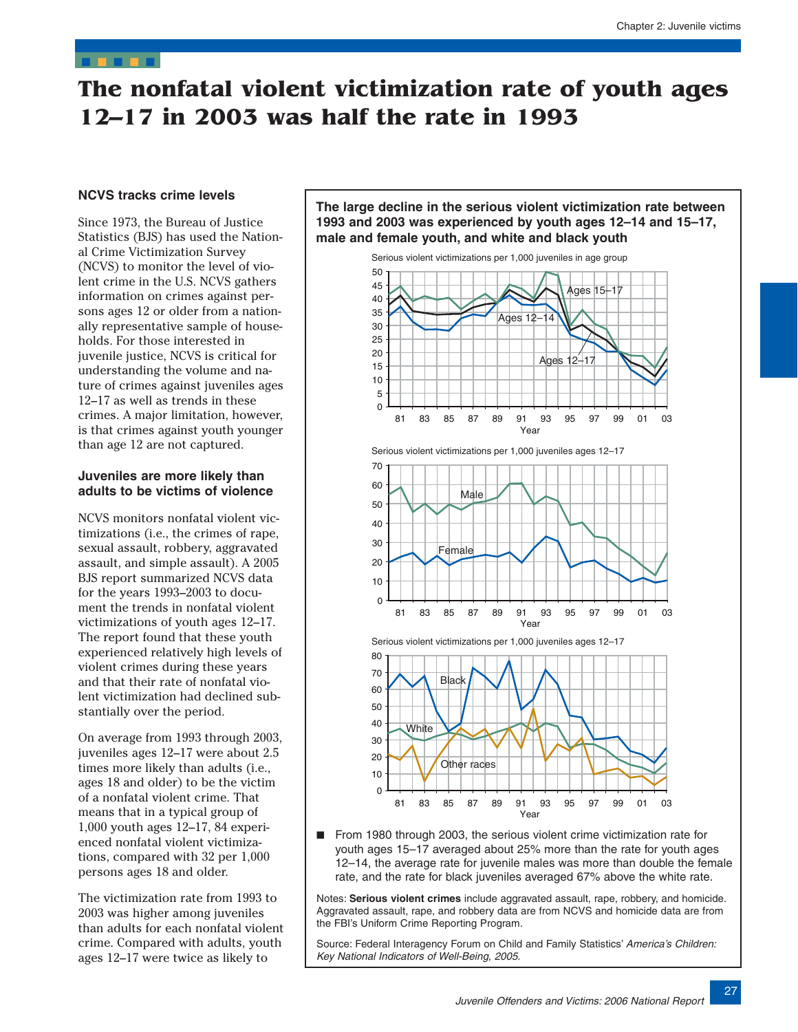# The nonfatal violent victimization rate of youth ages 12–17 in 2003 was half the rate in 1993

### NCVS tracks crime levels

Since 1973, the Bureau of Justice Statistics (BJS) has used the National Crime Victimization Survey (NCVS) to monitor the level of violent crime in the U.S. NCVS gathers information on crimes against persons ages 12 or older from a nationally representative sample of households. For those interested in juvenile justice, NCVS is critical for understanding the volume and nature of crimes against juveniles ages 12–17 as well as trends in these crimes. A major limitation, however, is that crimes against youth younger than age 12 are not captured.

### Juveniles are more likely than adults to be victims of violence

NCVS monitors nonfatal violent victimizations (i.e., the crimes of rape, sexual assault, robbery, aggravated assault, and simple assault). A 2005 BJS report summarized NCVS data for the years 1993–2003 to document the trends in nonfatal violent victimizations of youth ages 12–17. The report found that these youth experienced relatively high levels of violent crimes during these years and that their rate of nonfatal violent victimization had declined substantially over the period.

On average from 1993 through 2003, juveniles ages 12–17 were about 2.5 times more likely than adults (i.e., ages 18 and older) to be the victim of a nonfatal violent crime. That means that in a typical group of 1,000 youth ages 12–17, 84 experienced nonfatal violent victimizations, compared with 32 per 1,000 persons ages 18 and older.

The victimization rate from 1993 to 2003 was higher among juveniles than adults for each nonfatal violent crime. Compared with adults, youth ages 12–17 were twice as likely to

**The large decline in the serious violent victimization rate between 1993 and 2003 was experienced by youth ages 12–14 and 15–17, male and female youth, and white and black youth**

- From 1980 through 2003, the serious violent crime victimization rate for youth ages 15–17 averaged about 25% more than the rate for youth ages 12–14, the average rate for juvenile males was more than double the female rate, and the rate for black juveniles averaged 67% above the white rate.

Notes: **Serious violent crimes** include aggravated assault, rape, robbery, and homicide. Aggravated assault, rape, and robbery data are from NCVS and homicide data are from the FBI's Uniform Crime Reporting Program.

Source: Federal Interagency Forum on Child and Family Statistics' *America's Children: Key National Indicators of Well-Being, 2005.*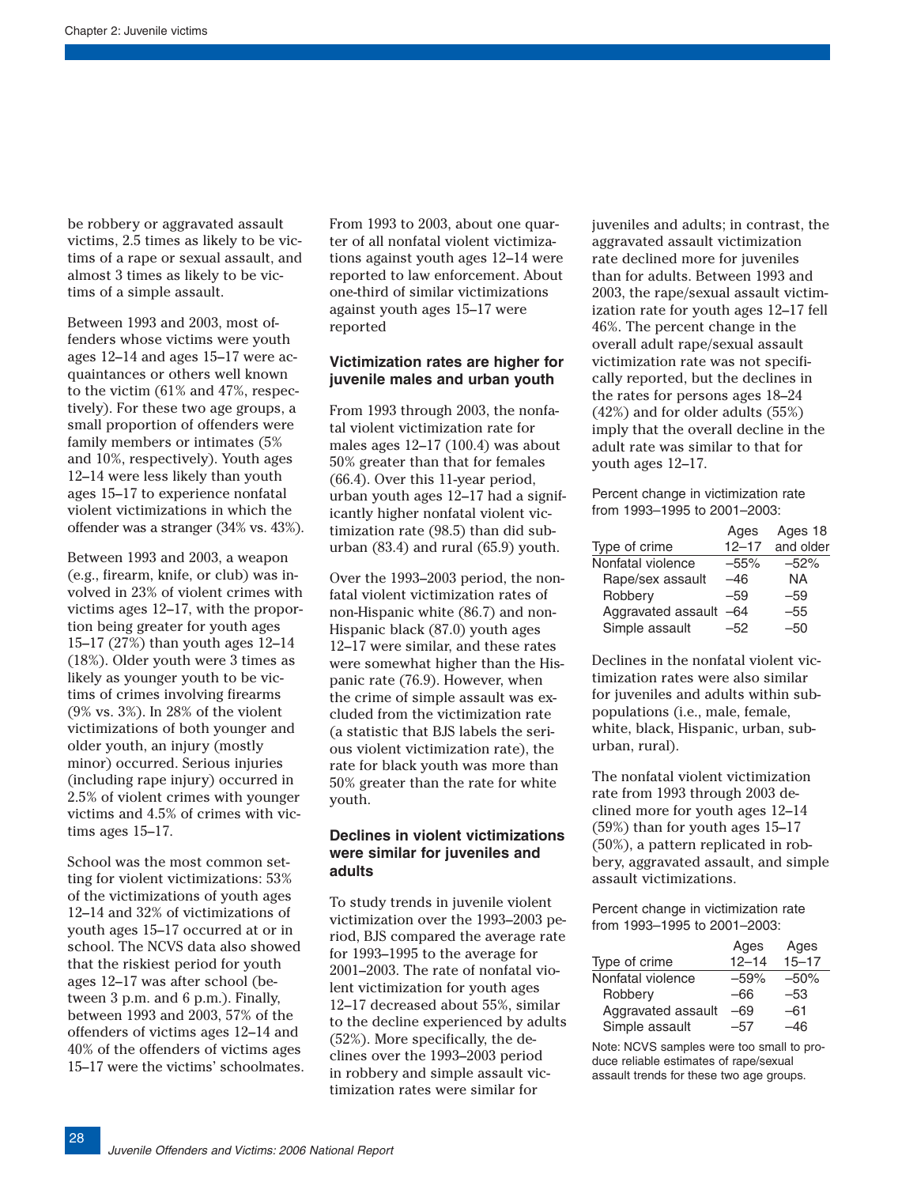be robbery or aggravated assault victims, 2.5 times as likely to be victims of a rape or sexual assault, and almost 3 times as likely to be victims of a simple assault.

Between 1993 and 2003, most offenders whose victims were youth ages 12–14 and ages 15–17 were acquaintances or others well known to the victim (61% and 47%, respectively). For these two age groups, a small proportion of offenders were family members or intimates (5% and 10%, respectively). Youth ages 12–14 were less likely than youth ages 15–17 to experience nonfatal violent victimizations in which the offender was a stranger (34% vs. 43%).

Between 1993 and 2003, a weapon (e.g., firearm, knife, or club) was involved in 23% of violent crimes with victims ages 12–17, with the proportion being greater for youth ages 15–17 (27%) than youth ages 12–14 (18%). Older youth were 3 times as likely as younger youth to be victims of crimes involving firearms (9% vs. 3%). In 28% of the violent victimizations of both younger and older youth, an injury (mostly minor) occurred. Serious injuries (including rape injury) occurred in 2.5% of violent crimes with younger victims and 4.5% of crimes with victims ages 15–17.

School was the most common setting for violent victimizations: 53% of the victimizations of youth ages 12–14 and 32% of victimizations of youth ages 15–17 occurred at or in school. The NCVS data also showed that the riskiest period for youth ages 12–17 was after school (between 3 p.m. and 6 p.m.). Finally, between 1993 and 2003, 57% of the offenders of victims ages 12–14 and 40% of the offenders of victims ages 15–17 were the victims' schoolmates.

From 1993 to 2003, about one quarter of all nonfatal violent victimizations against youth ages 12–14 were reported to law enforcement. About one-third of similar victimizations against youth ages 15–17 were reported

### Victimization rates are higher for juvenile males and urban youth

From 1993 through 2003, the nonfatal violent victimization rate for males ages 12–17 (100.4) was about 50% greater than that for females (66.4). Over this 11-year period, urban youth ages 12–17 had a significantly higher nonfatal violent victimization rate (98.5) than did suburban (83.4) and rural (65.9) youth.

Over the 1993–2003 period, the nonfatal violent victimization rates of non-Hispanic white (86.7) and non-Hispanic black (87.0) youth ages 12–17 were similar, and these rates were somewhat higher than the Hispanic rate (76.9). However, when the crime of simple assault was excluded from the victimization rate (a statistic that BJS labels the serious violent victimization rate), the rate for black youth was more than 50% greater than the rate for white youth.

### Declines in violent victimizations were similar for juveniles and adults

To study trends in juvenile violent victimization over the 1993–2003 period, BJS compared the average rate for 1993–1995 to the average for 2001–2003. The rate of nonfatal violent victimization for youth ages 12–17 decreased about 55%, similar to the decline experienced by adults (52%). More specifically, the declines over the 1993–2003 period in robbery and simple assault victimization rates were similar for juveniles and adults; in contrast, the aggravated assault victimization rate declined more for juveniles than for adults. Between 1993 and 2003, the rape/sexual assault victimization rate for youth ages 12–17 fell 46%. The percent change in the overall adult rape/sexual assault victimization rate was not specifically reported, but the declines in the rates for persons ages 18–24 (42%) and for older adults (55%) imply that the overall decline in the adult rate was similar to that for youth ages 12–17.

Percent change in victimization rate from 1993–1995 to 2001–2003:

| Type of crime | Ages 12–17 | Ages 18 and older |
|---|---|---|
| Nonfatal violence | –55% | –52% |
| Rape/sex assault | –46 | NA |
| Robbery | –59 | –59 |
| Aggravated assault | –64 | –55 |
| Simple assault | –52 | –50 |

Declines in the nonfatal violent victimization rates were also similar for juveniles and adults within subpopulations (i.e., male, female, white, black, Hispanic, urban, suburban, rural).

The nonfatal violent victimization rate from 1993 through 2003 declined more for youth ages 12–14 (59%) than for youth ages 15–17 (50%), a pattern replicated in robbery, aggravated assault, and simple assault victimizations.

Percent change in victimization rate from 1993–1995 to 2001–2003:

| Type of crime | Ages 12–14 | Ages 15–17 |
|---|---|---|
| Nonfatal violence | –59% | –50% |
| Robbery | –66 | –53 |
| Aggravated assault | –69 | –61 |
| Simple assault | –57 | –46 |

Note: NCVS samples were too small to produce reliable estimates of rape/sexual assault trends for these two age groups.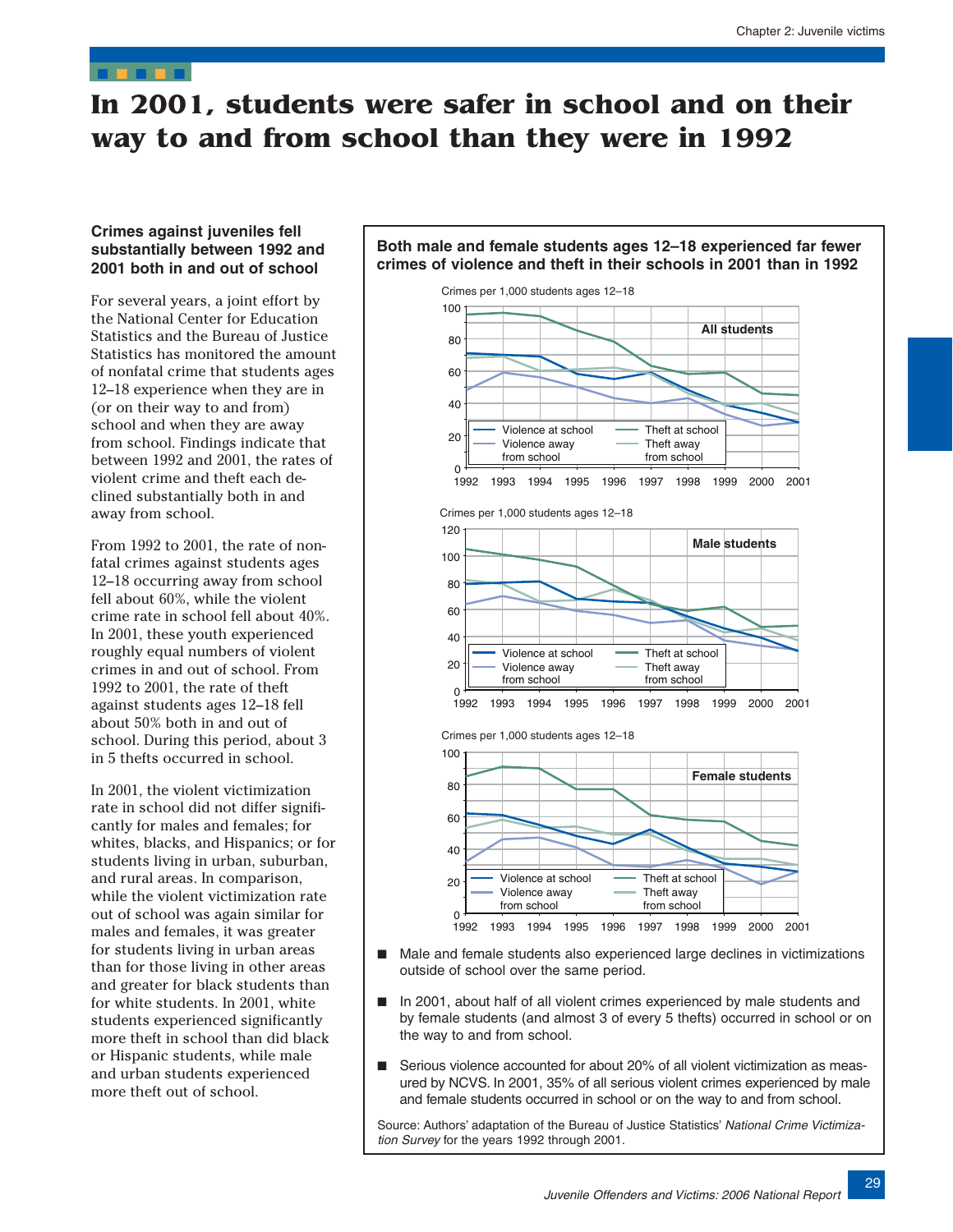# In 2001, students were safer in school and on their way to and from school than they were in 1992

### Crimes against juveniles fell substantially between 1992 and 2001 both in and out of school

For several years, a joint effort by the National Center for Education Statistics and the Bureau of Justice Statistics has monitored the amount of nonfatal crime that students ages 12–18 experience when they are in (or on their way to and from) school and when they are away from school. Findings indicate that between 1992 and 2001, the rates of violent crime and theft each declined substantially both in and away from school.

From 1992 to 2001, the rate of nonfatal crimes against students ages 12–18 occurring away from school fell about 60%, while the violent crime rate in school fell about 40%. In 2001, these youth experienced roughly equal numbers of violent crimes in and out of school. From 1992 to 2001, the rate of theft against students ages 12–18 fell about 50% both in and out of school. During this period, about 3 in 5 thefts occurred in school.

In 2001, the violent victimization rate in school did not differ significantly for males and females; for whites, blacks, and Hispanics; or for students living in urban, suburban, and rural areas. In comparison, while the violent victimization rate out of school was again similar for males and females, it was greater for students living in urban areas than for those living in other areas and greater for black students than for white students. In 2001, white students experienced significantly more theft in school than did black or Hispanic students, while male and urban students experienced more theft out of school.

### Both male and female students ages 12–18 experienced far fewer crimes of violence and theft in their schools in 2001 than in 1992

- Male and female students also experienced large declines in victimizations outside of school over the same period.
- In 2001, about half of all violent crimes experienced by male students and by female students (and almost 3 of every 5 thefts) occurred in school or on the way to and from school.
- Serious violence accounted for about 20% of all violent victimization as measured by NCVS. In 2001, 35% of all serious violent crimes experienced by male and female students occurred in school or on the way to and from school.

Source: Authors' adaptation of the Bureau of Justice Statistics' *National Crime Victimization Survey* for the years 1992 through 2001.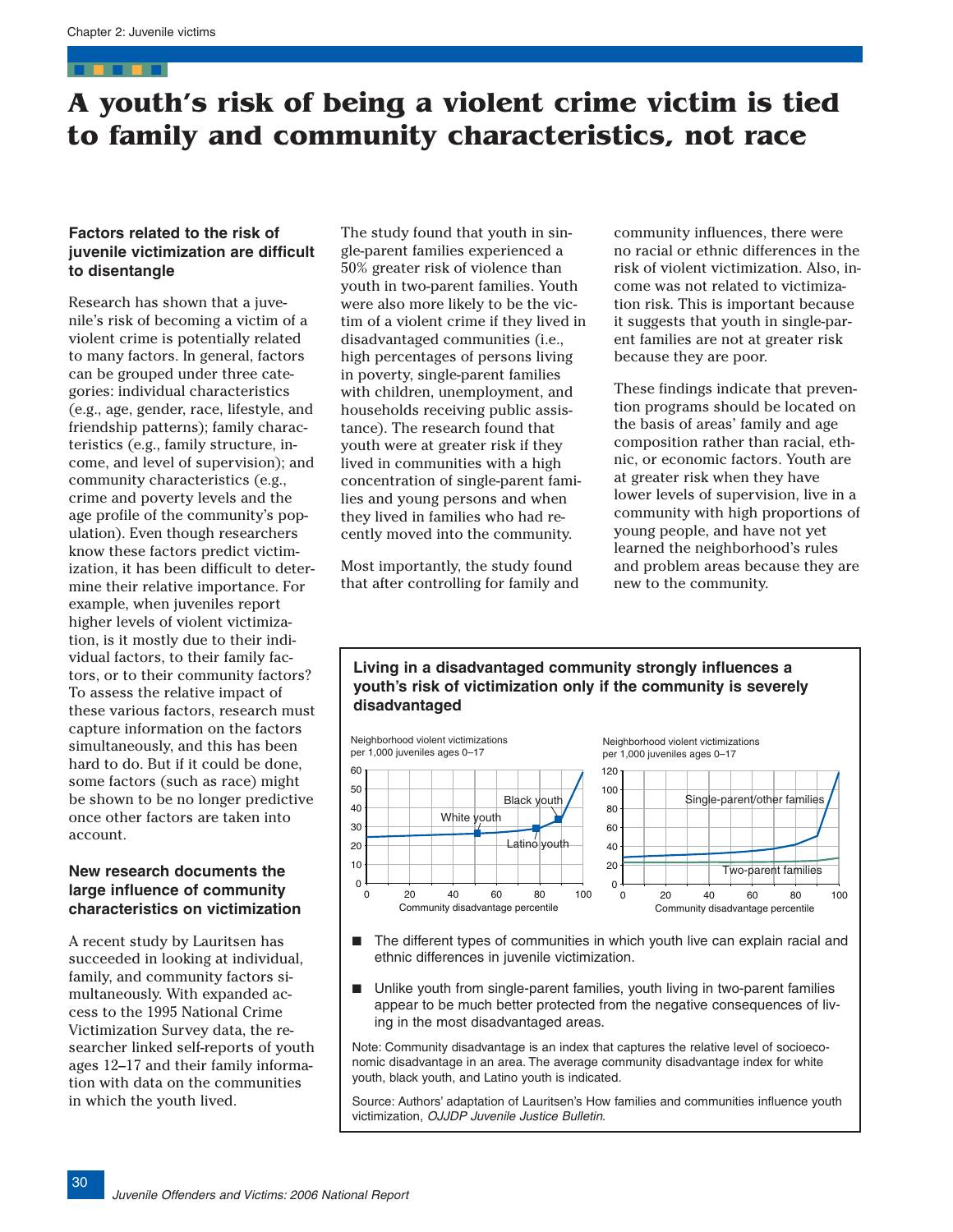# A youth's risk of being a violent crime victim is tied to family and community characteristics, not race

### Factors related to the risk of juvenile victimization are difficult to disentangle

Research has shown that a juvenile's risk of becoming a victim of a violent crime is potentially related to many factors. In general, factors can be grouped under three categories: individual characteristics (e.g., age, gender, race, lifestyle, and friendship patterns); family characteristics (e.g., family structure, income, and level of supervision); and community characteristics (e.g., crime and poverty levels and the age profile of the community's population). Even though researchers know these factors predict victimization, it has been difficult to determine their relative importance. For example, when juveniles report higher levels of violent victimization, is it mostly due to their individual factors, to their family factors, or to their community factors? To assess the relative impact of these various factors, research must capture information on the factors simultaneously, and this has been hard to do. But if it could be done, some factors (such as race) might be shown to be no longer predictive once other factors are taken into account.

### New research documents the large influence of community characteristics on victimization

A recent study by Lauritsen has succeeded in looking at individual, family, and community factors simultaneously. With expanded access to the 1995 National Crime Victimization Survey data, the researcher linked self-reports of youth ages 12–17 and their family information with data on the communities in which the youth lived.

The study found that youth in single-parent families experienced a 50% greater risk of violence than youth in two-parent families. Youth were also more likely to be the victim of a violent crime if they lived in disadvantaged communities (i.e., high percentages of persons living in poverty, single-parent families with children, unemployment, and households receiving public assistance). The research found that youth were at greater risk if they lived in communities with a high concentration of single-parent families and young persons and when they lived in families who had recently moved into the community.

Most importantly, the study found that after controlling for family and community influences, there were no racial or ethnic differences in the risk of violent victimization. Also, income was not related to victimization risk. This is important because it suggests that youth in single-parent families are not at greater risk because they are poor.

These findings indicate that prevention programs should be located on the basis of areas' family and age composition rather than racial, ethnic, or economic factors. Youth are at greater risk when they have lower levels of supervision, live in a community with high proportions of young people, and have not yet learned the neighborhood's rules and problem areas because they are new to the community.

**Living in a disadvantaged community strongly influences a youth's risk of victimization only if the community is severely disadvantaged**

- The different types of communities in which youth live can explain racial and ethnic differences in juvenile victimization.
- Unlike youth from single-parent families, youth living in two-parent families appear to be much better protected from the negative consequences of living in the most disadvantaged areas.

Note: Community disadvantage is an index that captures the relative level of socioeconomic disadvantage in an area. The average community disadvantage index for white youth, black youth, and Latino youth is indicated.

Source: Authors' adaptation of Lauritsen's How families and communities influence youth victimization, *OJJDP Juvenile Justice Bulletin.*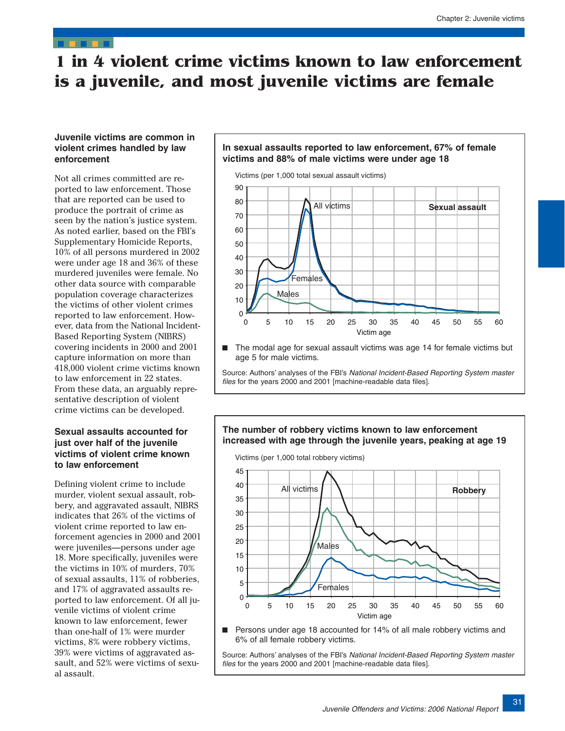# 1 in 4 violent crime victims known to law enforcement is a juvenile, and most juvenile victims are female

### Juvenile victims are common in violent crimes handled by law enforcement

Not all crimes committed are reported to law enforcement. Those that are reported can be used to produce the portrait of crime as seen by the nation's justice system. As noted earlier, based on the FBI's Supplementary Homicide Reports, 10% of all persons murdered in 2002 were under age 18 and 36% of these murdered juveniles were female. No other data source with comparable population coverage characterizes the victims of other violent crimes reported to law enforcement. However, data from the National Incident-Based Reporting System (NIBRS) covering incidents in 2000 and 2001 capture information on more than 418,000 violent crime victims known to law enforcement in 22 states. From these data, an arguably representative description of violent crime victims can be developed.

### Sexual assaults accounted for just over half of the juvenile victims of violent crime known to law enforcement

Defining violent crime to include murder, violent sexual assault, robbery, and aggravated assault, NIBRS indicates that 26% of the victims of violent crime reported to law enforcement agencies in 2000 and 2001 were juveniles—persons under age 18. More specifically, juveniles were the victims in 10% of murders, 70% of sexual assaults, 11% of robberies, and 17% of aggravated assaults reported to law enforcement. Of all juvenile victims of violent crime known to law enforcement, fewer than one-half of 1% were murder victims, 8% were robbery victims, 39% were victims of aggravated assault, and 52% were victims of sexual assault.

**In sexual assaults reported to law enforcement, 67% of female victims and 88% of male victims were under age 18**

- The modal age for sexual assault victims was age 14 for female victims but age 5 for male victims.

Source: Authors' analyses of the FBI's *National Incident-Based Reporting System master files* for the years 2000 and 2001 [machine-readable data files].

**The number of robbery victims known to law enforcement increased with age through the juvenile years, peaking at age 19**

- Persons under age 18 accounted for 14% of all male robbery victims and 6% of all female robbery victims.

Source: Authors' analyses of the FBI's *National Incident-Based Reporting System master files* for the years 2000 and 2001 [machine-readable data files].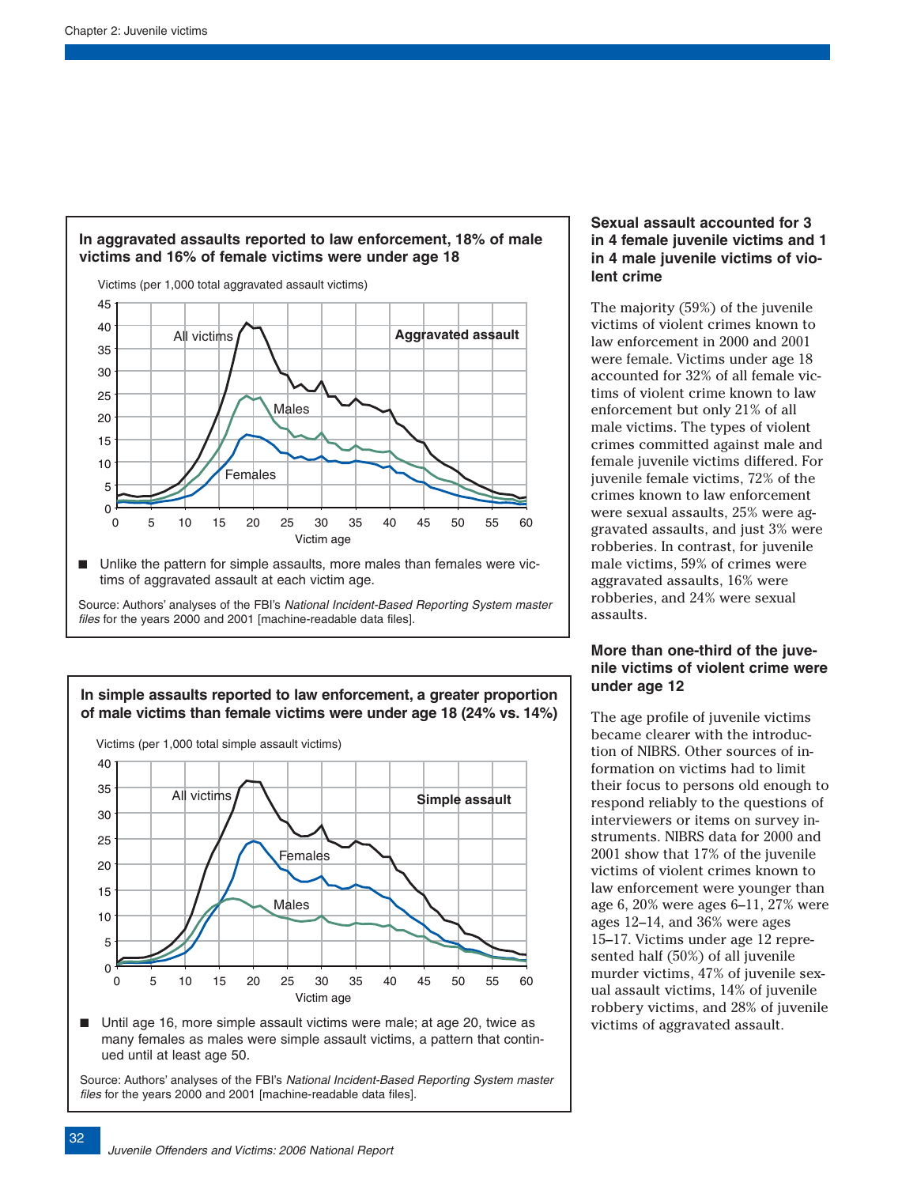### In aggravated assaults reported to law enforcement, 18% of male victims and 16% of female victims were under age 18

- Unlike the pattern for simple assaults, more males than females were victims of aggravated assault at each victim age.

Source: Authors' analyses of the FBI's *National Incident-Based Reporting System master files* for the years 2000 and 2001 [machine-readable data files].

### In simple assaults reported to law enforcement, a greater proportion of male victims than female victims were under age 18 (24% vs. 14%)

- Until age 16, more simple assault victims were male; at age 20, twice as many females as males were simple assault victims, a pattern that continued until at least age 50.

Source: Authors' analyses of the FBI's *National Incident-Based Reporting System master files* for the years 2000 and 2001 [machine-readable data files].

### Sexual assault accounted for 3 in 4 female juvenile victims and 1 in 4 male juvenile victims of violent crime

The majority (59%) of the juvenile victims of violent crimes known to law enforcement in 2000 and 2001 were female. Victims under age 18 accounted for 32% of all female victims of violent crime known to law enforcement but only 21% of all male victims. The types of violent crimes committed against male and female juvenile victims differed. For juvenile female victims, 72% of the crimes known to law enforcement were sexual assaults, 25% were aggravated assaults, and just 3% were robberies. In contrast, for juvenile male victims, 59% of crimes were aggravated assaults, 16% were robberies, and 24% were sexual assaults.

### More than one-third of the juvenile victims of violent crime were under age 12

The age profile of juvenile victims became clearer with the introduction of NIBRS. Other sources of information on victims had to limit their focus to persons old enough to respond reliably to the questions of interviewers or items on survey instruments. NIBRS data for 2000 and 2001 show that 17% of the juvenile victims of violent crimes known to law enforcement were younger than age 6, 20% were ages 6–11, 27% were ages 12–14, and 36% were ages 15–17. Victims under age 12 represented half (50%) of all juvenile murder victims, 47% of juvenile sexual assault victims, 14% of juvenile robbery victims, and 28% of juvenile victims of aggravated assault.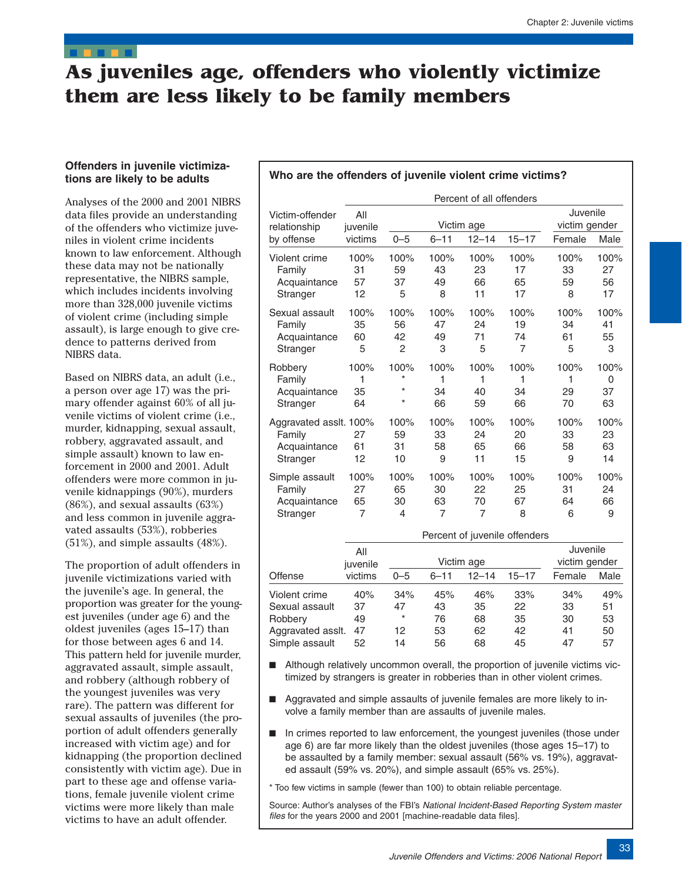# As juveniles age, offenders who violently victimize them are less likely to be family members

### Offenders in juvenile victimizations are likely to be adults

Analyses of the 2000 and 2001 NIBRS data files provide an understanding of the offenders who victimize juveniles in violent crime incidents known to law enforcement. Although these data may not be nationally representative, the NIBRS sample, which includes incidents involving more than 328,000 juvenile victims of violent crime (including simple assault), is large enough to give credence to patterns derived from NIBRS data.

Based on NIBRS data, an adult (i.e., a person over age 17) was the primary offender against 60% of all juvenile victims of violent crime (i.e., murder, kidnapping, sexual assault, robbery, aggravated assault, and simple assault) known to law enforcement in 2000 and 2001. Adult offenders were more common in juvenile kidnappings (90%), murders (86%), and sexual assaults (63%) and less common in juvenile aggravated assaults (53%), robberies (51%), and simple assaults (48%).

The proportion of adult offenders in juvenile victimizations varied with the juvenile's age. In general, the proportion was greater for the youngest juveniles (under age 6) and the oldest juveniles (ages 15–17) than for those between ages 6 and 14. This pattern held for juvenile murder, aggravated assault, simple assault, and robbery (although robbery of the youngest juveniles was very rare). The pattern was different for sexual assaults of juveniles (the proportion of adult offenders generally increased with victim age) and for kidnapping (the proportion declined consistently with victim age). Due in part to these age and offense variations, female juvenile violent crime victims were more likely than male victims to have an adult offender.

### Who are the offenders of juvenile violent crime victims?

| Victim-offender relationship by offense | All juvenile victims | Victim age | | | | Juvenile victim gender | |
|---|---|---|---|---|---|---|---|
| | | 0–5 | 6–11 | 12–14 | 15–17 | Female | Male |
| **Percent of all offenders** | | | | | | | |
| Violent crime | 100% | 100% | 100% | 100% | 100% | 100% | 100% |
| Family | 31 | 59 | 43 | 23 | 17 | 33 | 27 |
| Acquaintance | 57 | 37 | 49 | 66 | 65 | 59 | 56 |
| Stranger | 12 | 5 | 8 | 11 | 17 | 8 | 17 |
| Sexual assault | 100% | 100% | 100% | 100% | 100% | 100% | 100% |
| Family | 35 | 56 | 47 | 24 | 19 | 34 | 41 |
| Acquaintance | 60 | 42 | 49 | 71 | 74 | 61 | 55 |
| Stranger | 5 | 2 | 3 | 5 | 7 | 5 | 3 |
| Robbery | 100% | 100% | 100% | 100% | 100% | 100% | 100% |
| Family | 1 | * | 1 | 1 | 1 | 1 | 0 |
| Acquaintance | 35 | * | 34 | 40 | 34 | 29 | 37 |
| Stranger | 64 | * | 66 | 59 | 66 | 70 | 63 |
| Aggravated asslt. | 100% | 100% | 100% | 100% | 100% | 100% | 100% |
| Family | 27 | 59 | 33 | 24 | 20 | 33 | 23 |
| Acquaintance | 61 | 31 | 58 | 65 | 66 | 58 | 63 |
| Stranger | 12 | 10 | 9 | 11 | 15 | 9 | 14 |
| Simple assault | 100% | 100% | 100% | 100% | 100% | 100% | 100% |
| Family | 27 | 65 | 30 | 22 | 25 | 31 | 24 |
| Acquaintance | 65 | 30 | 63 | 70 | 67 | 64 | 66 |
| Stranger | 7 | 4 | 7 | 7 | 8 | 6 | 9 |

| Offense | All juvenile victims | Victim age | | | | Juvenile victim gender | |
|---|---|---|---|---|---|---|---|
| | | 0–5 | 6–11 | 12–14 | 15–17 | Female | Male |
| **Percent of juvenile offenders** | | | | | | | |
| Violent crime | 40% | 34% | 45% | 46% | 33% | 34% | 49% |
| Sexual assault | 37 | 47 | 43 | 35 | 22 | 33 | 51 |
| Robbery | 49 | * | 76 | 68 | 35 | 30 | 53 |
| Aggravated asslt. | 47 | 12 | 53 | 62 | 42 | 41 | 50 |
| Simple assault | 52 | 14 | 56 | 68 | 45 | 47 | 57 |

- Although relatively uncommon overall, the proportion of juvenile victims victimized by strangers is greater in robberies than in other violent crimes.
- Aggravated and simple assaults of juvenile females are more likely to involve a family member than are assaults of juvenile males.
- In crimes reported to law enforcement, the youngest juveniles (those under age 6) are far more likely than the oldest juveniles (those ages 15–17) to be assaulted by a family member: sexual assault (56% vs. 19%), aggravated assault (59% vs. 20%), and simple assault (65% vs. 25%).

\* Too few victims in sample (fewer than 100) to obtain reliable percentage.

Source: Author's analyses of the FBI's *National Incident-Based Reporting System master files* for the years 2000 and 2001 [machine-readable data files].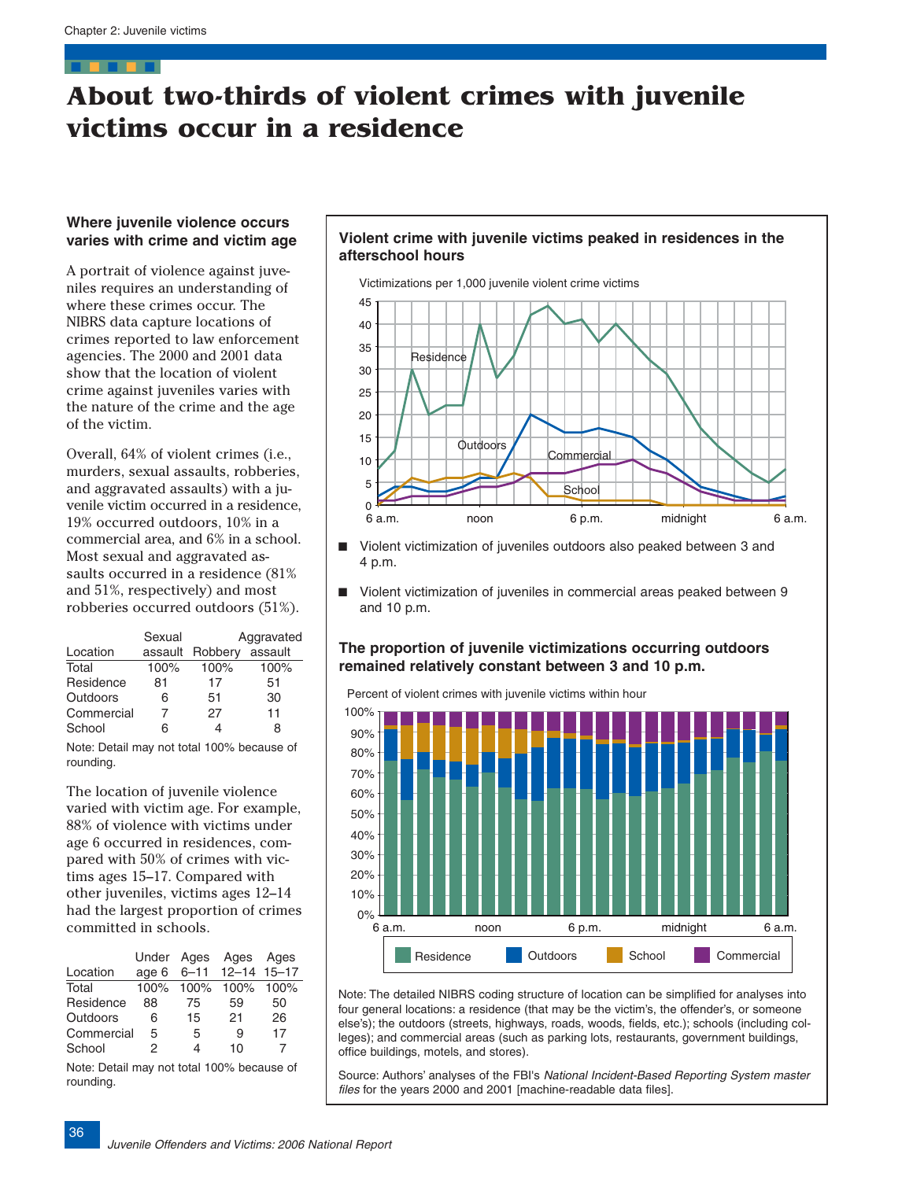# About two-thirds of violent crimes with juvenile victims occur in a residence

### Where juvenile violence occurs varies with crime and victim age

A portrait of violence against juveniles requires an understanding of where these crimes occur. The NIBRS data capture locations of crimes reported to law enforcement agencies. The 2000 and 2001 data show that the location of violent crime against juveniles varies with the nature of the crime and the age of the victim.

Overall, 64% of violent crimes (i.e., murders, sexual assaults, robberies, and aggravated assaults) with a juvenile victim occurred in a residence, 19% occurred outdoors, 10% in a commercial area, and 6% in a school. Most sexual and aggravated assaults occurred in a residence (81% and 51%, respectively) and most robberies occurred outdoors (51%).

| Location | Sexual assault | Robbery | Aggravated assault |
|---|---|---|---|
| Total | 100% | 100% | 100% |
| Residence | 81 | 17 | 51 |
| Outdoors | 6 | 51 | 30 |
| Commercial | 7 | 27 | 11 |
| School | 6 | 4 | 8 |

Note: Detail may not total 100% because of rounding.

The location of juvenile violence varied with victim age. For example, 88% of violence with victims under age 6 occurred in residences, compared with 50% of crimes with victims ages 15–17. Compared with other juveniles, victims ages 12–14 had the largest proportion of crimes committed in schools.

| Location | Under age 6 | Ages 6–11 | Ages 12–14 | Ages 15–17 |
|---|---|---|---|---|
| Total | 100% | 100% | 100% | 100% |
| Residence | 88 | 75 | 59 | 50 |
| Outdoors | 6 | 15 | 21 | 26 |
| Commercial | 5 | 5 | 9 | 17 |
| School | 2 | 4 | 10 | 7 |

Note: Detail may not total 100% because of rounding.

### Violent crime with juvenile victims peaked in residences in the afterschool hours

- Violent victimization of juveniles outdoors also peaked between 3 and 4 p.m.
- Violent victimization of juveniles in commercial areas peaked between 9 and 10 p.m.

### The proportion of juvenile victimizations occurring outdoors remained relatively constant between 3 and 10 p.m.

Note: The detailed NIBRS coding structure of location can be simplified for analyses into four general locations: a residence (that may be the victim's, the offender's, or someone else's); the outdoors (streets, highways, roads, woods, fields, etc.); schools (including colleges); and commercial areas (such as parking lots, restaurants, government buildings, office buildings, motels, and stores).

Source: Authors' analyses of the FBI's *National Incident-Based Reporting System master files* for the years 2000 and 2001 [machine-readable data files].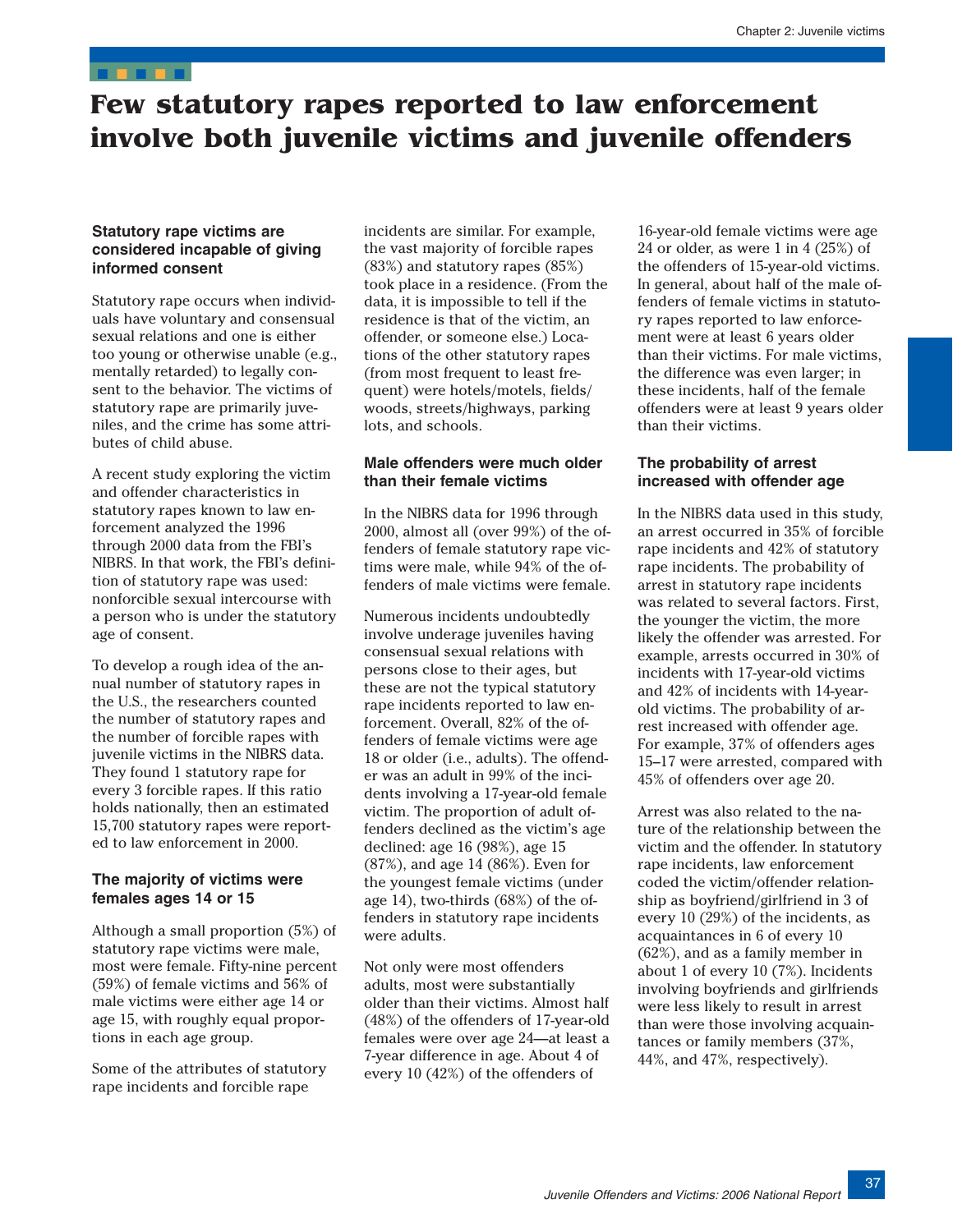# Few statutory rapes reported to law enforcement involve both juvenile victims and juvenile offenders

### Statutory rape victims are considered incapable of giving informed consent

Statutory rape occurs when individuals have voluntary and consensual sexual relations and one is either too young or otherwise unable (e.g., mentally retarded) to legally consent to the behavior. The victims of statutory rape are primarily juveniles, and the crime has some attributes of child abuse.

A recent study exploring the victim and offender characteristics in statutory rapes known to law enforcement analyzed the 1996 through 2000 data from the FBI's NIBRS. In that work, the FBI's definition of statutory rape was used: nonforcible sexual intercourse with a person who is under the statutory age of consent.

To develop a rough idea of the annual number of statutory rapes in the U.S., the researchers counted the number of statutory rapes and the number of forcible rapes with juvenile victims in the NIBRS data. They found 1 statutory rape for every 3 forcible rapes. If this ratio holds nationally, then an estimated 15,700 statutory rapes were reported to law enforcement in 2000.

### The majority of victims were females ages 14 or 15

Although a small proportion (5%) of statutory rape victims were male, most were female. Fifty-nine percent (59%) of female victims and 56% of male victims were either age 14 or age 15, with roughly equal proportions in each age group.

Some of the attributes of statutory rape incidents and forcible rape incidents are similar. For example, the vast majority of forcible rapes (83%) and statutory rapes (85%) took place in a residence. (From the data, it is impossible to tell if the residence is that of the victim, an offender, or someone else.) Locations of the other statutory rapes (from most frequent to least frequent) were hotels/motels, fields/woods, streets/highways, parking lots, and schools.

### Male offenders were much older than their female victims

In the NIBRS data for 1996 through 2000, almost all (over 99%) of the offenders of female statutory rape victims were male, while 94% of the offenders of male victims were female.

Numerous incidents undoubtedly involve underage juveniles having consensual sexual relations with persons close to their ages, but these are not the typical statutory rape incidents reported to law enforcement. Overall, 82% of the offenders of female victims were age 18 or older (i.e., adults). The offender was an adult in 99% of the incidents involving a 17-year-old female victim. The proportion of adult offenders declined as the victim's age declined: age 16 (98%), age 15 (87%), and age 14 (86%). Even for the youngest female victims (under age 14), two-thirds (68%) of the offenders in statutory rape incidents were adults.

Not only were most offenders adults, most were substantially older than their victims. Almost half (48%) of the offenders of 17-year-old females were over age 24—at least a 7-year difference in age. About 4 of every 10 (42%) of the offenders of 16-year-old female victims were age 24 or older, as were 1 in 4 (25%) of the offenders of 15-year-old victims. In general, about half of the male offenders of female victims in statutory rapes reported to law enforcement were at least 6 years older than their victims. For male victims, the difference was even larger; in these incidents, half of the female offenders were at least 9 years older than their victims.

### The probability of arrest increased with offender age

In the NIBRS data used in this study, an arrest occurred in 35% of forcible rape incidents and 42% of statutory rape incidents. The probability of arrest in statutory rape incidents was related to several factors. First, the younger the victim, the more likely the offender was arrested. For example, arrests occurred in 30% of incidents with 17-year-old victims and 42% of incidents with 14-year-old victims. The probability of arrest increased with offender age. For example, 37% of offenders ages 15–17 were arrested, compared with 45% of offenders over age 20.

Arrest was also related to the nature of the relationship between the victim and the offender. In statutory rape incidents, law enforcement coded the victim/offender relationship as boyfriend/girlfriend in 3 of every 10 (29%) of the incidents, as acquaintances in 6 of every 10 (62%), and as a family member in about 1 of every 10 (7%). Incidents involving boyfriends and girlfriends were less likely to result in arrest than were those involving acquaintances or family members (37%, 44%, and 47%, respectively).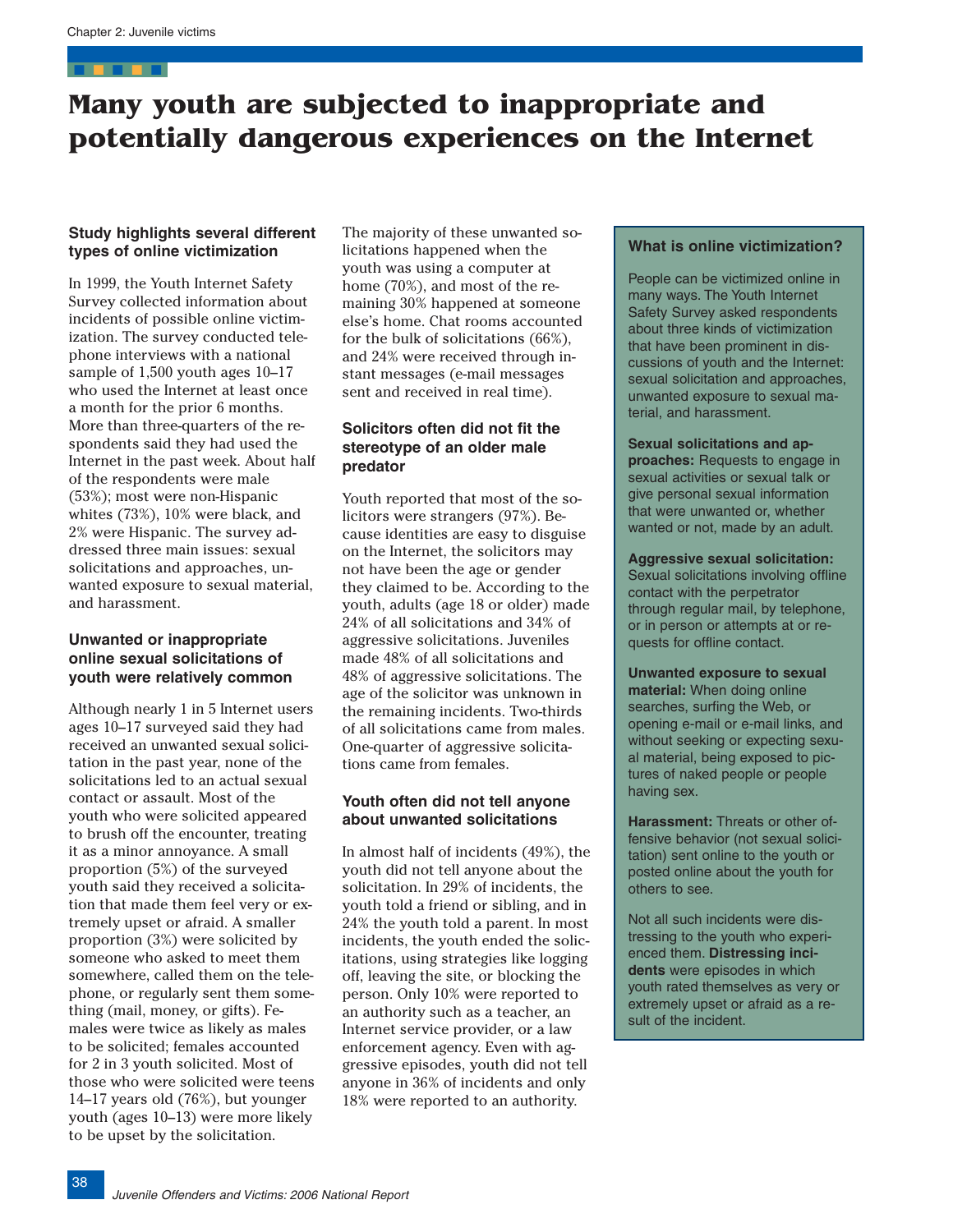# Many youth are subjected to inappropriate and potentially dangerous experiences on the Internet

### Study highlights several different types of online victimization

In 1999, the Youth Internet Safety Survey collected information about incidents of possible online victimization. The survey conducted telephone interviews with a national sample of 1,500 youth ages 10–17 who used the Internet at least once a month for the prior 6 months. More than three-quarters of the respondents said they had used the Internet in the past week. About half of the respondents were male (53%); most were non-Hispanic whites (73%), 10% were black, and 2% were Hispanic. The survey addressed three main issues: sexual solicitations and approaches, unwanted exposure to sexual material, and harassment.

### Unwanted or inappropriate online sexual solicitations of youth were relatively common

Although nearly 1 in 5 Internet users ages 10–17 surveyed said they had received an unwanted sexual solicitation in the past year, none of the solicitations led to an actual sexual contact or assault. Most of the youth who were solicited appeared to brush off the encounter, treating it as a minor annoyance. A small proportion (5%) of the surveyed youth said they received a solicitation that made them feel very or extremely upset or afraid. A smaller proportion (3%) were solicited by someone who asked to meet them somewhere, called them on the telephone, or regularly sent them something (mail, money, or gifts). Females were twice as likely as males to be solicited; females accounted for 2 in 3 youth solicited. Most of those who were solicited were teens 14–17 years old (76%), but younger youth (ages 10–13) were more likely to be upset by the solicitation.

The majority of these unwanted solicitations happened when the youth was using a computer at home (70%), and most of the remaining 30% happened at someone else's home. Chat rooms accounted for the bulk of solicitations (66%), and 24% were received through instant messages (e-mail messages sent and received in real time).

### Solicitors often did not fit the stereotype of an older male predator

Youth reported that most of the solicitors were strangers (97%). Because identities are easy to disguise on the Internet, the solicitors may not have been the age or gender they claimed to be. According to the youth, adults (age 18 or older) made 24% of all solicitations and 34% of aggressive solicitations. Juveniles made 48% of all solicitations and 48% of aggressive solicitations. The age of the solicitor was unknown in the remaining incidents. Two-thirds of all solicitations came from males. One-quarter of aggressive solicitations came from females.

### Youth often did not tell anyone about unwanted solicitations

In almost half of incidents (49%), the youth did not tell anyone about the solicitation. In 29% of incidents, the youth told a friend or sibling, and in 24% the youth told a parent. In most incidents, the youth ended the solicitations, using strategies like logging off, leaving the site, or blocking the person. Only 10% were reported to an authority such as a teacher, an Internet service provider, or a law enforcement agency. Even with aggressive episodes, youth did not tell anyone in 36% of incidents and only 18% were reported to an authority.

### What is online victimization?

People can be victimized online in many ways. The Youth Internet Safety Survey asked respondents about three kinds of victimization that have been prominent in discussions of youth and the Internet: sexual solicitation and approaches, unwanted exposure to sexual material, and harassment.

**Sexual solicitations and approaches:** Requests to engage in sexual activities or sexual talk or give personal sexual information that were unwanted or, whether wanted or not, made by an adult.

**Aggressive sexual solicitation:** Sexual solicitations involving offline contact with the perpetrator through regular mail, by telephone, or in person or attempts at or requests for offline contact.

**Unwanted exposure to sexual material:** When doing online searches, surfing the Web, or opening e-mail or e-mail links, and without seeking or expecting sexual material, being exposed to pictures of naked people or people having sex.

**Harassment:** Threats or other offensive behavior (not sexual solicitation) sent online to the youth or posted online about the youth for others to see.

Not all such incidents were distressing to the youth who experienced them. **Distressing incidents** were episodes in which youth rated themselves as very or extremely upset or afraid as a result of the incident.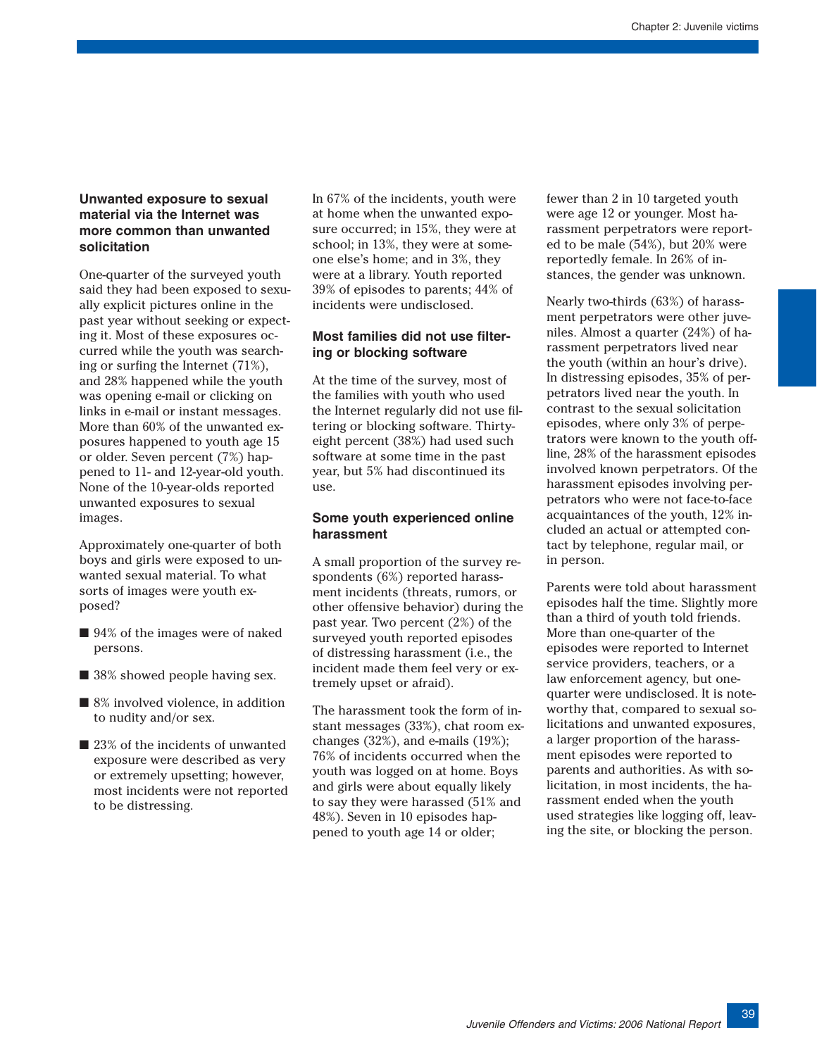### Unwanted exposure to sexual material via the Internet was more common than unwanted solicitation

One-quarter of the surveyed youth said they had been exposed to sexually explicit pictures online in the past year without seeking or expecting it. Most of these exposures occurred while the youth was searching or surfing the Internet (71%), and 28% happened while the youth was opening e-mail or clicking on links in e-mail or instant messages. More than 60% of the unwanted exposures happened to youth age 15 or older. Seven percent (7%) happened to 11- and 12-year-old youth. None of the 10-year-olds reported unwanted exposures to sexual images.

Approximately one-quarter of both boys and girls were exposed to unwanted sexual material. To what sorts of images were youth exposed?

- 94% of the images were of naked persons.
- 38% showed people having sex.
- 8% involved violence, in addition to nudity and/or sex.
- 23% of the incidents of unwanted exposure were described as very or extremely upsetting; however, most incidents were not reported to be distressing.

In 67% of the incidents, youth were at home when the unwanted exposure occurred; in 15%, they were at school; in 13%, they were at someone else's home; and in 3%, they were at a library. Youth reported 39% of episodes to parents; 44% of incidents were undisclosed.

### Most families did not use filtering or blocking software

At the time of the survey, most of the families with youth who used the Internet regularly did not use filtering or blocking software. Thirty-eight percent (38%) had used such software at some time in the past year, but 5% had discontinued its use.

### Some youth experienced online harassment

A small proportion of the survey respondents (6%) reported harassment incidents (threats, rumors, or other offensive behavior) during the past year. Two percent (2%) of the surveyed youth reported episodes of distressing harassment (i.e., the incident made them feel very or extremely upset or afraid).

The harassment took the form of instant messages (33%), chat room exchanges (32%), and e-mails (19%); 76% of incidents occurred when the youth was logged on at home. Boys and girls were about equally likely to say they were harassed (51% and 48%). Seven in 10 episodes happened to youth age 14 or older; fewer than 2 in 10 targeted youth were age 12 or younger. Most harassment perpetrators were reported to be male (54%), but 20% were reportedly female. In 26% of instances, the gender was unknown.

Nearly two-thirds (63%) of harassment perpetrators were other juveniles. Almost a quarter (24%) of harassment perpetrators lived near the youth (within an hour's drive). In distressing episodes, 35% of perpetrators lived near the youth. In contrast to the sexual solicitation episodes, where only 3% of perpetrators were known to the youth offline, 28% of the harassment episodes involved known perpetrators. Of the harassment episodes involving perpetrators who were not face-to-face acquaintances of the youth, 12% included an actual or attempted contact by telephone, regular mail, or in person.

Parents were told about harassment episodes half the time. Slightly more than a third of youth told friends. More than one-quarter of the episodes were reported to Internet service providers, teachers, or a law enforcement agency, but one-quarter were undisclosed. It is noteworthy that, compared to sexual solicitations and unwanted exposures, a larger proportion of the harassment episodes were reported to parents and authorities. As with solicitation, in most incidents, the harassment ended when the youth used strategies like logging off, leaving the site, or blocking the person.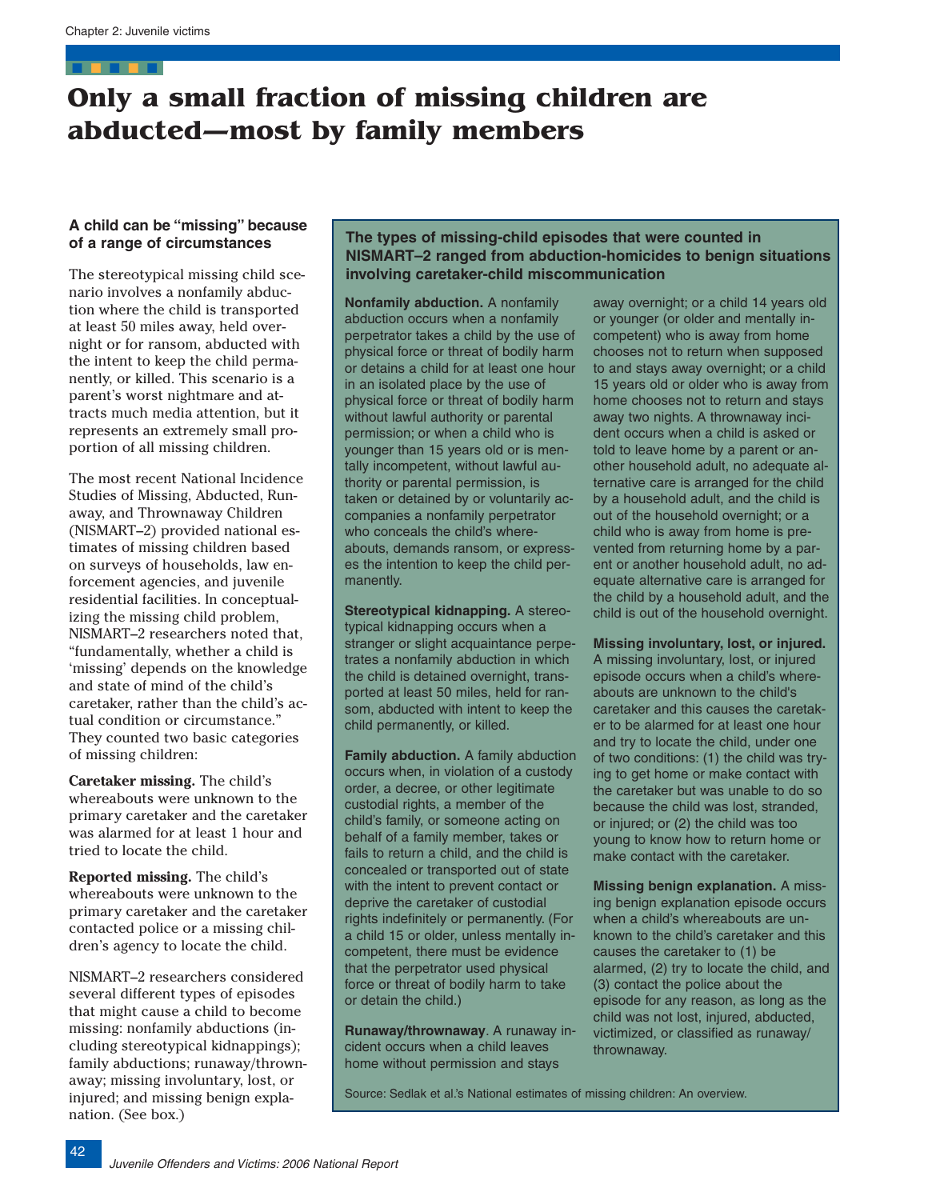# Only a small fraction of missing children are abducted—most by family members

### A child can be "missing" because of a range of circumstances

The stereotypical missing child scenario involves a nonfamily abduction where the child is transported at least 50 miles away, held overnight or for ransom, abducted with the intent to keep the child permanently, or killed. This scenario is a parent's worst nightmare and attracts much media attention, but it represents an extremely small proportion of all missing children.

The most recent National Incidence Studies of Missing, Abducted, Runaway, and Thrownaway Children (NISMART–2) provided national estimates of missing children based on surveys of households, law enforcement agencies, and juvenile residential facilities. In conceptualizing the missing child problem, NISMART–2 researchers noted that, "fundamentally, whether a child is 'missing' depends on the knowledge and state of mind of the child's caretaker, rather than the child's actual condition or circumstance." They counted two basic categories of missing children:

**Caretaker missing.** The child's whereabouts were unknown to the primary caretaker and the caretaker was alarmed for at least 1 hour and tried to locate the child.

**Reported missing.** The child's whereabouts were unknown to the primary caretaker and the caretaker contacted police or a missing children's agency to locate the child.

NISMART–2 researchers considered several different types of episodes that might cause a child to become missing: nonfamily abductions (including stereotypical kidnappings); family abductions; runaway/thrownaway; missing involuntary, lost, or injured; and missing benign explanation. (See box.)

### The types of missing-child episodes that were counted in NISMART–2 ranged from abduction-homicides to benign situations involving caretaker-child miscommunication

**Nonfamily abduction.** A nonfamily abduction occurs when a nonfamily perpetrator takes a child by the use of physical force or threat of bodily harm or detains a child for at least one hour in an isolated place by the use of physical force or threat of bodily harm without lawful authority or parental permission; or when a child who is younger than 15 years old or is mentally incompetent, without lawful authority or parental permission, is taken or detained by or voluntarily accompanies a nonfamily perpetrator who conceals the child's whereabouts, demands ransom, or expresses the intention to keep the child permanently.

**Stereotypical kidnapping.** A stereotypical kidnapping occurs when a stranger or slight acquaintance perpetrates a nonfamily abduction in which the child is detained overnight, transported at least 50 miles, held for ransom, abducted with intent to keep the child permanently, or killed.

**Family abduction.** A family abduction occurs when, in violation of a custody order, a decree, or other legitimate custodial rights, a member of the child's family, or someone acting on behalf of a family member, takes or fails to return a child, and the child is concealed or transported out of state with the intent to prevent contact or deprive the caretaker of custodial rights indefinitely or permanently. (For a child 15 or older, unless mentally incompetent, there must be evidence that the perpetrator used physical force or threat of bodily harm to take or detain the child.)

**Runaway/thrownaway**. A runaway incident occurs when a child leaves home without permission and stays away overnight; or a child 14 years old or younger (or older and mentally incompetent) who is away from home chooses not to return when supposed to and stays away overnight; or a child 15 years old or older who is away from home chooses not to return and stays away two nights. A thrownaway incident occurs when a child is asked or told to leave home by a parent or another household adult, no adequate alternative care is arranged for the child by a household adult, and the child is out of the household overnight; or a child who is away from home is prevented from returning home by a parent or another household adult, no adequate alternative care is arranged for the child by a household adult, and the child is out of the household overnight.

**Missing involuntary, lost, or injured.** A missing involuntary, lost, or injured episode occurs when a child's whereabouts are unknown to the child's caretaker and this causes the caretaker to be alarmed for at least one hour and try to locate the child, under one of two conditions: (1) the child was trying to get home or make contact with the caretaker but was unable to do so because the child was lost, stranded, or injured; or (2) the child was too young to know how to return home or make contact with the caretaker.

**Missing benign explanation.** A missing benign explanation episode occurs when a child's whereabouts are unknown to the child's caretaker and this causes the caretaker to (1) be alarmed, (2) try to locate the child, and (3) contact the police about the episode for any reason, as long as the child was not lost, injured, abducted, victimized, or classified as runaway/thrownaway.

Source: Sedlak et al.'s National estimates of missing children: An overview.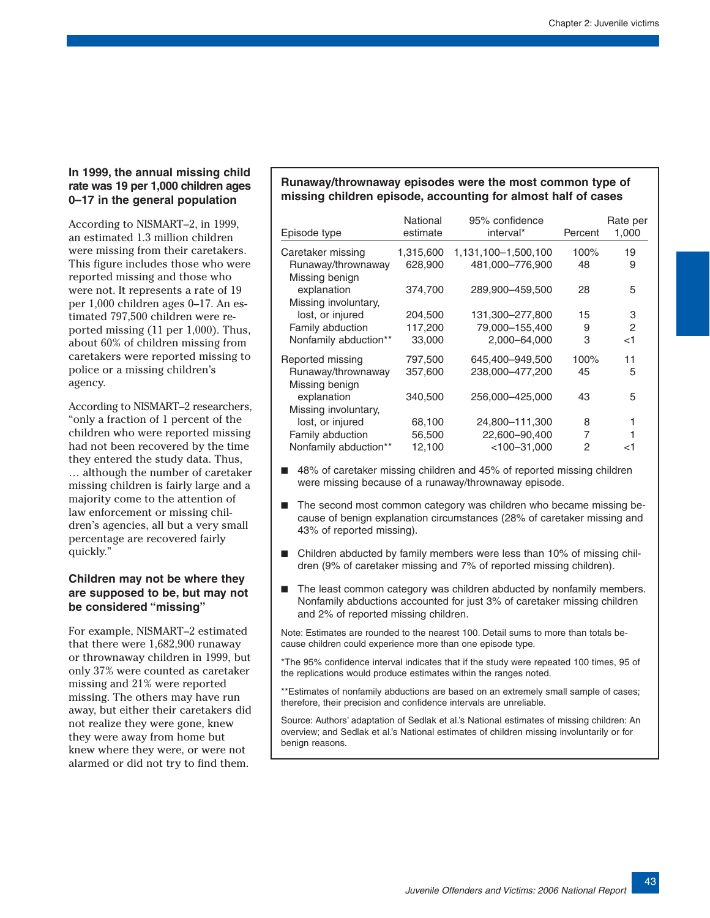### In 1999, the annual missing child rate was 19 per 1,000 children ages 0–17 in the general population

According to NISMART–2, in 1999, an estimated 1.3 million children were missing from their caretakers. This figure includes those who were reported missing and those who were not. It represents a rate of 19 per 1,000 children ages 0–17. An estimated 797,500 children were reported missing (11 per 1,000). Thus, about 60% of children missing from caretakers were reported missing to police or a missing children's agency.

According to NISMART–2 researchers, "only a fraction of 1 percent of the children who were reported missing had not been recovered by the time they entered the study data. Thus, … although the number of caretaker missing children is fairly large and a majority come to the attention of law enforcement or missing children's agencies, all but a very small percentage are recovered fairly quickly."

### Children may not be where they are supposed to be, but may not be considered "missing"

For example, NISMART–2 estimated that there were 1,682,900 runaway or thrownaway children in 1999, but only 37% were counted as caretaker missing and 21% were reported missing. The others may have run away, but either their caretakers did not realize they were gone, knew they were away from home but knew where they were, or were not alarmed or did not try to find them.

**Runaway/thrownaway episodes were the most common type of missing children episode, accounting for almost half of cases**

| Episode type | National estimate | 95% confidence interval* | Percent | Rate per 1,000 |
|---|---|---|---|---|
| Caretaker missing | 1,315,600 | 1,131,100–1,500,100 | 100% | 19 |
| Runaway/thrownaway | 628,900 | 481,000–776,900 | 48 | 9 |
| Missing benign explanation | 374,700 | 289,900–459,500 | 28 | 5 |
| Missing involuntary, lost, or injured | 204,500 | 131,300–277,800 | 15 | 3 |
| Family abduction | 117,200 | 79,000–155,400 | 9 | 2 |
| Nonfamily abduction** | 33,000 | 2,000–64,000 | 3 | <1 |
| Reported missing | 797,500 | 645,400–949,500 | 100% | 11 |
| Runaway/thrownaway | 357,600 | 238,000–477,200 | 45 | 5 |
| Missing benign explanation | 340,500 | 256,000–425,000 | 43 | 5 |
| Missing involuntary, lost, or injured | 68,100 | 24,800–111,300 | 8 | 1 |
| Family abduction | 56,500 | 22,600–90,400 | 7 | 1 |
| Nonfamily abduction** | 12,100 | <100–31,000 | 2 | <1 |

- 48% of caretaker missing children and 45% of reported missing children were missing because of a runaway/thrownaway episode.
- The second most common category was children who became missing because of benign explanation circumstances (28% of caretaker missing and 43% of reported missing).
- Children abducted by family members were less than 10% of missing children (9% of caretaker missing and 7% of reported missing children).
- The least common category was children abducted by nonfamily members. Nonfamily abductions accounted for just 3% of caretaker missing children and 2% of reported missing children.

Note: Estimates are rounded to the nearest 100. Detail sums to more than totals because children could experience more than one episode type.

*The 95% confidence interval indicates that if the study were repeated 100 times, 95 of the replications would produce estimates within the ranges noted.

**Estimates of nonfamily abductions are based on an extremely small sample of cases; therefore, their precision and confidence intervals are unreliable.

Source: Authors' adaptation of Sedlak et al.'s National estimates of missing children: An overview; and Sedlak et al.'s National estimates of children missing involuntarily or for benign reasons.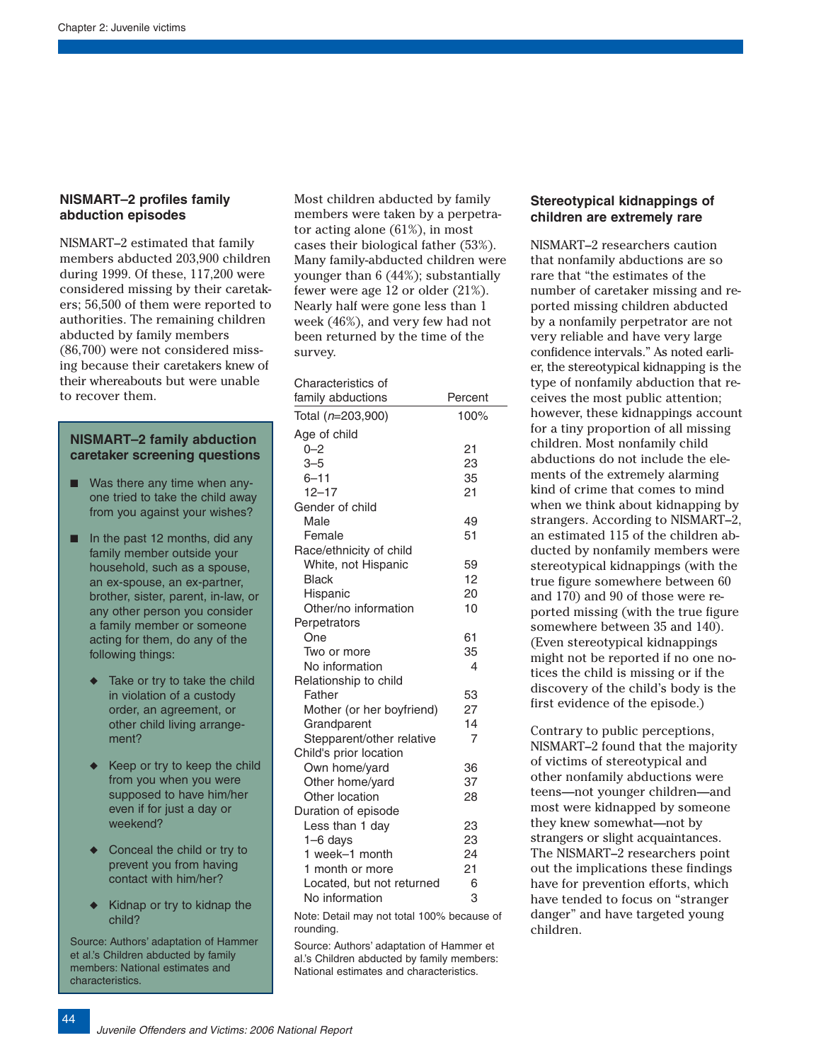## NISMART–2 profiles family abduction episodes

NISMART–2 estimated that family members abducted 203,900 children during 1999. Of these, 117,200 were considered missing by their caretakers; 56,500 of them were reported to authorities. The remaining children abducted by family members (86,700) were not considered missing because their caretakers knew of their whereabouts but were unable to recover them.

### NISMART–2 family abduction caretaker screening questions

- Was there any time when anyone tried to take the child away from you against your wishes?
- In the past 12 months, did any family member outside your household, such as a spouse, an ex-spouse, an ex-partner, brother, sister, parent, in-law, or any other person you consider a family member or someone acting for them, do any of the following things:
  - Take or try to take the child in violation of a custody order, an agreement, or other child living arrangement?
  - Keep or try to keep the child from you when you were supposed to have him/her even if for just a day or weekend?
  - Conceal the child or try to prevent you from having contact with him/her?
  - Kidnap or try to kidnap the child?

Source: Authors' adaptation of Hammer et al.'s Children abducted by family members: National estimates and characteristics.

Most children abducted by family members were taken by a perpetrator acting alone (61%), in most cases their biological father (53%). Many family-abducted children were younger than 6 (44%); substantially fewer were age 12 or older (21%). Nearly half were gone less than 1 week (46%), and very few had not been returned by the time of the survey.

| Characteristics of family abductions | Percent |
|---|---|
| Total (*n*=203,900) | 100% |
| **Age of child** | |
| 0–2 | 21 |
| 3–5 | 23 |
| 6–11 | 35 |
| 12–17 | 21 |
| **Gender of child** | |
| Male | 49 |
| Female | 51 |
| **Race/ethnicity of child** | |
| White, not Hispanic | 59 |
| Black | 12 |
| Hispanic | 20 |
| Other/no information | 10 |
| **Perpetrators** | |
| One | 61 |
| Two or more | 35 |
| No information | 4 |
| **Relationship to child** | |
| Father | 53 |
| Mother (or her boyfriend) | 27 |
| Grandparent | 14 |
| Stepparent/other relative | 7 |
| **Child's prior location** | |
| Own home/yard | 36 |
| Other home/yard | 37 |
| Other location | 28 |
| **Duration of episode** | |
| Less than 1 day | 23 |
| 1–6 days | 23 |
| 1 week–1 month | 24 |
| 1 month or more | 21 |
| Located, but not returned | 6 |
| No information | 3 |

Note: Detail may not total 100% because of rounding.

Source: Authors' adaptation of Hammer et al.'s Children abducted by family members: National estimates and characteristics.

## Stereotypical kidnappings of children are extremely rare

NISMART–2 researchers caution that nonfamily abductions are so rare that "the estimates of the number of caretaker missing and reported missing children abducted by a nonfamily perpetrator are not very reliable and have very large confidence intervals." As noted earlier, the stereotypical kidnapping is the type of nonfamily abduction that receives the most public attention; however, these kidnappings account for a tiny proportion of all missing children. Most nonfamily child abductions do not include the elements of the extremely alarming kind of crime that comes to mind when we think about kidnapping by strangers. According to NISMART–2, an estimated 115 of the children abducted by nonfamily members were stereotypical kidnappings (with the true figure somewhere between 60 and 170) and 90 of those were reported missing (with the true figure somewhere between 35 and 140). (Even stereotypical kidnappings might not be reported if no one notices the child is missing or if the discovery of the child's body is the first evidence of the episode.)

Contrary to public perceptions, NISMART–2 found that the majority of victims of stereotypical and other nonfamily abductions were teens—not younger children—and most were kidnapped by someone they knew somewhat—not by strangers or slight acquaintances. The NISMART–2 researchers point out the implications these findings have for prevention efforts, which have tended to focus on "stranger danger" and have targeted young children.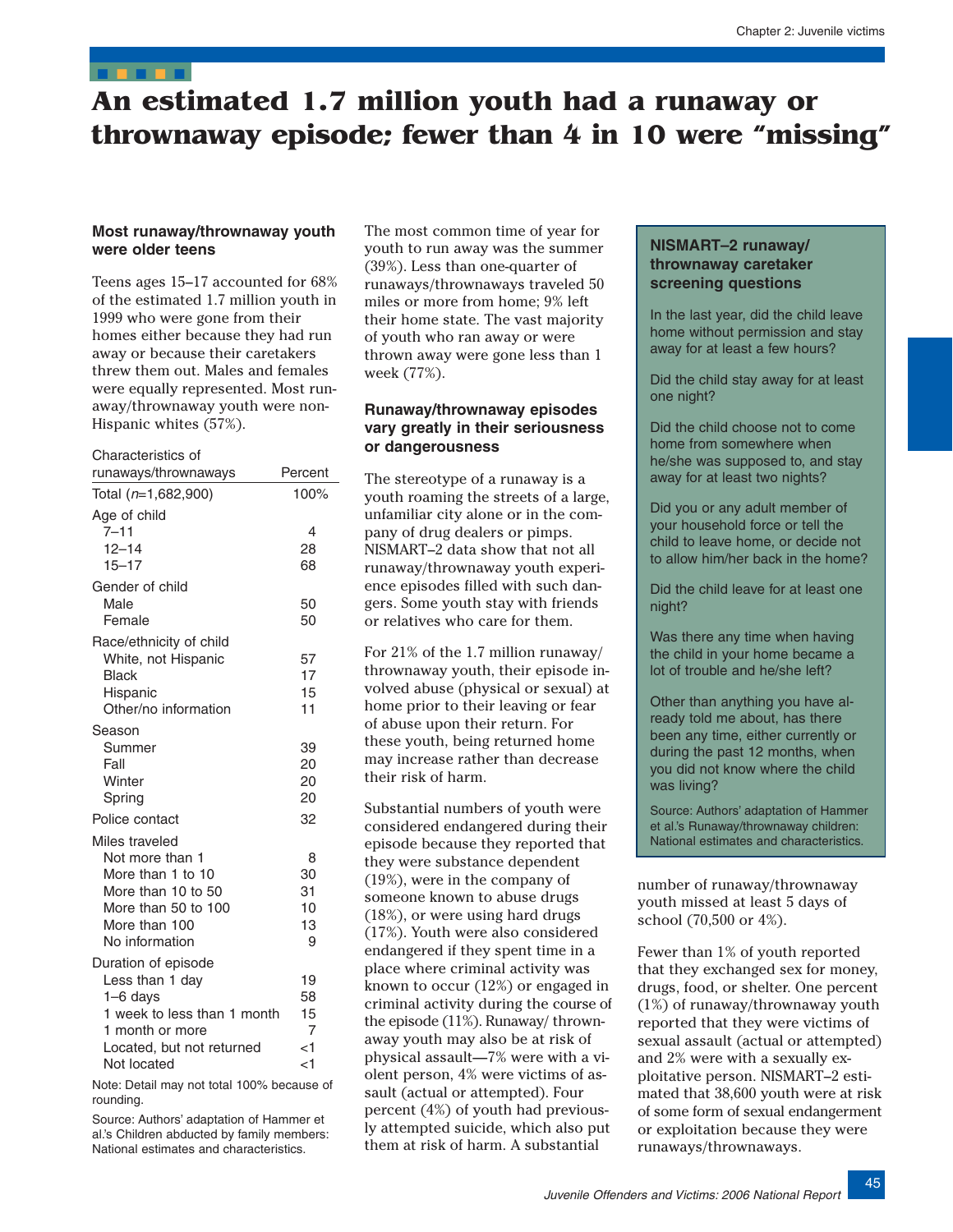# An estimated 1.7 million youth had a runaway or thrownaway episode; fewer than 4 in 10 were "missing"

### Most runaway/thrownaway youth were older teens

Teens ages 15–17 accounted for 68% of the estimated 1.7 million youth in 1999 who were gone from their homes either because they had run away or because their caretakers threw them out. Males and females were equally represented. Most runaway/thrownaway youth were non-Hispanic whites (57%).

| Characteristics of runaways/thrownaways | Percent |
|---|---|
| Total (*n*=1,682,900) | 100% |
| **Age of child** | |
| 7–11 | 4 |
| 12–14 | 28 |
| 15–17 | 68 |
| **Gender of child** | |
| Male | 50 |
| Female | 50 |
| **Race/ethnicity of child** | |
| White, not Hispanic | 57 |
| Black | 17 |
| Hispanic | 15 |
| Other/no information | 11 |
| **Season** | |
| Summer | 39 |
| Fall | 20 |
| Winter | 20 |
| Spring | 20 |
| **Police contact** | 32 |
| **Miles traveled** | |
| Not more than 1 | 8 |
| More than 1 to 10 | 30 |
| More than 10 to 50 | 31 |
| More than 50 to 100 | 10 |
| More than 100 | 13 |
| No information | 9 |
| **Duration of episode** | |
| Less than 1 day | 19 |
| 1–6 days | 58 |
| 1 week to less than 1 month | 15 |
| 1 month or more | 7 |
| Located, but not returned | <1 |
| Not located | <1 |

Note: Detail may not total 100% because of rounding.

Source: Authors' adaptation of Hammer et al.'s Children abducted by family members: National estimates and characteristics.

The most common time of year for youth to run away was the summer (39%). Less than one-quarter of runaways/thrownaways traveled 50 miles or more from home; 9% left their home state. The vast majority of youth who ran away or were thrown away were gone less than 1 week (77%).

### Runaway/thrownaway episodes vary greatly in their seriousness or dangerousness

The stereotype of a runaway is a youth roaming the streets of a large, unfamiliar city alone or in the company of drug dealers or pimps. NISMART–2 data show that not all runaway/thrownaway youth experience episodes filled with such dangers. Some youth stay with friends or relatives who care for them.

For 21% of the 1.7 million runaway/thrownaway youth, their episode involved abuse (physical or sexual) at home prior to their leaving or fear of abuse upon their return. For these youth, being returned home may increase rather than decrease their risk of harm.

Substantial numbers of youth were considered endangered during their episode because they reported that they were substance dependent (19%), were in the company of someone known to abuse drugs (18%), or were using hard drugs (17%). Youth were also considered endangered if they spent time in a place where criminal activity was known to occur (12%) or engaged in criminal activity during the course of the episode (11%). Runaway/thrownaway youth may also be at risk of physical assault—7% were with a violent person, 4% were victims of assault (actual or attempted). Four percent (4%) of youth had previously attempted suicide, which also put them at risk of harm. A substantial number of runaway/thrownaway youth missed at least 5 days of school (70,500 or 4%).

Fewer than 1% of youth reported that they exchanged sex for money, drugs, food, or shelter. One percent (1%) of runaway/thrownaway youth reported that they were victims of sexual assault (actual or attempted) and 2% were with a sexually exploitative person. NISMART–2 estimated that 38,600 youth were at risk of some form of sexual endangerment or exploitation because they were runaways/thrownaways.

> **NISMART–2 runaway/thrownaway caretaker screening questions**
>
> In the last year, did the child leave home without permission and stay away for at least a few hours?
>
> Did the child stay away for at least one night?
>
> Did the child choose not to come home from somewhere when he/she was supposed to, and stay away for at least two nights?
>
> Did you or any adult member of your household force or tell the child to leave home, or decide not to allow him/her back in the home?
>
> Did the child leave for at least one night?
>
> Was there any time when having the child in your home became a lot of trouble and he/she left?
>
> Other than anything you have already told me about, has there been any time, either currently or during the past 12 months, when you did not know where the child was living?
>
> Source: Authors' adaptation of Hammer et al.'s Runaway/thrownaway children: National estimates and characteristics.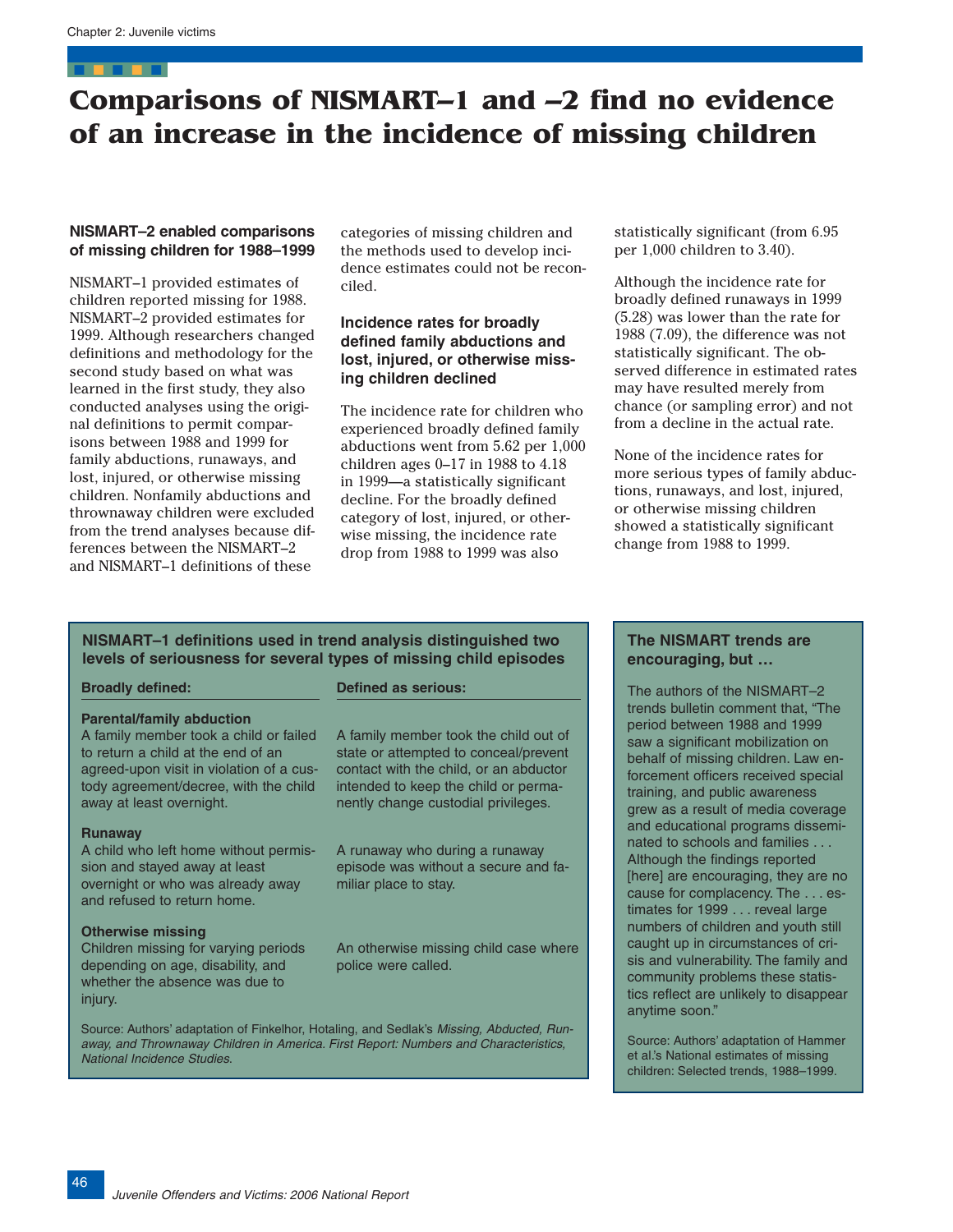# Comparisons of NISMART–1 and –2 find no evidence of an increase in the incidence of missing children

### NISMART–2 enabled comparisons of missing children for 1988–1999

NISMART–1 provided estimates of children reported missing for 1988. NISMART–2 provided estimates for 1999. Although researchers changed definitions and methodology for the second study based on what was learned in the first study, they also conducted analyses using the original definitions to permit comparisons between 1988 and 1999 for family abductions, runaways, and lost, injured, or otherwise missing children. Nonfamily abductions and thrownaway children were excluded from the trend analyses because differences between the NISMART–2 and NISMART–1 definitions of these categories of missing children and the methods used to develop incidence estimates could not be reconciled.

### Incidence rates for broadly defined family abductions and lost, injured, or otherwise missing children declined

The incidence rate for children who experienced broadly defined family abductions went from 5.62 per 1,000 children ages 0–17 in 1988 to 4.18 in 1999—a statistically significant decline. For the broadly defined category of lost, injured, or otherwise missing, the incidence rate drop from 1988 to 1999 was also statistically significant (from 6.95 per 1,000 children to 3.40).

Although the incidence rate for broadly defined runaways in 1999 (5.28) was lower than the rate for 1988 (7.09), the difference was not statistically significant. The observed difference in estimated rates may have resulted merely from chance (or sampling error) and not from a decline in the actual rate.

None of the incidence rates for more serious types of family abductions, runaways, and lost, injured, or otherwise missing children showed a statistically significant change from 1988 to 1999.

### NISMART–1 definitions used in trend analysis distinguished two levels of seriousness for several types of missing child episodes

| Broadly defined: | Defined as serious: |
|---|---|
| **Parental/family abduction**<br>A family member took a child or failed to return a child at the end of an agreed-upon visit in violation of a custody agreement/decree, with the child away at least overnight. | A family member took the child out of state or attempted to conceal/prevent contact with the child, or an abductor intended to keep the child or permanently change custodial privileges. |
| **Runaway**<br>A child who left home without permission and stayed away at least overnight or who was already away and refused to return home. | A runaway who during a runaway episode was without a secure and familiar place to stay. |
| **Otherwise missing**<br>Children missing for varying periods depending on age, disability, and whether the absence was due to injury. | An otherwise missing child case where police were called. |

Source: Authors' adaptation of Finkelhor, Hotaling, and Sedlak's *Missing, Abducted, Runaway, and Thrownaway Children in America. First Report: Numbers and Characteristics, National Incidence Studies.*

### The NISMART trends are encouraging, but …

The authors of the NISMART–2 trends bulletin comment that, "The period between 1988 and 1999 saw a significant mobilization on behalf of missing children. Law enforcement officers received special training, and public awareness grew as a result of media coverage and educational programs disseminated to schools and families . . . Although the findings reported [here] are encouraging, they are no cause for complacency. The . . . estimates for 1999 . . . reveal large numbers of children and youth still caught up in circumstances of crisis and vulnerability. The family and community problems these statistics reflect are unlikely to disappear anytime soon."

Source: Authors' adaptation of Hammer et al.'s National estimates of missing children: Selected trends, 1988–1999.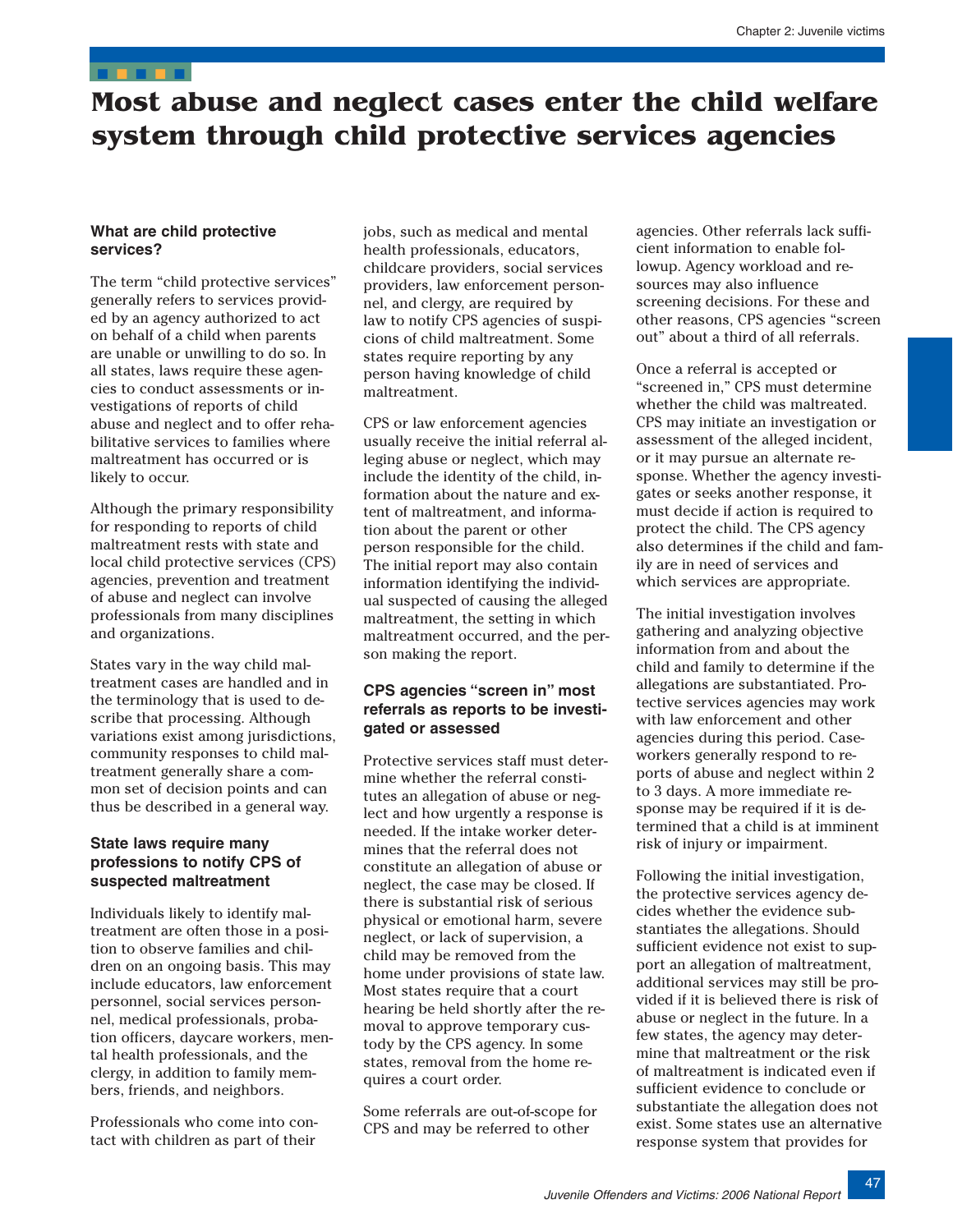# Most abuse and neglect cases enter the child welfare system through child protective services agencies

### What are child protective services?

The term "child protective services" generally refers to services provided by an agency authorized to act on behalf of a child when parents are unable or unwilling to do so. In all states, laws require these agencies to conduct assessments or investigations of reports of child abuse and neglect and to offer rehabilitative services to families where maltreatment has occurred or is likely to occur.

Although the primary responsibility for responding to reports of child maltreatment rests with state and local child protective services (CPS) agencies, prevention and treatment of abuse and neglect can involve professionals from many disciplines and organizations.

States vary in the way child maltreatment cases are handled and in the terminology that is used to describe that processing. Although variations exist among jurisdictions, community responses to child maltreatment generally share a common set of decision points and can thus be described in a general way.

### State laws require many professions to notify CPS of suspected maltreatment

Individuals likely to identify maltreatment are often those in a position to observe families and children on an ongoing basis. This may include educators, law enforcement personnel, social services personnel, medical professionals, probation officers, daycare workers, mental health professionals, and the clergy, in addition to family members, friends, and neighbors.

Professionals who come into contact with children as part of their jobs, such as medical and mental health professionals, educators, childcare providers, social services providers, law enforcement personnel, and clergy, are required by law to notify CPS agencies of suspicions of child maltreatment. Some states require reporting by any person having knowledge of child maltreatment.

CPS or law enforcement agencies usually receive the initial referral alleging abuse or neglect, which may include the identity of the child, information about the nature and extent of maltreatment, and information about the parent or other person responsible for the child. The initial report may also contain information identifying the individual suspected of causing the alleged maltreatment, the setting in which maltreatment occurred, and the person making the report.

### CPS agencies "screen in" most referrals as reports to be investigated or assessed

Protective services staff must determine whether the referral constitutes an allegation of abuse or neglect and how urgently a response is needed. If the intake worker determines that the referral does not constitute an allegation of abuse or neglect, the case may be closed. If there is substantial risk of serious physical or emotional harm, severe neglect, or lack of supervision, a child may be removed from the home under provisions of state law. Most states require that a court hearing be held shortly after the removal to approve temporary custody by the CPS agency. In some states, removal from the home requires a court order.

Some referrals are out-of-scope for CPS and may be referred to other agencies. Other referrals lack sufficient information to enable followup. Agency workload and resources may also influence screening decisions. For these and other reasons, CPS agencies "screen out" about a third of all referrals.

Once a referral is accepted or "screened in," CPS must determine whether the child was maltreated. CPS may initiate an investigation or assessment of the alleged incident, or it may pursue an alternate response. Whether the agency investigates or seeks another response, it must decide if action is required to protect the child. The CPS agency also determines if the child and family are in need of services and which services are appropriate.

The initial investigation involves gathering and analyzing objective information from and about the child and family to determine if the allegations are substantiated. Protective services agencies may work with law enforcement and other agencies during this period. Caseworkers generally respond to reports of abuse and neglect within 2 to 3 days. A more immediate response may be required if it is determined that a child is at imminent risk of injury or impairment.

Following the initial investigation, the protective services agency decides whether the evidence substantiates the allegations. Should sufficient evidence not exist to support an allegation of maltreatment, additional services may still be provided if it is believed there is risk of abuse or neglect in the future. In a few states, the agency may determine that maltreatment or the risk of maltreatment is indicated even if sufficient evidence to conclude or substantiate the allegation does not exist. Some states use an alternative response system that provides for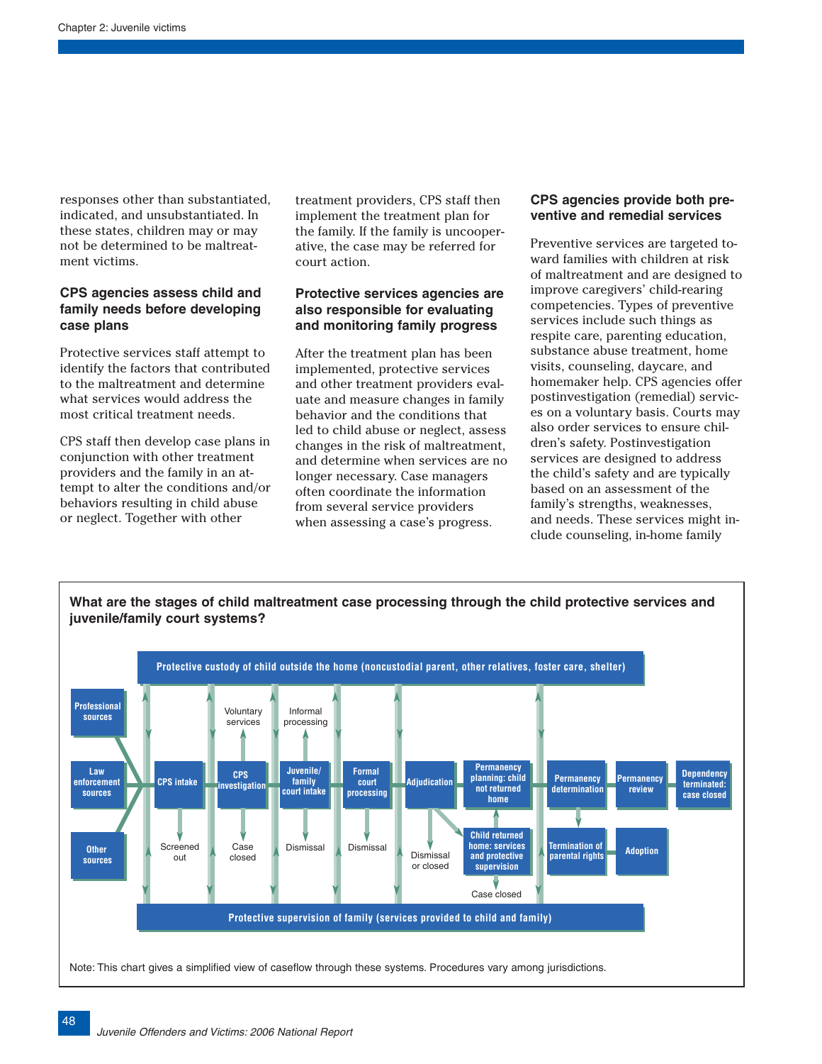responses other than substantiated, indicated, and unsubstantiated. In these states, children may or may not be determined to be maltreatment victims.

### CPS agencies assess child and family needs before developing case plans

Protective services staff attempt to identify the factors that contributed to the maltreatment and determine what services would address the most critical treatment needs.

CPS staff then develop case plans in conjunction with other treatment providers and the family in an attempt to alter the conditions and/or behaviors resulting in child abuse or neglect. Together with other treatment providers, CPS staff then implement the treatment plan for the family. If the family is uncooperative, the case may be referred for court action.

### Protective services agencies are also responsible for evaluating and monitoring family progress

After the treatment plan has been implemented, protective services and other treatment providers evaluate and measure changes in family behavior and the conditions that led to child abuse or neglect, assess changes in the risk of maltreatment, and determine when services are no longer necessary. Case managers often coordinate the information from several service providers when assessing a case's progress.

### CPS agencies provide both preventive and remedial services

Preventive services are targeted toward families with children at risk of maltreatment and are designed to improve caregivers' child-rearing competencies. Types of preventive services include such things as respite care, parenting education, substance abuse treatment, home visits, counseling, daycare, and homemaker help. CPS agencies offer postinvestigation (remedial) services on a voluntary basis. Courts may also order services to ensure children's safety. Postinvestigation services are designed to address the child's safety and are typically based on an assessment of the family's strengths, weaknesses, and needs. These services might include counseling, in-home family

**What are the stages of child maltreatment case processing through the child protective services and juvenile/family court systems?**

Protective custody of child outside the home (noncustodial parent, other relatives, foster care, shelter)

Professional sources | Law enforcement sources | Other sources → CPS intake → CPS investigation → Juvenile/family court intake → Formal court processing → Adjudication → Permanency planning: child not returned home → Permanency determination → Permanency review → Dependency terminated: case closed

- CPS intake → Screened out
- CPS investigation → Voluntary services; Case closed
- Juvenile/family court intake → Informal processing; Dismissal
- Formal court processing → Dismissal
- Adjudication → Dismissal or closed; Child returned home: services and protective supervision → Case closed
- Permanency determination → Termination of parental rights → Adoption

Protective supervision of family (services provided to child and family)

Note: This chart gives a simplified view of caseflow through these systems. Procedures vary among jurisdictions.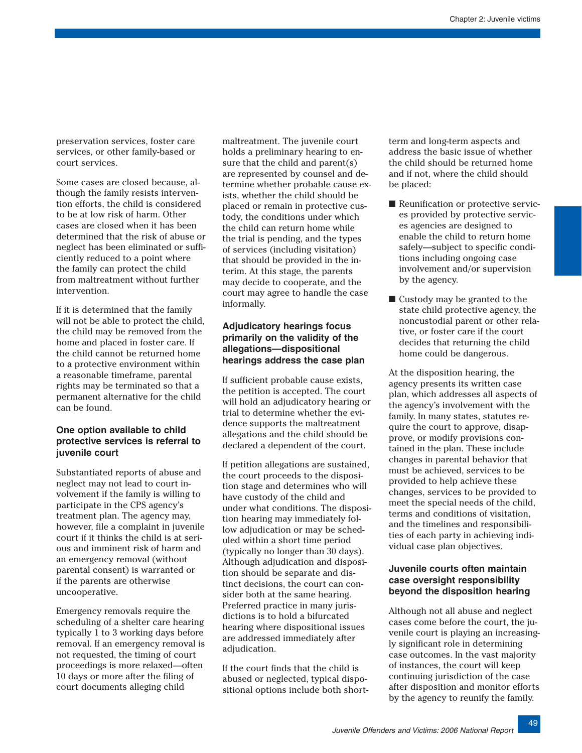preservation services, foster care services, or other family-based or court services.

Some cases are closed because, although the family resists intervention efforts, the child is considered to be at low risk of harm. Other cases are closed when it has been determined that the risk of abuse or neglect has been eliminated or sufficiently reduced to a point where the family can protect the child from maltreatment without further intervention.

If it is determined that the family will not be able to protect the child, the child may be removed from the home and placed in foster care. If the child cannot be returned home to a protective environment within a reasonable timeframe, parental rights may be terminated so that a permanent alternative for the child can be found.

### One option available to child protective services is referral to juvenile court

Substantiated reports of abuse and neglect may not lead to court involvement if the family is willing to participate in the CPS agency's treatment plan. The agency may, however, file a complaint in juvenile court if it thinks the child is at serious and imminent risk of harm and an emergency removal (without parental consent) is warranted or if the parents are otherwise uncooperative.

Emergency removals require the scheduling of a shelter care hearing typically 1 to 3 working days before removal. If an emergency removal is not requested, the timing of court proceedings is more relaxed—often 10 days or more after the filing of court documents alleging child maltreatment. The juvenile court holds a preliminary hearing to ensure that the child and parent(s) are represented by counsel and determine whether probable cause exists, whether the child should be placed or remain in protective custody, the conditions under which the child can return home while the trial is pending, and the types of services (including visitation) that should be provided in the interim. At this stage, the parents may decide to cooperate, and the court may agree to handle the case informally.

### Adjudicatory hearings focus primarily on the validity of the allegations—dispositional hearings address the case plan

If sufficient probable cause exists, the petition is accepted. The court will hold an adjudicatory hearing or trial to determine whether the evidence supports the maltreatment allegations and the child should be declared a dependent of the court.

If petition allegations are sustained, the court proceeds to the disposition stage and determines who will have custody of the child and under what conditions. The disposition hearing may immediately follow adjudication or may be scheduled within a short time period (typically no longer than 30 days). Although adjudication and disposition should be separate and distinct decisions, the court can consider both at the same hearing. Preferred practice in many jurisdictions is to hold a bifurcated hearing where dispositional issues are addressed immediately after adjudication.

If the court finds that the child is abused or neglected, typical dispositional options include both short-term and long-term aspects and address the basic issue of whether the child should be returned home and if not, where the child should be placed:

- Reunification or protective services provided by protective services agencies are designed to enable the child to return home safely—subject to specific conditions including ongoing case involvement and/or supervision by the agency.
- Custody may be granted to the state child protective agency, the noncustodial parent or other relative, or foster care if the court decides that returning the child home could be dangerous.

At the disposition hearing, the agency presents its written case plan, which addresses all aspects of the agency's involvement with the family. In many states, statutes require the court to approve, disapprove, or modify provisions contained in the plan. These include changes in parental behavior that must be achieved, services to be provided to help achieve these changes, services to be provided to meet the special needs of the child, terms and conditions of visitation, and the timelines and responsibilities of each party in achieving individual case plan objectives.

### Juvenile courts often maintain case oversight responsibility beyond the disposition hearing

Although not all abuse and neglect cases come before the court, the juvenile court is playing an increasingly significant role in determining case outcomes. In the vast majority of instances, the court will keep continuing jurisdiction of the case after disposition and monitor efforts by the agency to reunify the family.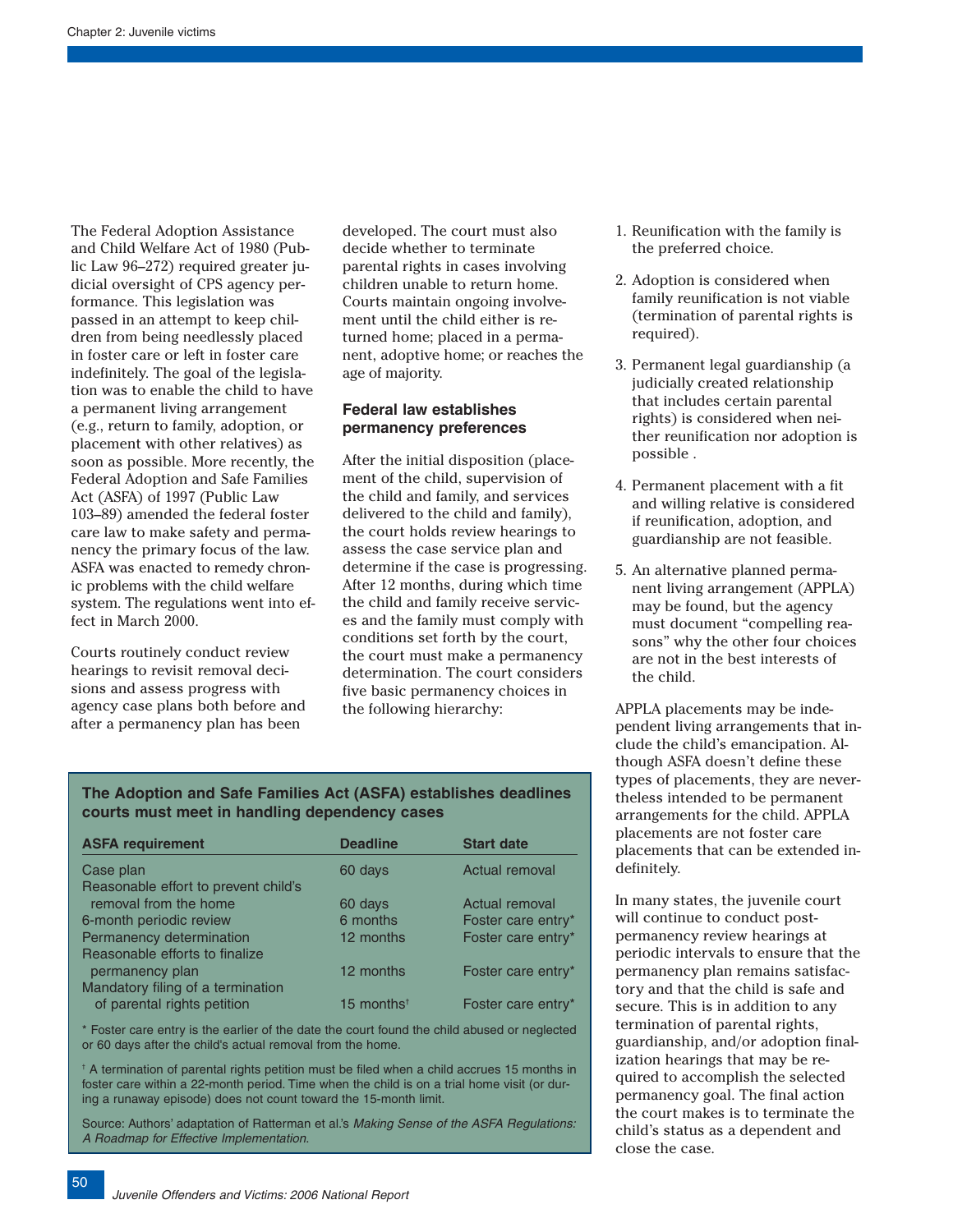The Federal Adoption Assistance and Child Welfare Act of 1980 (Public Law 96–272) required greater judicial oversight of CPS agency performance. This legislation was passed in an attempt to keep children from being needlessly placed in foster care or left in foster care indefinitely. The goal of the legislation was to enable the child to have a permanent living arrangement (e.g., return to family, adoption, or placement with other relatives) as soon as possible. More recently, the Federal Adoption and Safe Families Act (ASFA) of 1997 (Public Law 103–89) amended the federal foster care law to make safety and permanency the primary focus of the law. ASFA was enacted to remedy chronic problems with the child welfare system. The regulations went into effect in March 2000.

Courts routinely conduct review hearings to revisit removal decisions and assess progress with agency case plans both before and after a permanency plan has been developed. The court must also decide whether to terminate parental rights in cases involving children unable to return home. Courts maintain ongoing involvement until the child either is returned home; placed in a permanent, adoptive home; or reaches the age of majority.

### Federal law establishes permanency preferences

After the initial disposition (placement of the child, supervision of the child and family, and services delivered to the child and family), the court holds review hearings to assess the case service plan and determine if the case is progressing. After 12 months, during which time the child and family receive services and the family must comply with conditions set forth by the court, the court must make a permanency determination. The court considers five basic permanency choices in the following hierarchy:

1. Reunification with the family is the preferred choice.
2. Adoption is considered when family reunification is not viable (termination of parental rights is required).
3. Permanent legal guardianship (a judicially created relationship that includes certain parental rights) is considered when neither reunification nor adoption is possible .
4. Permanent placement with a fit and willing relative is considered if reunification, adoption, and guardianship are not feasible.
5. An alternative planned permanent living arrangement (APPLA) may be found, but the agency must document "compelling reasons" why the other four choices are not in the best interests of the child.

APPLA placements may be independent living arrangements that include the child's emancipation. Although ASFA doesn't define these types of placements, they are nevertheless intended to be permanent arrangements for the child. APPLA placements are not foster care placements that can be extended indefinitely.

In many states, the juvenile court will continue to conduct post-permanency review hearings at periodic intervals to ensure that the permanency plan remains satisfactory and that the child is safe and secure. This is in addition to any termination of parental rights, guardianship, and/or adoption finalization hearings that may be required to accomplish the selected permanency goal. The final action the court makes is to terminate the child's status as a dependent and close the case.

**The Adoption and Safe Families Act (ASFA) establishes deadlines courts must meet in handling dependency cases**

| ASFA requirement | Deadline | Start date |
|---|---|---|
| Case plan | 60 days | Actual removal |
| Reasonable effort to prevent child's removal from the home | 60 days | Actual removal |
| 6-month periodic review | 6 months | Foster care entry* |
| Permanency determination | 12 months | Foster care entry* |
| Reasonable efforts to finalize permanency plan | 12 months | Foster care entry* |
| Mandatory filing of a termination of parental rights petition | 15 months† | Foster care entry* |

\* Foster care entry is the earlier of the date the court found the child abused or neglected or 60 days after the child's actual removal from the home.

† A termination of parental rights petition must be filed when a child accrues 15 months in foster care within a 22-month period. Time when the child is on a trial home visit (or during a runaway episode) does not count toward the 15-month limit.

Source: Authors' adaptation of Ratterman et al.'s *Making Sense of the ASFA Regulations: A Roadmap for Effective Implementation*.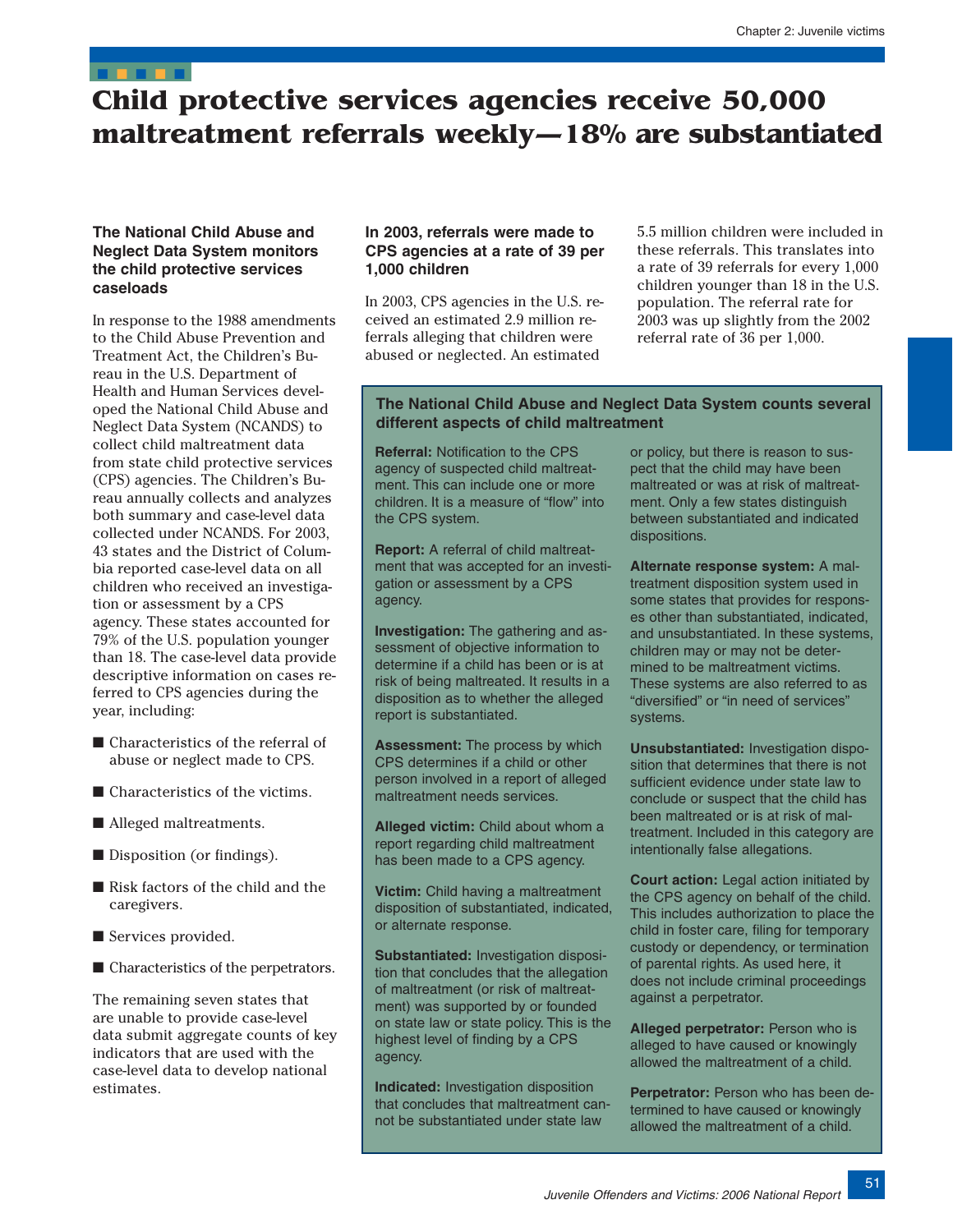# Child protective services agencies receive 50,000 maltreatment referrals weekly—18% are substantiated

### The National Child Abuse and Neglect Data System monitors the child protective services caseloads

In response to the 1988 amendments to the Child Abuse Prevention and Treatment Act, the Children's Bureau in the U.S. Department of Health and Human Services developed the National Child Abuse and Neglect Data System (NCANDS) to collect child maltreatment data from state child protective services (CPS) agencies. The Children's Bureau annually collects and analyzes both summary and case-level data collected under NCANDS. For 2003, 43 states and the District of Columbia reported case-level data on all children who received an investigation or assessment by a CPS agency. These states accounted for 79% of the U.S. population younger than 18. The case-level data provide descriptive information on cases referred to CPS agencies during the year, including:

- Characteristics of the referral of abuse or neglect made to CPS.
- Characteristics of the victims.
- Alleged maltreatments.
- Disposition (or findings).
- Risk factors of the child and the caregivers.
- Services provided.
- Characteristics of the perpetrators.

The remaining seven states that are unable to provide case-level data submit aggregate counts of key indicators that are used with the case-level data to develop national estimates.

### In 2003, referrals were made to CPS agencies at a rate of 39 per 1,000 children

In 2003, CPS agencies in the U.S. received an estimated 2.9 million referrals alleging that children were abused or neglected. An estimated 5.5 million children were included in these referrals. This translates into a rate of 39 referrals for every 1,000 children younger than 18 in the U.S. population. The referral rate for 2003 was up slightly from the 2002 referral rate of 36 per 1,000.

### The National Child Abuse and Neglect Data System counts several different aspects of child maltreatment

**Referral:** Notification to the CPS agency of suspected child maltreatment. This can include one or more children. It is a measure of "flow" into the CPS system.

**Report:** A referral of child maltreatment that was accepted for an investigation or assessment by a CPS agency.

**Investigation:** The gathering and assessment of objective information to determine if a child has been or is at risk of being maltreated. It results in a disposition as to whether the alleged report is substantiated.

**Assessment:** The process by which CPS determines if a child or other person involved in a report of alleged maltreatment needs services.

**Alleged victim:** Child about whom a report regarding child maltreatment has been made to a CPS agency.

**Victim:** Child having a maltreatment disposition of substantiated, indicated, or alternate response.

**Substantiated:** Investigation disposition that concludes that the allegation of maltreatment (or risk of maltreatment) was supported by or founded on state law or state policy. This is the highest level of finding by a CPS agency.

**Indicated:** Investigation disposition that concludes that maltreatment cannot be substantiated under state law or policy, but there is reason to suspect that the child may have been maltreated or was at risk of maltreatment. Only a few states distinguish between substantiated and indicated dispositions.

**Alternate response system:** A maltreatment disposition system used in some states that provides for responses other than substantiated, indicated, and unsubstantiated. In these systems, children may or may not be determined to be maltreatment victims. These systems are also referred to as "diversified" or "in need of services" systems.

**Unsubstantiated:** Investigation disposition that determines that there is not sufficient evidence under state law to conclude or suspect that the child has been maltreated or is at risk of maltreatment. Included in this category are intentionally false allegations.

**Court action:** Legal action initiated by the CPS agency on behalf of the child. This includes authorization to place the child in foster care, filing for temporary custody or dependency, or termination of parental rights. As used here, it does not include criminal proceedings against a perpetrator.

**Alleged perpetrator:** Person who is alleged to have caused or knowingly allowed the maltreatment of a child.

**Perpetrator:** Person who has been determined to have caused or knowingly allowed the maltreatment of a child.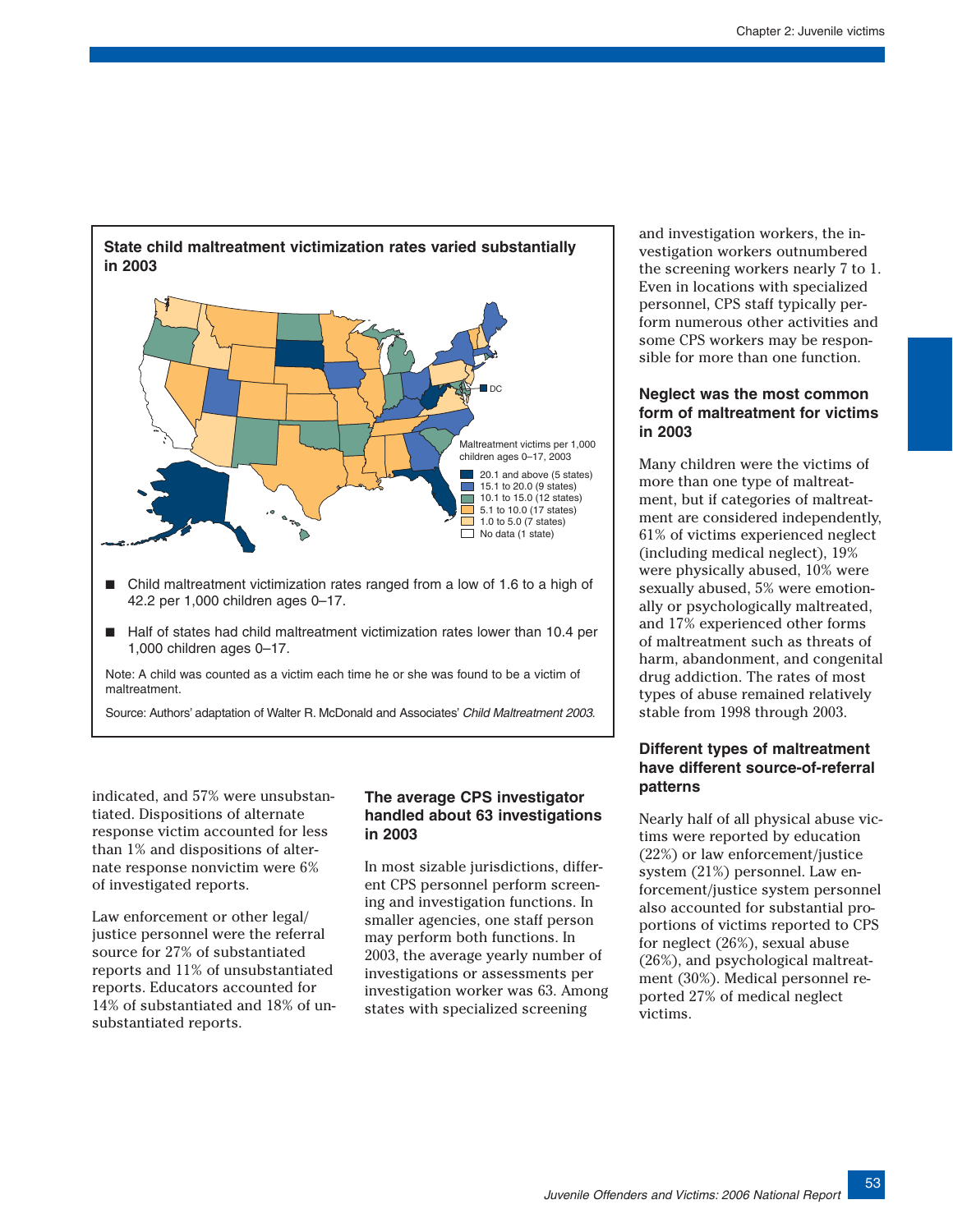### State child maltreatment victimization rates varied substantially in 2003

Maltreatment victims per 1,000 children ages 0–17, 2003

- 20.1 and above (5 states)
- 15.1 to 20.0 (9 states)
- 10.1 to 15.0 (12 states)
- 5.1 to 10.0 (17 states)
- 1.0 to 5.0 (7 states)
- No data (1 state)

DC

- Child maltreatment victimization rates ranged from a low of 1.6 to a high of 42.2 per 1,000 children ages 0–17.
- Half of states had child maltreatment victimization rates lower than 10.4 per 1,000 children ages 0–17.

Note: A child was counted as a victim each time he or she was found to be a victim of maltreatment.

Source: Authors' adaptation of Walter R. McDonald and Associates' *Child Maltreatment 2003*.

indicated, and 57% were unsubstantiated. Dispositions of alternate response victim accounted for less than 1% and dispositions of alternate response nonvictim were 6% of investigated reports.

Law enforcement or other legal/justice personnel were the referral source for 27% of substantiated reports and 11% of unsubstantiated reports. Educators accounted for 14% of substantiated and 18% of unsubstantiated reports.

### The average CPS investigator handled about 63 investigations in 2003

In most sizable jurisdictions, different CPS personnel perform screening and investigation functions. In smaller agencies, one staff person may perform both functions. In 2003, the average yearly number of investigations or assessments per investigation worker was 63. Among states with specialized screening and investigation workers, the investigation workers outnumbered the screening workers nearly 7 to 1. Even in locations with specialized personnel, CPS staff typically perform numerous other activities and some CPS workers may be responsible for more than one function.

### Neglect was the most common form of maltreatment for victims in 2003

Many children were the victims of more than one type of maltreatment, but if categories of maltreatment are considered independently, 61% of victims experienced neglect (including medical neglect), 19% were physically abused, 10% were sexually abused, 5% were emotionally or psychologically maltreated, and 17% experienced other forms of maltreatment such as threats of harm, abandonment, and congenital drug addiction. The rates of most types of abuse remained relatively stable from 1998 through 2003.

### Different types of maltreatment have different source-of-referral patterns

Nearly half of all physical abuse victims were reported by education (22%) or law enforcement/justice system (21%) personnel. Law enforcement/justice system personnel also accounted for substantial proportions of victims reported to CPS for neglect (26%), sexual abuse (26%), and psychological maltreatment (30%). Medical personnel reported 27% of medical neglect victims.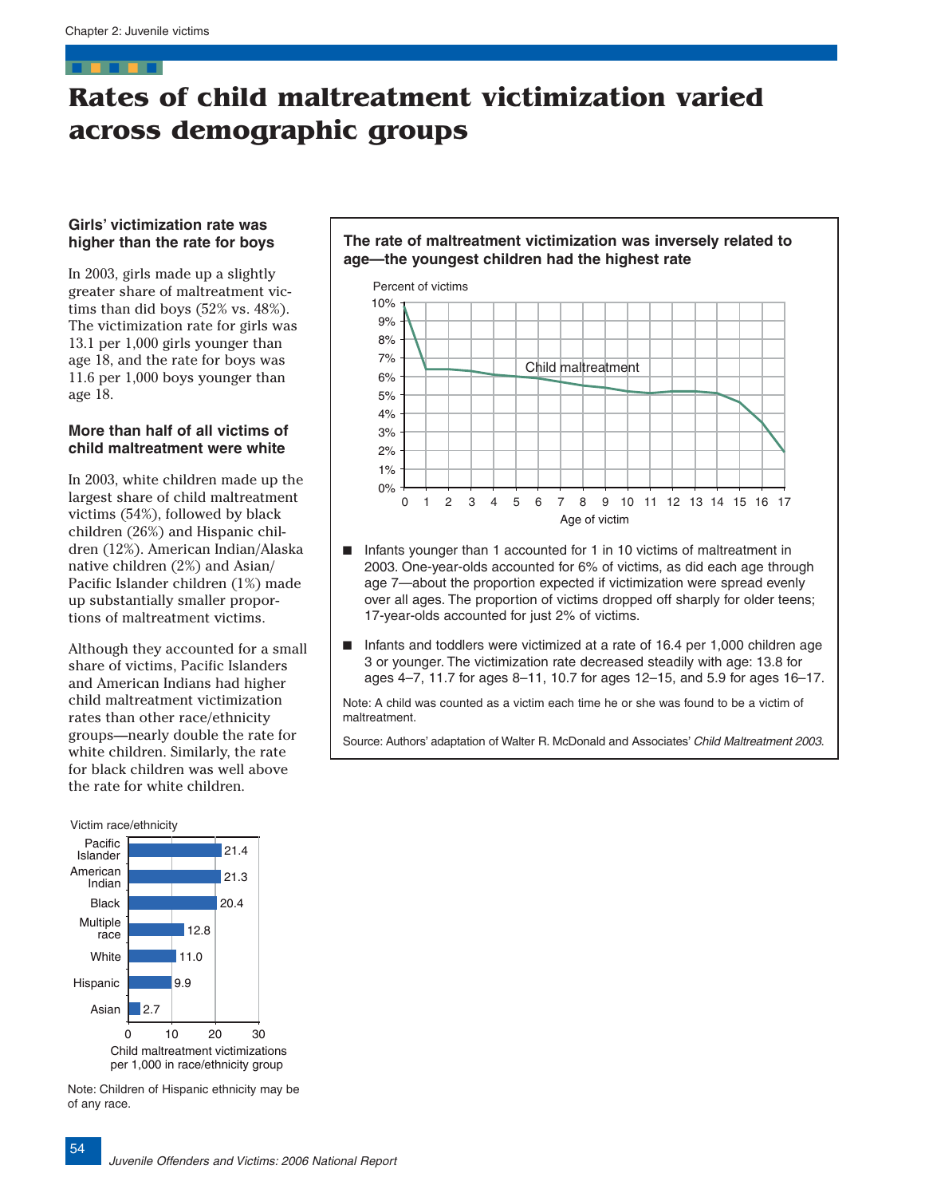# Rates of child maltreatment victimization varied across demographic groups

### Girls' victimization rate was higher than the rate for boys

In 2003, girls made up a slightly greater share of maltreatment victims than did boys (52% vs. 48%). The victimization rate for girls was 13.1 per 1,000 girls younger than age 18, and the rate for boys was 11.6 per 1,000 boys younger than age 18.

### More than half of all victims of child maltreatment were white

In 2003, white children made up the largest share of child maltreatment victims (54%), followed by black children (26%) and Hispanic children (12%). American Indian/Alaska native children (2%) and Asian/Pacific Islander children (1%) made up substantially smaller proportions of maltreatment victims.

Although they accounted for a small share of victims, Pacific Islanders and American Indians had higher child maltreatment victimization rates than other race/ethnicity groups—nearly double the rate for white children. Similarly, the rate for black children was well above the rate for white children.

| Victim race/ethnicity | Child maltreatment victimizations per 1,000 in race/ethnicity group |
|---|---|
| Pacific Islander | 21.4 |
| American Indian | 21.3 |
| Black | 20.4 |
| Multiple race | 12.8 |
| White | 11.0 |
| Hispanic | 9.9 |
| Asian | 2.7 |

Note: Children of Hispanic ethnicity may be of any race.

### The rate of maltreatment victimization was inversely related to age—the youngest children had the highest rate

Percent of victims — Child maltreatment, by age of victim (0–17)

- Infants younger than 1 accounted for 1 in 10 victims of maltreatment in 2003. One-year-olds accounted for 6% of victims, as did each age through age 7—about the proportion expected if victimization were spread evenly over all ages. The proportion of victims dropped off sharply for older teens; 17-year-olds accounted for just 2% of victims.
- Infants and toddlers were victimized at a rate of 16.4 per 1,000 children age 3 or younger. The victimization rate decreased steadily with age: 13.8 for ages 4–7, 11.7 for ages 8–11, 10.7 for ages 12–15, and 5.9 for ages 16–17.

Note: A child was counted as a victim each time he or she was found to be a victim of maltreatment.

Source: Authors' adaptation of Walter R. McDonald and Associates' *Child Maltreatment 2003*.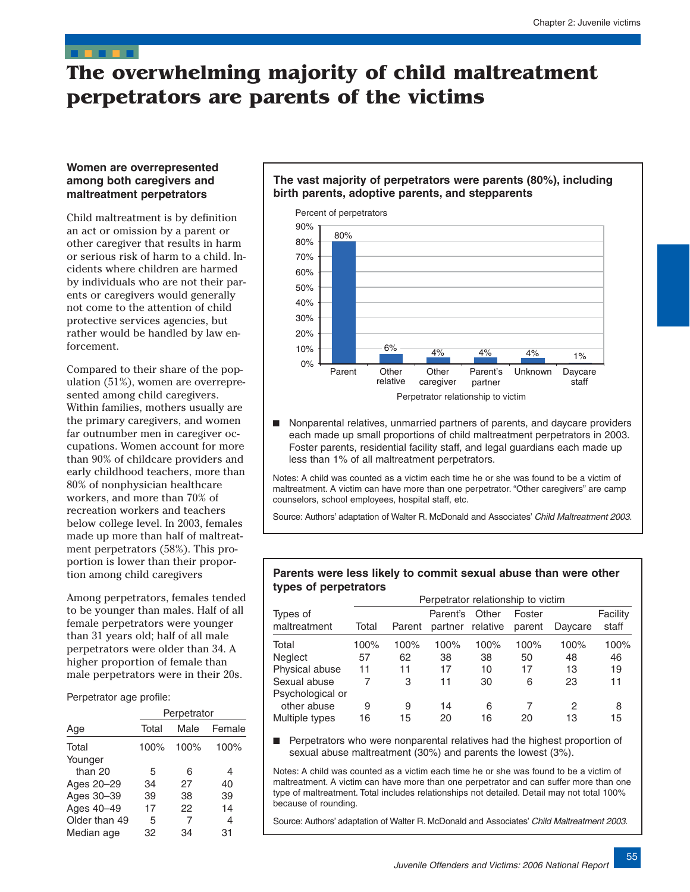# The overwhelming majority of child maltreatment perpetrators are parents of the victims

### Women are overrepresented among both caregivers and maltreatment perpetrators

Child maltreatment is by definition an act or omission by a parent or other caregiver that results in harm or serious risk of harm to a child. Incidents where children are harmed by individuals who are not their parents or caregivers would generally not come to the attention of child protective services agencies, but rather would be handled by law enforcement.

Compared to their share of the population (51%), women are overrepresented among child caregivers. Within families, mothers usually are the primary caregivers, and women far outnumber men in caregiver occupations. Women account for more than 90% of childcare providers and early childhood teachers, more than 80% of nonphysician healthcare workers, and more than 70% of recreation workers and teachers below college level. In 2003, females made up more than half of maltreatment perpetrators (58%). This proportion is lower than their proportion among child caregivers

Among perpetrators, females tended to be younger than males. Half of all female perpetrators were younger than 31 years old; half of all male perpetrators were older than 34. A higher proportion of female than male perpetrators were in their 20s.

Perpetrator age profile:

| Age | Perpetrator Total | Male | Female |
|---|---|---|---|
| Total | 100% | 100% | 100% |
| Younger than 20 | 5 | 6 | 4 |
| Ages 20–29 | 34 | 27 | 40 |
| Ages 30–39 | 39 | 38 | 39 |
| Ages 40–49 | 17 | 22 | 14 |
| Older than 49 | 5 | 7 | 4 |
| Median age | 32 | 34 | 31 |

### The vast majority of perpetrators were parents (80%), including birth parents, adoptive parents, and stepparents

Percent of perpetrators

| Perpetrator relationship to victim | Percent |
|---|---|
| Parent | 80% |
| Other relative | 6% |
| Other caregiver | 4% |
| Parent's partner | 4% |
| Unknown | 4% |
| Daycare staff | 1% |

- Nonparental relatives, unmarried partners of parents, and daycare providers each made up small proportions of child maltreatment perpetrators in 2003. Foster parents, residential facility staff, and legal guardians each made up less than 1% of all maltreatment perpetrators.

Notes: A child was counted as a victim each time he or she was found to be a victim of maltreatment. A victim can have more than one perpetrator. "Other caregivers" are camp counselors, school employees, hospital staff, etc.

Source: Authors' adaptation of Walter R. McDonald and Associates' *Child Maltreatment 2003*.

### Parents were less likely to commit sexual abuse than were other types of perpetrators

| | Perpetrator relationship to victim | | | | | | |
|---|---|---|---|---|---|---|---|
| Types of maltreatment | Total | Parent | Parent's partner | Other relative | Foster parent | Daycare | Facility staff |
| Total | 100% | 100% | 100% | 100% | 100% | 100% | 100% |
| Neglect | 57 | 62 | 38 | 38 | 50 | 48 | 46 |
| Physical abuse | 11 | 11 | 17 | 10 | 17 | 13 | 19 |
| Sexual abuse | 7 | 3 | 11 | 30 | 6 | 23 | 11 |
| Psychological or other abuse | 9 | 9 | 14 | 6 | 7 | 2 | 8 |
| Multiple types | 16 | 15 | 20 | 16 | 20 | 13 | 15 |

- Perpetrators who were nonparental relatives had the highest proportion of sexual abuse maltreatment (30%) and parents the lowest (3%).

Notes: A child was counted as a victim each time he or she was found to be a victim of maltreatment. A victim can have more than one perpetrator and can suffer more than one type of maltreatment. Total includes relationships not detailed. Detail may not total 100% because of rounding.

Source: Authors' adaptation of Walter R. McDonald and Associates' *Child Maltreatment 2003*.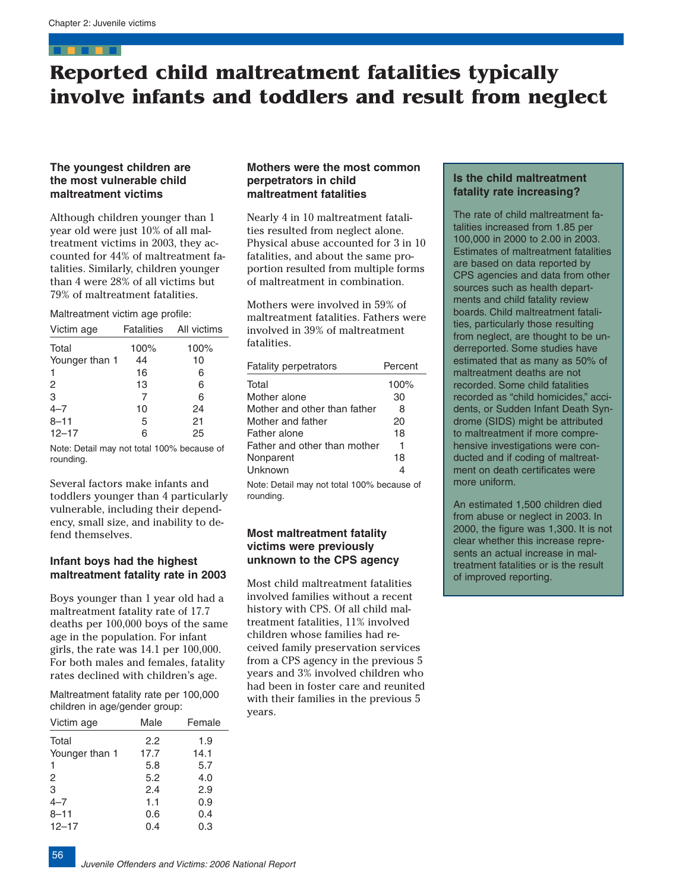# Reported child maltreatment fatalities typically involve infants and toddlers and result from neglect

### The youngest children are the most vulnerable child maltreatment victims

Although children younger than 1 year old were just 10% of all maltreatment victims in 2003, they accounted for 44% of maltreatment fatalities. Similarly, children younger than 4 were 28% of all victims but 79% of maltreatment fatalities.

Maltreatment victim age profile:

| Victim age | Fatalities | All victims |
|---|---|---|
| Total | 100% | 100% |
| Younger than 1 | 44 | 10 |
| 1 | 16 | 6 |
| 2 | 13 | 6 |
| 3 | 7 | 6 |
| 4–7 | 10 | 24 |
| 8–11 | 5 | 21 |
| 12–17 | 6 | 25 |

Note: Detail may not total 100% because of rounding.

Several factors make infants and toddlers younger than 4 particularly vulnerable, including their dependency, small size, and inability to defend themselves.

### Infant boys had the highest maltreatment fatality rate in 2003

Boys younger than 1 year old had a maltreatment fatality rate of 17.7 deaths per 100,000 boys of the same age in the population. For infant girls, the rate was 14.1 per 100,000. For both males and females, fatality rates declined with children's age.

Maltreatment fatality rate per 100,000 children in age/gender group:

| Victim age | Male | Female |
|---|---|---|
| Total | 2.2 | 1.9 |
| Younger than 1 | 17.7 | 14.1 |
| 1 | 5.8 | 5.7 |
| 2 | 5.2 | 4.0 |
| 3 | 2.4 | 2.9 |
| 4–7 | 1.1 | 0.9 |
| 8–11 | 0.6 | 0.4 |
| 12–17 | 0.4 | 0.3 |

### Mothers were the most common perpetrators in child maltreatment fatalities

Nearly 4 in 10 maltreatment fatalities resulted from neglect alone. Physical abuse accounted for 3 in 10 fatalities, and about the same proportion resulted from multiple forms of maltreatment in combination.

Mothers were involved in 59% of maltreatment fatalities. Fathers were involved in 39% of maltreatment fatalities.

| Fatality perpetrators | Percent |
|---|---|
| Total | 100% |
| Mother alone | 30 |
| Mother and other than father | 8 |
| Mother and father | 20 |
| Father alone | 18 |
| Father and other than mother | 1 |
| Nonparent | 18 |
| Unknown | 4 |

Note: Detail may not total 100% because of rounding.

### Most maltreatment fatality victims were previously unknown to the CPS agency

Most child maltreatment fatalities involved families without a recent history with CPS. Of all child maltreatment fatalities, 11% involved children whose families had received family preservation services from a CPS agency in the previous 5 years and 3% involved children who had been in foster care and reunited with their families in the previous 5 years.

### Is the child maltreatment fatality rate increasing?

The rate of child maltreatment fatalities increased from 1.85 per 100,000 in 2000 to 2.00 in 2003. Estimates of maltreatment fatalities are based on data reported by CPS agencies and data from other sources such as health departments and child fatality review boards. Child maltreatment fatalities, particularly those resulting from neglect, are thought to be underreported. Some studies have estimated that as many as 50% of maltreatment deaths are not recorded. Some child fatalities recorded as "child homicides," accidents, or Sudden Infant Death Syndrome (SIDS) might be attributed to maltreatment if more comprehensive investigations were conducted and if coding of maltreatment on death certificates were more uniform.

An estimated 1,500 children died from abuse or neglect in 2003. In 2000, the figure was 1,300. It is not clear whether this increase represents an actual increase in maltreatment fatalities or is the result of improved reporting.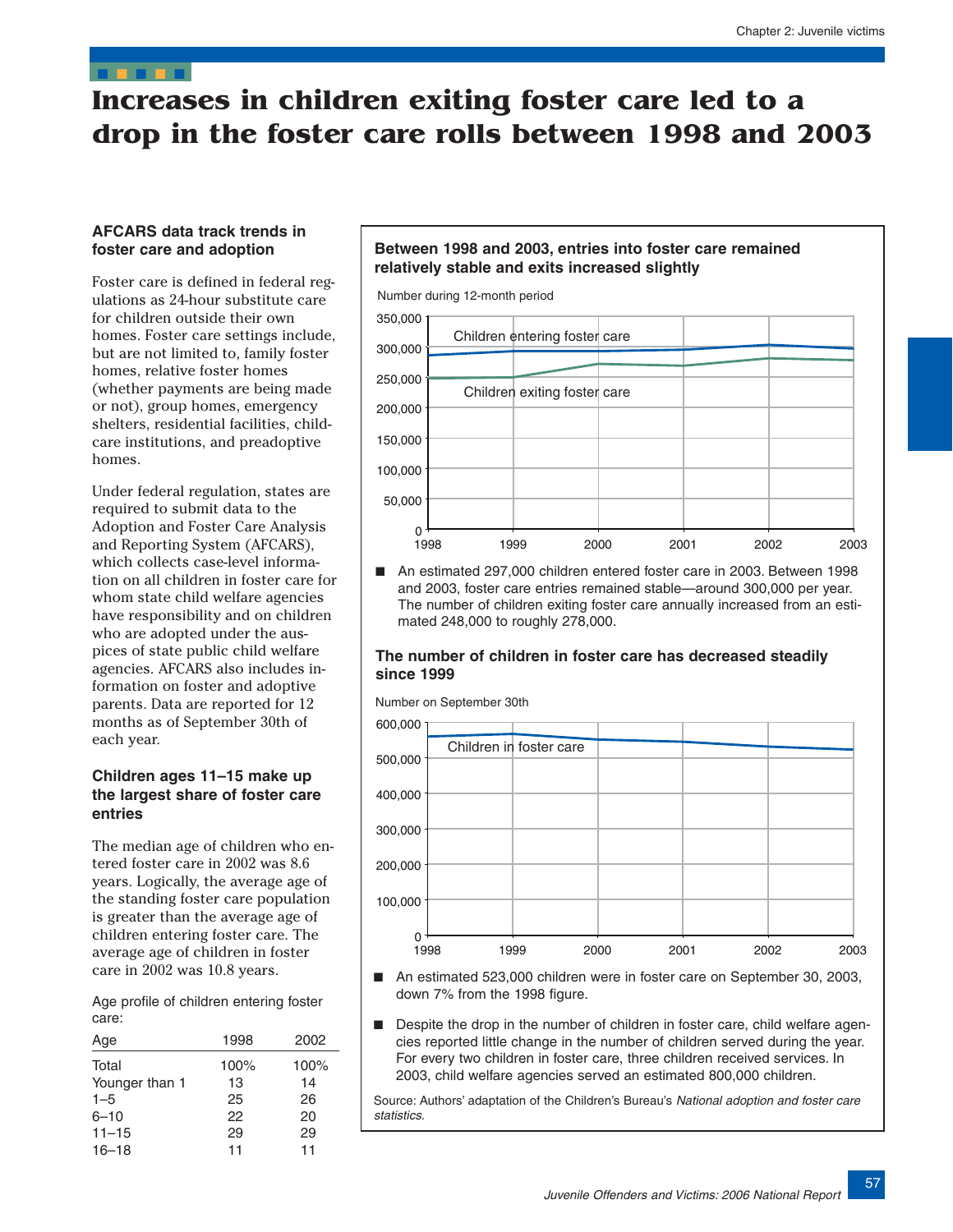# Increases in children exiting foster care led to a drop in the foster care rolls between 1998 and 2003

### AFCARS data track trends in foster care and adoption

Foster care is defined in federal regulations as 24-hour substitute care for children outside their own homes. Foster care settings include, but are not limited to, family foster homes, relative foster homes (whether payments are being made or not), group homes, emergency shelters, residential facilities, child-care institutions, and preadoptive homes.

Under federal regulation, states are required to submit data to the Adoption and Foster Care Analysis and Reporting System (AFCARS), which collects case-level information on all children in foster care for whom state child welfare agencies have responsibility and on children who are adopted under the auspices of state public child welfare agencies. AFCARS also includes information on foster and adoptive parents. Data are reported for 12 months as of September 30th of each year.

### Children ages 11–15 make up the largest share of foster care entries

The median age of children who entered foster care in 2002 was 8.6 years. Logically, the average age of the standing foster care population is greater than the average age of children entering foster care. The average age of children in foster care in 2002 was 10.8 years.

Age profile of children entering foster care:

| Age | 1998 | 2002 |
|---|---|---|
| Total | 100% | 100% |
| Younger than 1 | 13 | 14 |
| 1–5 | 25 | 26 |
| 6–10 | 22 | 20 |
| 11–15 | 29 | 29 |
| 16–18 | 11 | 11 |

**Between 1998 and 2003, entries into foster care remained relatively stable and exits increased slightly**

Number during 12-month period

- An estimated 297,000 children entered foster care in 2003. Between 1998 and 2003, foster care entries remained stable—around 300,000 per year. The number of children exiting foster care annually increased from an estimated 248,000 to roughly 278,000.

**The number of children in foster care has decreased steadily since 1999**

Number on September 30th

- An estimated 523,000 children were in foster care on September 30, 2003, down 7% from the 1998 figure.
- Despite the drop in the number of children in foster care, child welfare agencies reported little change in the number of children served during the year. For every two children in foster care, three children received services. In 2003, child welfare agencies served an estimated 800,000 children.

Source: Authors' adaptation of the Children's Bureau's *National adoption and foster care statistics*.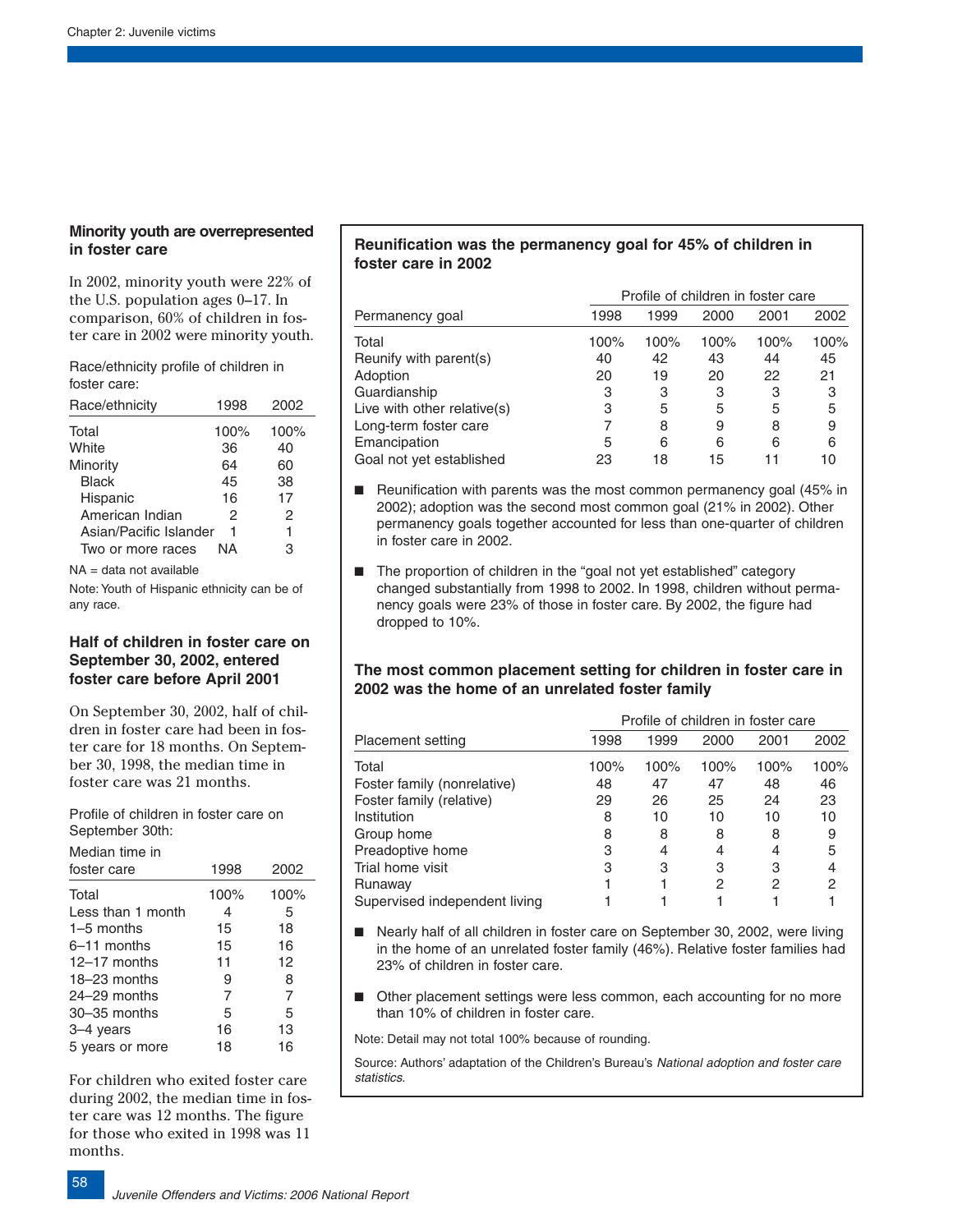## Minority youth are overrepresented in foster care

In 2002, minority youth were 22% of the U.S. population ages 0–17. In comparison, 60% of children in foster care in 2002 were minority youth.

Race/ethnicity profile of children in foster care:

| Race/ethnicity | 1998 | 2002 |
|---|---|---|
| Total | 100% | 100% |
| White | 36 | 40 |
| Minority | 64 | 60 |
| Black | 45 | 38 |
| Hispanic | 16 | 17 |
| American Indian | 2 | 2 |
| Asian/Pacific Islander | 1 | 1 |
| Two or more races | NA | 3 |

NA = data not available

Note: Youth of Hispanic ethnicity can be of any race.

## Half of children in foster care on September 30, 2002, entered foster care before April 2001

On September 30, 2002, half of children in foster care had been in foster care for 18 months. On September 30, 1998, the median time in foster care was 21 months.

Profile of children in foster care on September 30th:

| Median time in foster care | 1998 | 2002 |
|---|---|---|
| Total | 100% | 100% |
| Less than 1 month | 4 | 5 |
| 1–5 months | 15 | 18 |
| 6–11 months | 15 | 16 |
| 12–17 months | 11 | 12 |
| 18–23 months | 9 | 8 |
| 24–29 months | 7 | 7 |
| 30–35 months | 5 | 5 |
| 3–4 years | 16 | 13 |
| 5 years or more | 18 | 16 |

For children who exited foster care during 2002, the median time in foster care was 12 months. The figure for those who exited in 1998 was 11 months.

### Reunification was the permanency goal for 45% of children in foster care in 2002

| | Profile of children in foster care | | | | |
|---|---|---|---|---|---|
| Permanency goal | 1998 | 1999 | 2000 | 2001 | 2002 |
| Total | 100% | 100% | 100% | 100% | 100% |
| Reunify with parent(s) | 40 | 42 | 43 | 44 | 45 |
| Adoption | 20 | 19 | 20 | 22 | 21 |
| Guardianship | 3 | 3 | 3 | 3 | 3 |
| Live with other relative(s) | 3 | 5 | 5 | 5 | 5 |
| Long-term foster care | 7 | 8 | 9 | 8 | 9 |
| Emancipation | 5 | 6 | 6 | 6 | 6 |
| Goal not yet established | 23 | 18 | 15 | 11 | 10 |

- Reunification with parents was the most common permanency goal (45% in 2002); adoption was the second most common goal (21% in 2002). Other permanency goals together accounted for less than one-quarter of children in foster care in 2002.
- The proportion of children in the "goal not yet established" category changed substantially from 1998 to 2002. In 1998, children without permanency goals were 23% of those in foster care. By 2002, the figure had dropped to 10%.

### The most common placement setting for children in foster care in 2002 was the home of an unrelated foster family

| | Profile of children in foster care | | | | |
|---|---|---|---|---|---|
| Placement setting | 1998 | 1999 | 2000 | 2001 | 2002 |
| Total | 100% | 100% | 100% | 100% | 100% |
| Foster family (nonrelative) | 48 | 47 | 47 | 48 | 46 |
| Foster family (relative) | 29 | 26 | 25 | 24 | 23 |
| Institution | 8 | 10 | 10 | 10 | 10 |
| Group home | 8 | 8 | 8 | 8 | 9 |
| Preadoptive home | 3 | 4 | 4 | 4 | 5 |
| Trial home visit | 3 | 3 | 3 | 3 | 4 |
| Runaway | 1 | 1 | 2 | 2 | 2 |
| Supervised independent living | 1 | 1 | 1 | 1 | 1 |

- Nearly half of all children in foster care on September 30, 2002, were living in the home of an unrelated foster family (46%). Relative foster families had 23% of children in foster care.
- Other placement settings were less common, each accounting for no more than 10% of children in foster care.

Note: Detail may not total 100% because of rounding.

Source: Authors' adaptation of the Children's Bureau's *National adoption and foster care statistics*.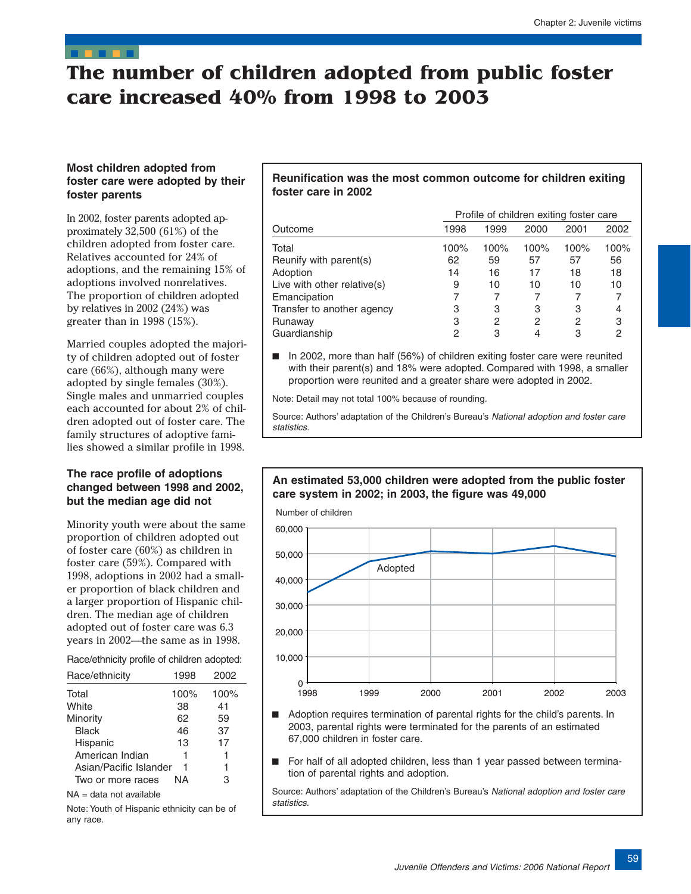# The number of children adopted from public foster care increased 40% from 1998 to 2003

### Most children adopted from foster care were adopted by their foster parents

In 2002, foster parents adopted approximately 32,500 (61%) of the children adopted from foster care. Relatives accounted for 24% of adoptions, and the remaining 15% of adoptions involved nonrelatives. The proportion of children adopted by relatives in 2002 (24%) was greater than in 1998 (15%).

Married couples adopted the majority of children adopted out of foster care (66%), although many were adopted by single females (30%). Single males and unmarried couples each accounted for about 2% of children adopted out of foster care. The family structures of adoptive families showed a similar profile in 1998.

### The race profile of adoptions changed between 1998 and 2002, but the median age did not

Minority youth were about the same proportion of children adopted out of foster care (60%) as children in foster care (59%). Compared with 1998, adoptions in 2002 had a smaller proportion of black children and a larger proportion of Hispanic children. The median age of children adopted out of foster care was 6.3 years in 2002—the same as in 1998.

Race/ethnicity profile of children adopted:

| Race/ethnicity | 1998 | 2002 |
|---|---|---|
| Total | 100% | 100% |
| White | 38 | 41 |
| Minority | 62 | 59 |
| Black | 46 | 37 |
| Hispanic | 13 | 17 |
| American Indian | 1 | 1 |
| Asian/Pacific Islander | 1 | 1 |
| Two or more races | NA | 3 |

NA = data not available

Note: Youth of Hispanic ethnicity can be of any race.

### Reunification was the most common outcome for children exiting foster care in 2002

| Outcome | Profile of children exiting foster care | | | | |
|---|---|---|---|---|---|
| | 1998 | 1999 | 2000 | 2001 | 2002 |
| Total | 100% | 100% | 100% | 100% | 100% |
| Reunify with parent(s) | 62 | 59 | 57 | 57 | 56 |
| Adoption | 14 | 16 | 17 | 18 | 18 |
| Live with other relative(s) | 9 | 10 | 10 | 10 | 10 |
| Emancipation | 7 | 7 | 7 | 7 | 7 |
| Transfer to another agency | 3 | 3 | 3 | 3 | 4 |
| Runaway | 3 | 2 | 2 | 2 | 3 |
| Guardianship | 2 | 3 | 4 | 3 | 2 |

- In 2002, more than half (56%) of children exiting foster care were reunited with their parent(s) and 18% were adopted. Compared with 1998, a smaller proportion were reunited and a greater share were adopted in 2002.

Note: Detail may not total 100% because of rounding.

Source: Authors' adaptation of the Children's Bureau's *National adoption and foster care statistics*.

### An estimated 53,000 children were adopted from the public foster care system in 2002; in 2003, the figure was 49,000

- Adoption requires termination of parental rights for the child's parents. In 2003, parental rights were terminated for the parents of an estimated 67,000 children in foster care.
- For half of all adopted children, less than 1 year passed between termination of parental rights and adoption.

Source: Authors' adaptation of the Children's Bureau's *National adoption and foster care statistics*.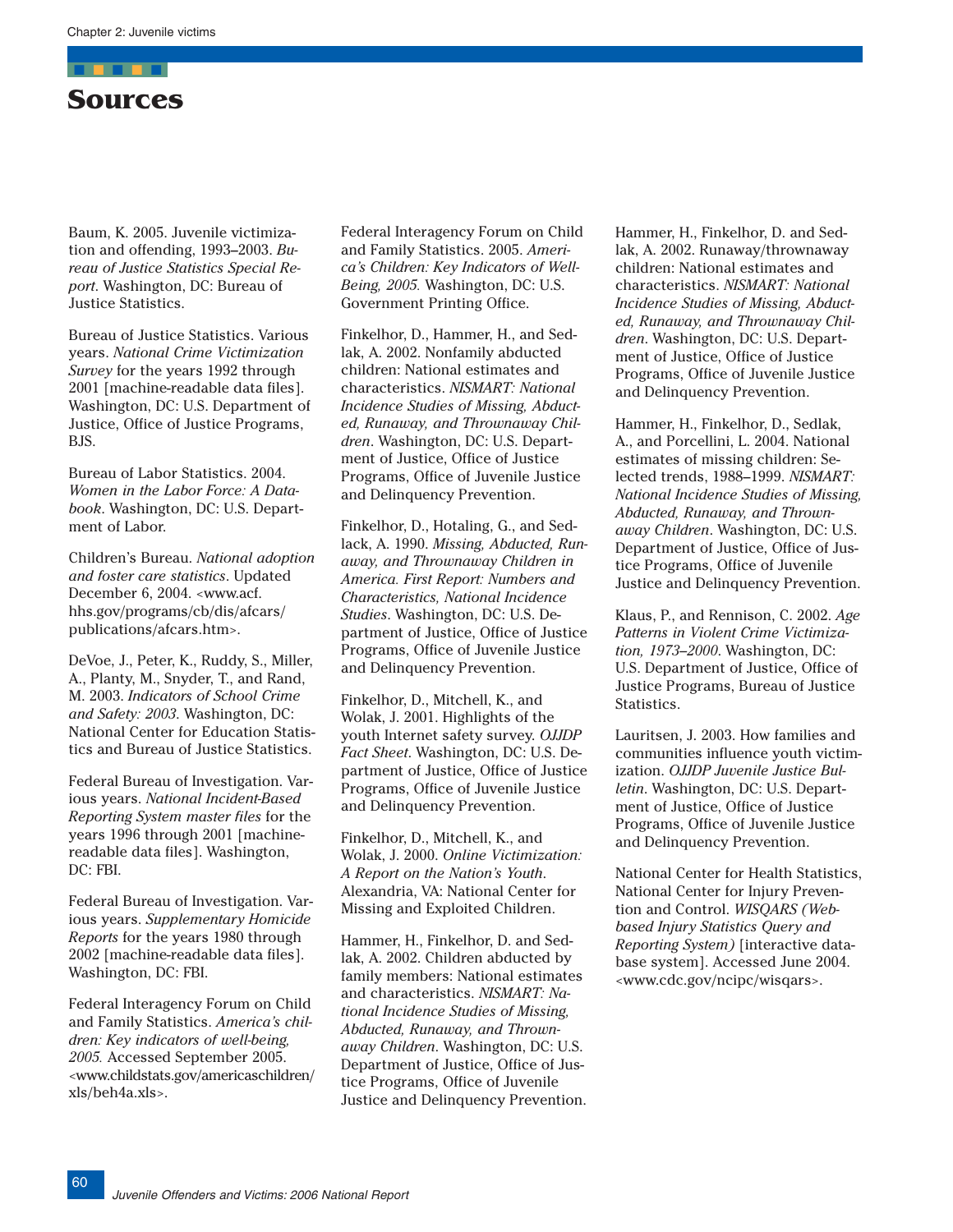# Sources

Baum, K. 2005. Juvenile victimization and offending, 1993–2003. *Bureau of Justice Statistics Special Report*. Washington, DC: Bureau of Justice Statistics.

Bureau of Justice Statistics. Various years. *National Crime Victimization Survey* for the years 1992 through 2001 [machine-readable data files]. Washington, DC: U.S. Department of Justice, Office of Justice Programs, BJS.

Bureau of Labor Statistics. 2004. *Women in the Labor Force: A Databook*. Washington, DC: U.S. Department of Labor.

Children's Bureau. *National adoption and foster care statistics*. Updated December 6, 2004. <www.acf.hhs.gov/programs/cb/dis/afcars/publications/afcars.htm>.

DeVoe, J., Peter, K., Ruddy, S., Miller, A., Planty, M., Snyder, T., and Rand, M. 2003. *Indicators of School Crime and Safety: 2003.* Washington, DC: National Center for Education Statistics and Bureau of Justice Statistics.

Federal Bureau of Investigation. Various years. *National Incident-Based Reporting System master files* for the years 1996 through 2001 [machine-readable data files]. Washington, DC: FBI.

Federal Bureau of Investigation. Various years. *Supplementary Homicide Reports* for the years 1980 through 2002 [machine-readable data files]. Washington, DC: FBI.

Federal Interagency Forum on Child and Family Statistics. *America's children: Key indicators of well-being, 2005.* Accessed September 2005. <www.childstats.gov/americaschildren/xls/beh4a.xls>.

Federal Interagency Forum on Child and Family Statistics. 2005. *America's Children: Key Indicators of Well-Being, 2005.* Washington, DC: U.S. Government Printing Office.

Finkelhor, D., Hammer, H., and Sedlak, A. 2002. Nonfamily abducted children: National estimates and characteristics. *NISMART: National Incidence Studies of Missing, Abducted, Runaway, and Thrownaway Children*. Washington, DC: U.S. Department of Justice, Office of Justice Programs, Office of Juvenile Justice and Delinquency Prevention.

Finkelhor, D., Hotaling, G., and Sedlack, A. 1990. *Missing, Abducted, Runaway, and Thrownaway Children in America. First Report: Numbers and Characteristics, National Incidence Studies*. Washington, DC: U.S. Department of Justice, Office of Justice Programs, Office of Juvenile Justice and Delinquency Prevention.

Finkelhor, D., Mitchell, K., and Wolak, J. 2001. Highlights of the youth Internet safety survey. *OJJDP Fact Sheet*. Washington, DC: U.S. Department of Justice, Office of Justice Programs, Office of Juvenile Justice and Delinquency Prevention.

Finkelhor, D., Mitchell, K., and Wolak, J. 2000. *Online Victimization: A Report on the Nation's Youth*. Alexandria, VA: National Center for Missing and Exploited Children.

Hammer, H., Finkelhor, D. and Sedlak, A. 2002. Children abducted by family members: National estimates and characteristics. *NISMART: National Incidence Studies of Missing, Abducted, Runaway, and Thrownaway Children*. Washington, DC: U.S. Department of Justice, Office of Justice Programs, Office of Juvenile Justice and Delinquency Prevention.

Hammer, H., Finkelhor, D. and Sedlak, A. 2002. Runaway/thrownaway children: National estimates and characteristics. *NISMART: National Incidence Studies of Missing, Abducted, Runaway, and Thrownaway Children*. Washington, DC: U.S. Department of Justice, Office of Justice Programs, Office of Juvenile Justice and Delinquency Prevention.

Hammer, H., Finkelhor, D., Sedlak, A., and Porcellini, L. 2004. National estimates of missing children: Selected trends, 1988–1999. *NISMART: National Incidence Studies of Missing, Abducted, Runaway, and Thrownaway Children*. Washington, DC: U.S. Department of Justice, Office of Justice Programs, Office of Juvenile Justice and Delinquency Prevention.

Klaus, P., and Rennison, C. 2002. *Age Patterns in Violent Crime Victimization, 1973–2000*. Washington, DC: U.S. Department of Justice, Office of Justice Programs, Bureau of Justice Statistics.

Lauritsen, J. 2003. How families and communities influence youth victimization. *OJJDP Juvenile Justice Bulletin*. Washington, DC: U.S. Department of Justice, Office of Justice Programs, Office of Juvenile Justice and Delinquency Prevention.

National Center for Health Statistics, National Center for Injury Prevention and Control. *WISQARS (Web-based Injury Statistics Query and Reporting System)* [interactive database system]. Accessed June 2004. <www.cdc.gov/ncipc/wisqars>.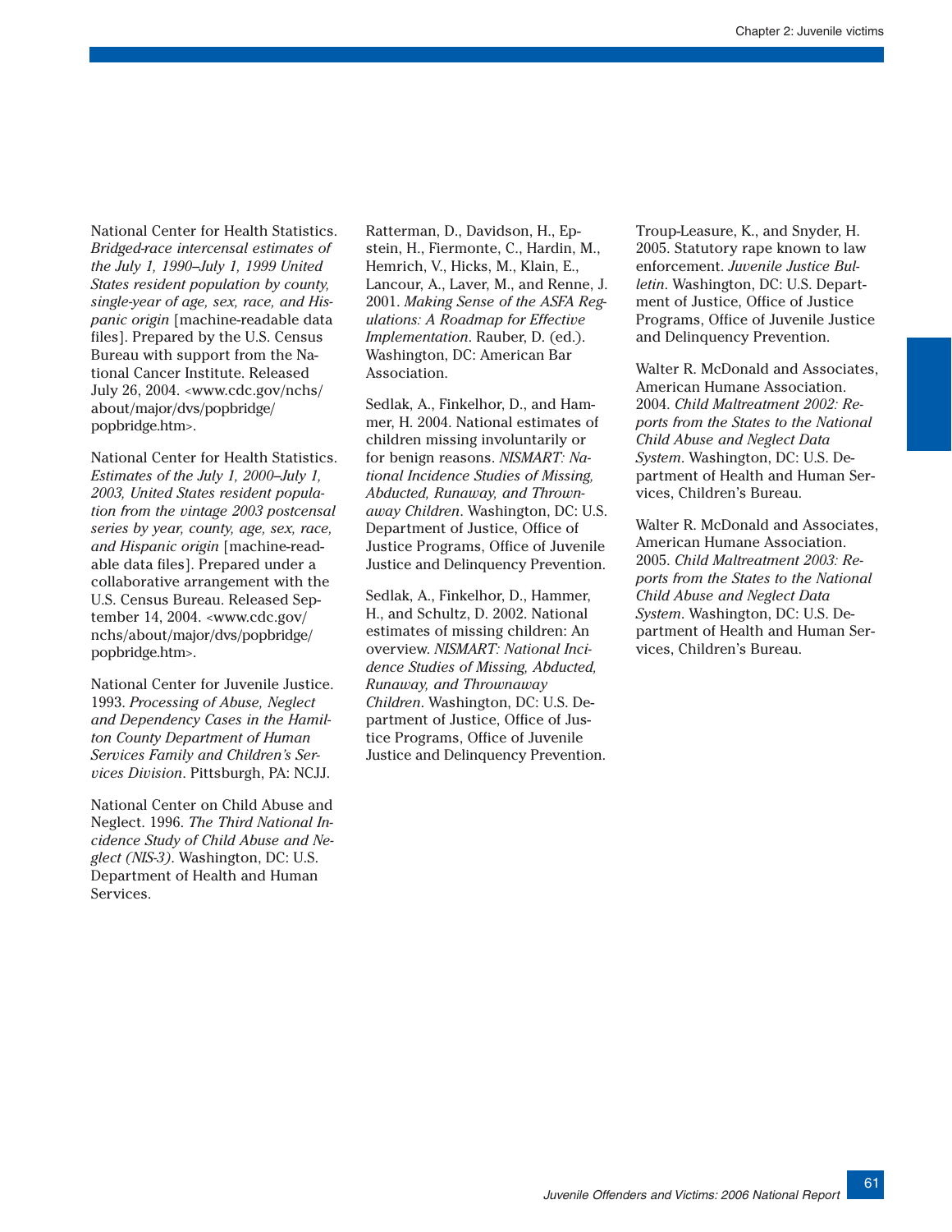National Center for Health Statistics. *Bridged-race intercensal estimates of the July 1, 1990–July 1, 1999 United States resident population by county, single-year of age, sex, race, and Hispanic origin* [machine-readable data files]. Prepared by the U.S. Census Bureau with support from the National Cancer Institute. Released July 26, 2004. <www.cdc.gov/nchs/about/major/dvs/popbridge/popbridge.htm>.

National Center for Health Statistics. *Estimates of the July 1, 2000–July 1, 2003, United States resident population from the vintage 2003 postcensal series by year, county, age, sex, race, and Hispanic origin* [machine-readable data files]. Prepared under a collaborative arrangement with the U.S. Census Bureau. Released September 14, 2004. <www.cdc.gov/nchs/about/major/dvs/popbridge/popbridge.htm>.

National Center for Juvenile Justice. 1993. *Processing of Abuse, Neglect and Dependency Cases in the Hamilton County Department of Human Services Family and Children's Services Division*. Pittsburgh, PA: NCJJ.

National Center on Child Abuse and Neglect. 1996. *The Third National Incidence Study of Child Abuse and Neglect (NIS-3)*. Washington, DC: U.S. Department of Health and Human Services.

Ratterman, D., Davidson, H., Epstein, H., Fiermonte, C., Hardin, M., Hemrich, V., Hicks, M., Klain, E., Lancour, A., Laver, M., and Renne, J. 2001. *Making Sense of the ASFA Regulations: A Roadmap for Effective Implementation*. Rauber, D. (ed.). Washington, DC: American Bar Association.

Sedlak, A., Finkelhor, D., and Hammer, H. 2004. National estimates of children missing involuntarily or for benign reasons. *NISMART: National Incidence Studies of Missing, Abducted, Runaway, and Thrownaway Children*. Washington, DC: U.S. Department of Justice, Office of Justice Programs, Office of Juvenile Justice and Delinquency Prevention.

Sedlak, A., Finkelhor, D., Hammer, H., and Schultz, D. 2002. National estimates of missing children: An overview. *NISMART: National Incidence Studies of Missing, Abducted, Runaway, and Thrownaway Children*. Washington, DC: U.S. Department of Justice, Office of Justice Programs, Office of Juvenile Justice and Delinquency Prevention.

Troup-Leasure, K., and Snyder, H. 2005. Statutory rape known to law enforcement. *Juvenile Justice Bulletin*. Washington, DC: U.S. Department of Justice, Office of Justice Programs, Office of Juvenile Justice and Delinquency Prevention.

Walter R. McDonald and Associates, American Humane Association. 2004. *Child Maltreatment 2002: Reports from the States to the National Child Abuse and Neglect Data System*. Washington, DC: U.S. Department of Health and Human Services, Children's Bureau.

Walter R. McDonald and Associates, American Humane Association. 2005. *Child Maltreatment 2003: Reports from the States to the National Child Abuse and Neglect Data System*. Washington, DC: U.S. Department of Health and Human Services, Children's Bureau.